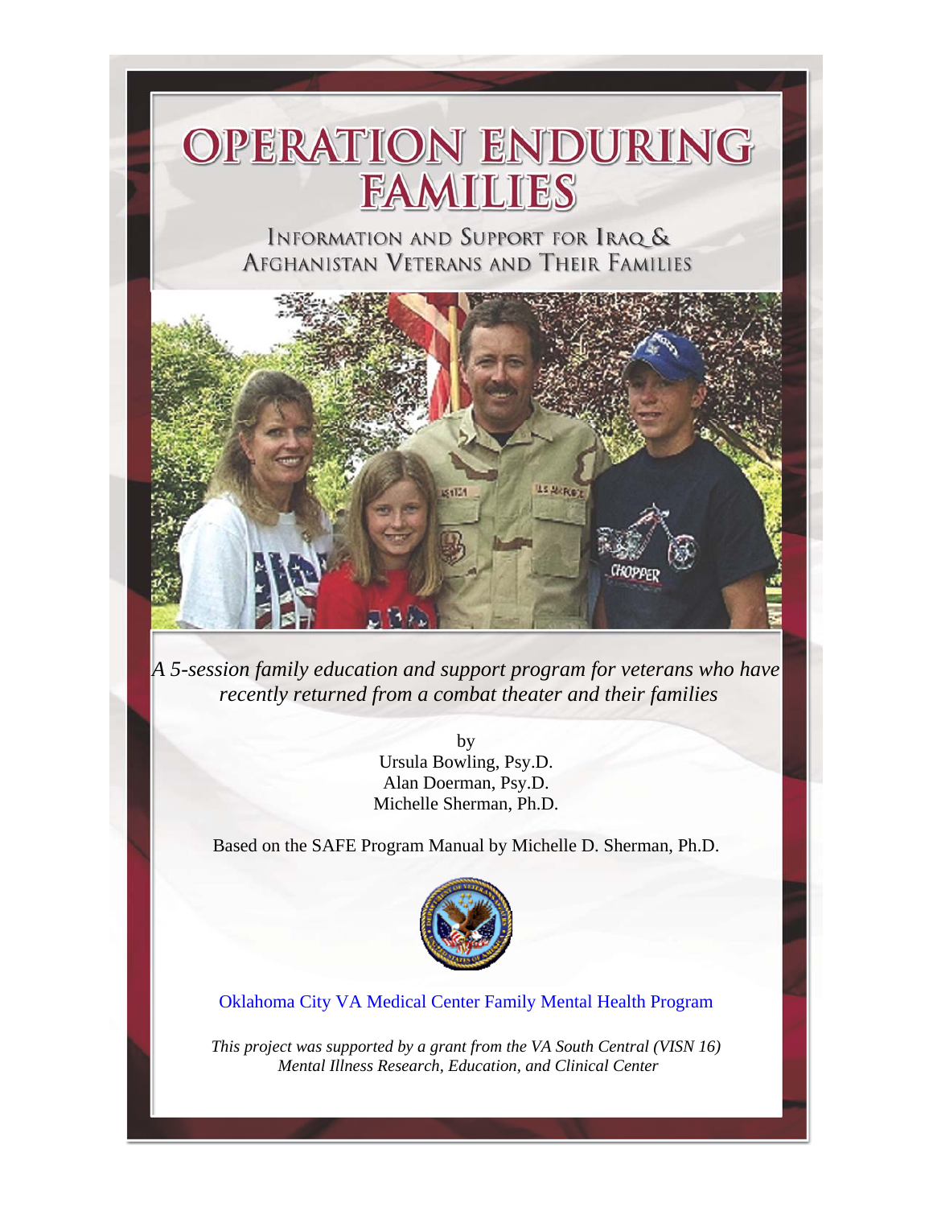# OPERATION ENDURING FAMILIES

## Information and Support for Iraq & Afghanistan Veterans and Their Families

*A 5-session family education and support program for veterans who have recently returned from a combat theater and their families*

by
Ursula Bowling, Psy.D.
Alan Doerman, Psy.D.
Michelle Sherman, Ph.D.

Based on the SAFE Program Manual by Michelle D. Sherman, Ph.D.

Oklahoma City VA Medical Center Family Mental Health Program

*This project was supported by a grant from the VA South Central (VISN 16) Mental Illness Research, Education, and Clinical Center*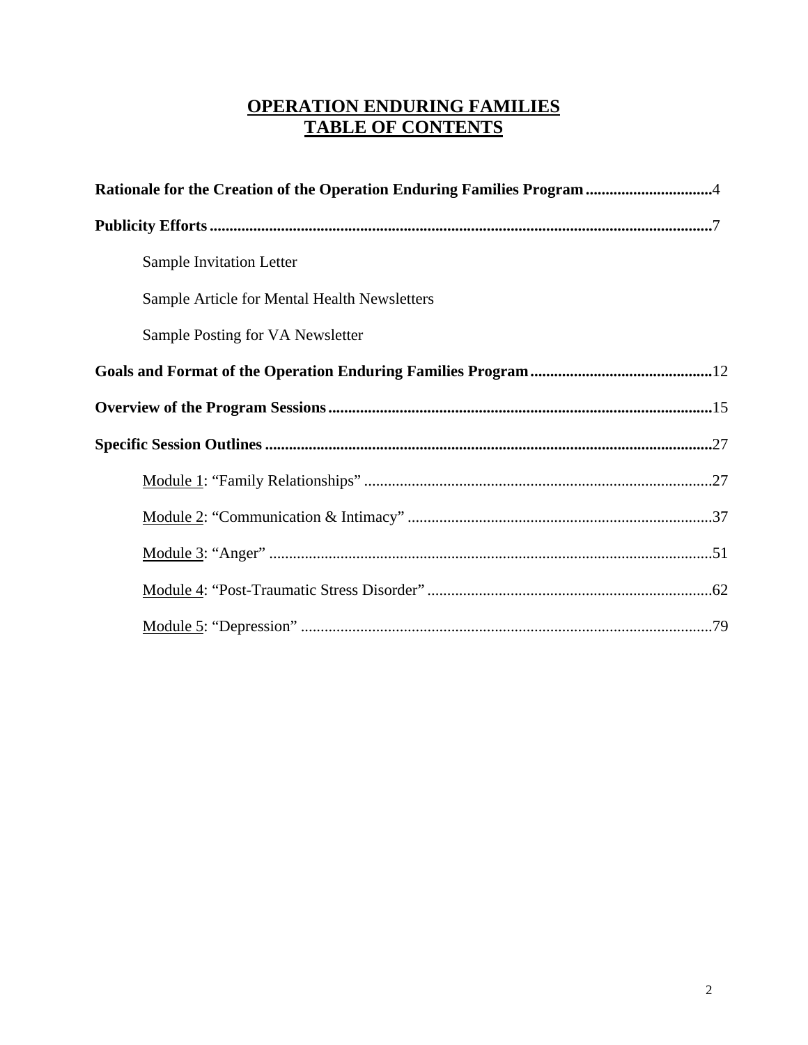# OPERATION ENDURING FAMILIES
# TABLE OF CONTENTS

**Rationale for the Creation of the Operation Enduring Families Program**................................4

**Publicity Efforts**.............................................................................................................................7

Sample Invitation Letter

Sample Article for Mental Health Newsletters

Sample Posting for VA Newsletter

**Goals and Format of the Operation Enduring Families Program**.............................................12

**Overview of the Program Sessions**................................................................................................15

**Specific Session Outlines**................................................................................................................27

Module 1: "Family Relationships" .......................................................................................27

Module 2: "Communication & Intimacy" ............................................................................37

Module 3: "Anger" ...............................................................................................................51

Module 4: "Post-Traumatic Stress Disorder" .......................................................................62

Module 5: "Depression" .......................................................................................................79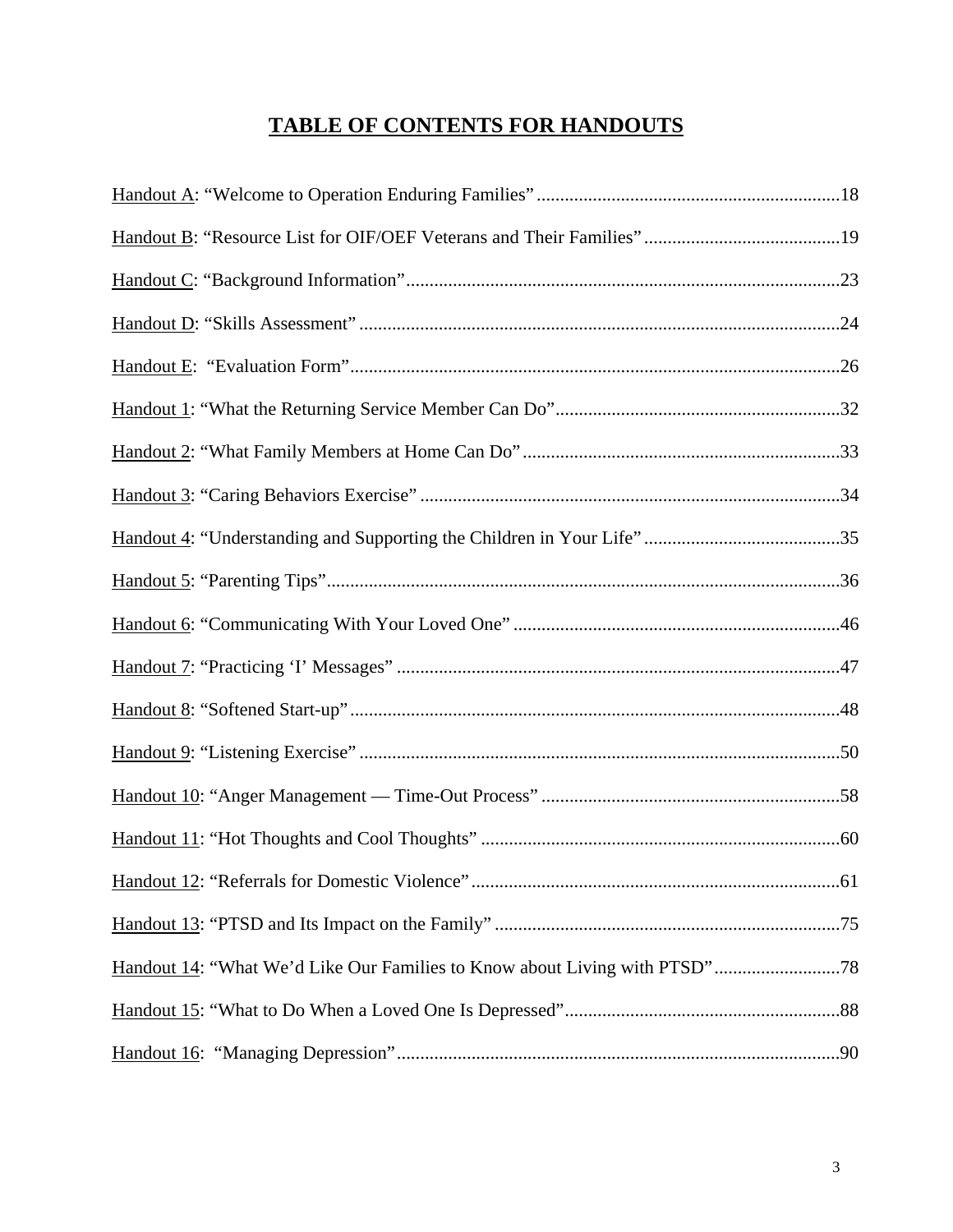# TABLE OF CONTENTS FOR HANDOUTS

Handout A: "Welcome to Operation Enduring Families" .......... 18

Handout B: "Resource List for OIF/OEF Veterans and Their Families" .......... 19

Handout C: "Background Information" .......... 23

Handout D: "Skills Assessment" .......... 24

Handout E: "Evaluation Form" .......... 26

Handout 1: "What the Returning Service Member Can Do" .......... 32

Handout 2: "What Family Members at Home Can Do" .......... 33

Handout 3: "Caring Behaviors Exercise" .......... 34

Handout 4: "Understanding and Supporting the Children in Your Life" .......... 35

Handout 5: "Parenting Tips" .......... 36

Handout 6: "Communicating With Your Loved One" .......... 46

Handout 7: "Practicing 'I' Messages" .......... 47

Handout 8: "Softened Start-up" .......... 48

Handout 9: "Listening Exercise" .......... 50

Handout 10: "Anger Management — Time-Out Process" .......... 58

Handout 11: "Hot Thoughts and Cool Thoughts" .......... 60

Handout 12: "Referrals for Domestic Violence" .......... 61

Handout 13: "PTSD and Its Impact on the Family" .......... 75

Handout 14: "What We'd Like Our Families to Know about Living with PTSD" .......... 78

Handout 15: "What to Do When a Loved One Is Depressed" .......... 88

Handout 16: "Managing Depression" .......... 90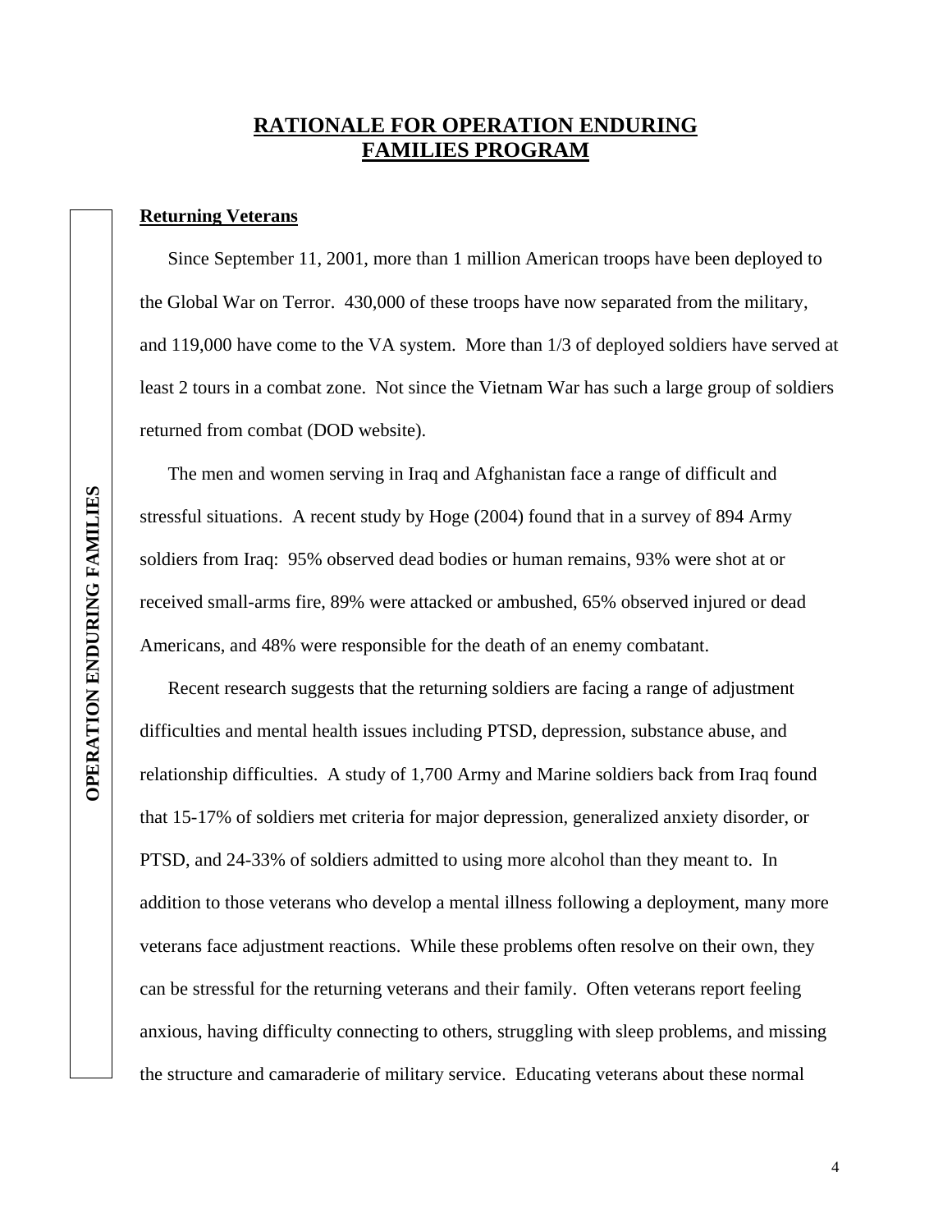# RATIONALE FOR OPERATION ENDURING FAMILIES PROGRAM

## Returning Veterans

Since September 11, 2001, more than 1 million American troops have been deployed to the Global War on Terror. 430,000 of these troops have now separated from the military, and 119,000 have come to the VA system. More than 1/3 of deployed soldiers have served at least 2 tours in a combat zone. Not since the Vietnam War has such a large group of soldiers returned from combat (DOD website).

The men and women serving in Iraq and Afghanistan face a range of difficult and stressful situations. A recent study by Hoge (2004) found that in a survey of 894 Army soldiers from Iraq: 95% observed dead bodies or human remains, 93% were shot at or received small-arms fire, 89% were attacked or ambushed, 65% observed injured or dead Americans, and 48% were responsible for the death of an enemy combatant.

Recent research suggests that the returning soldiers are facing a range of adjustment difficulties and mental health issues including PTSD, depression, substance abuse, and relationship difficulties. A study of 1,700 Army and Marine soldiers back from Iraq found that 15-17% of soldiers met criteria for major depression, generalized anxiety disorder, or PTSD, and 24-33% of soldiers admitted to using more alcohol than they meant to. In addition to those veterans who develop a mental illness following a deployment, many more veterans face adjustment reactions. While these problems often resolve on their own, they can be stressful for the returning veterans and their family. Often veterans report feeling anxious, having difficulty connecting to others, struggling with sleep problems, and missing the structure and camaraderie of military service. Educating veterans about these normal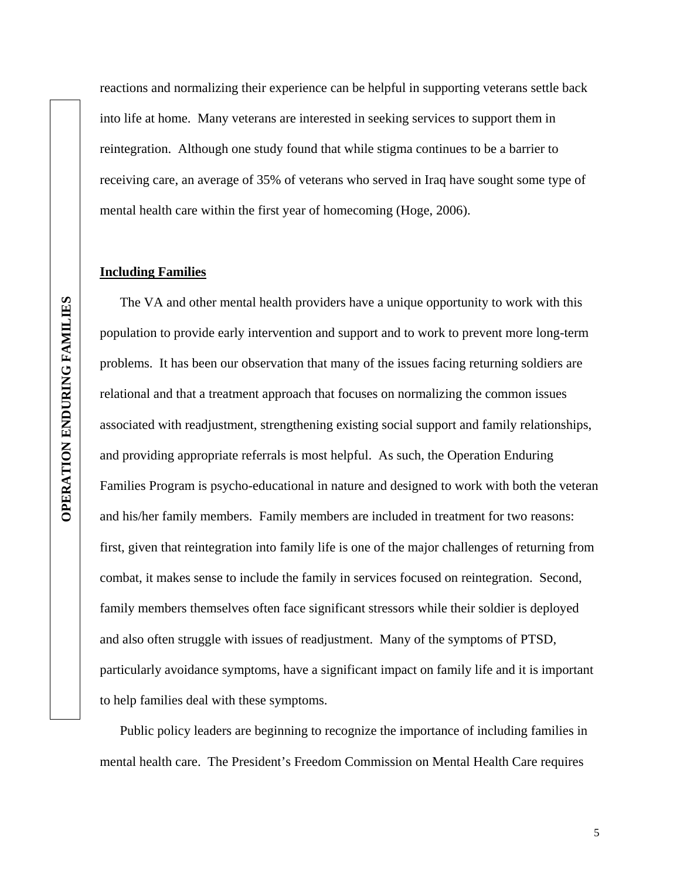reactions and normalizing their experience can be helpful in supporting veterans settle back into life at home. Many veterans are interested in seeking services to support them in reintegration. Although one study found that while stigma continues to be a barrier to receiving care, an average of 35% of veterans who served in Iraq have sought some type of mental health care within the first year of homecoming (Hoge, 2006).

**Including Families**

The VA and other mental health providers have a unique opportunity to work with this population to provide early intervention and support and to work to prevent more long-term problems. It has been our observation that many of the issues facing returning soldiers are relational and that a treatment approach that focuses on normalizing the common issues associated with readjustment, strengthening existing social support and family relationships, and providing appropriate referrals is most helpful. As such, the Operation Enduring Families Program is psycho-educational in nature and designed to work with both the veteran and his/her family members. Family members are included in treatment for two reasons: first, given that reintegration into family life is one of the major challenges of returning from combat, it makes sense to include the family in services focused on reintegration. Second, family members themselves often face significant stressors while their soldier is deployed and also often struggle with issues of readjustment. Many of the symptoms of PTSD, particularly avoidance symptoms, have a significant impact on family life and it is important to help families deal with these symptoms.

Public policy leaders are beginning to recognize the importance of including families in mental health care. The President's Freedom Commission on Mental Health Care requires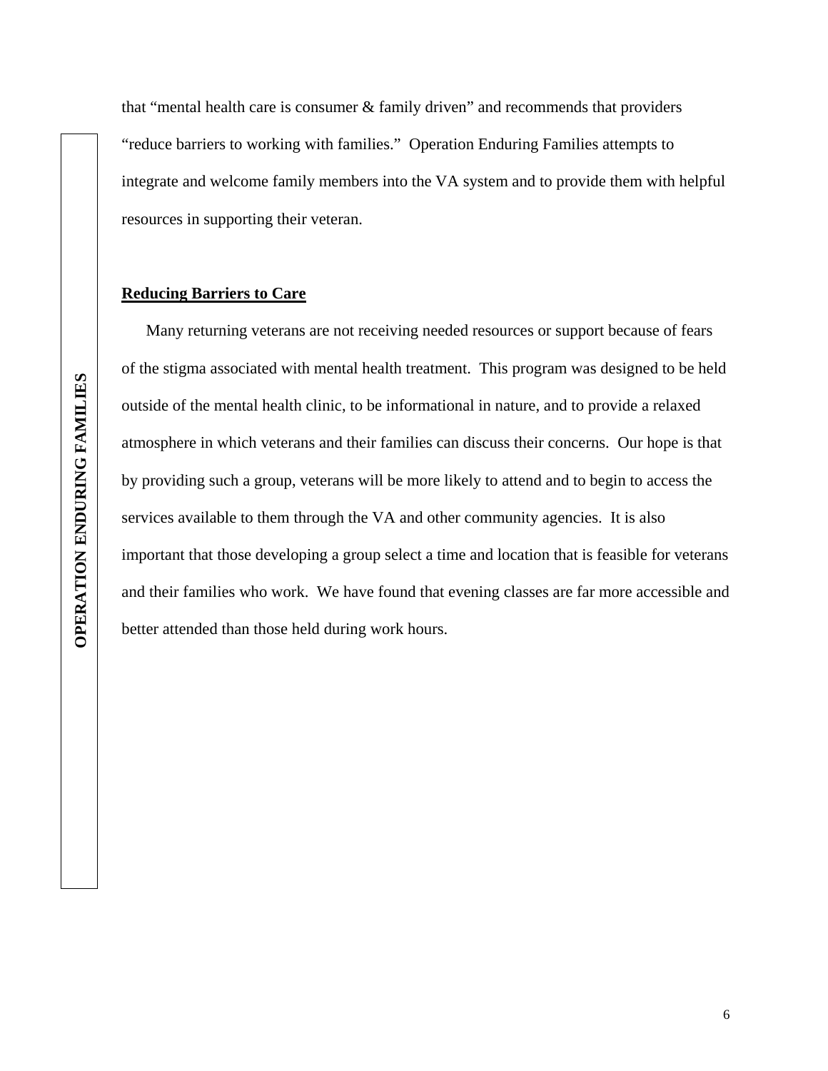that "mental health care is consumer & family driven" and recommends that providers "reduce barriers to working with families." Operation Enduring Families attempts to integrate and welcome family members into the VA system and to provide them with helpful resources in supporting their veteran.

## Reducing Barriers to Care

Many returning veterans are not receiving needed resources or support because of fears of the stigma associated with mental health treatment. This program was designed to be held outside of the mental health clinic, to be informational in nature, and to provide a relaxed atmosphere in which veterans and their families can discuss their concerns. Our hope is that by providing such a group, veterans will be more likely to attend and to begin to access the services available to them through the VA and other community agencies. It is also important that those developing a group select a time and location that is feasible for veterans and their families who work. We have found that evening classes are far more accessible and better attended than those held during work hours.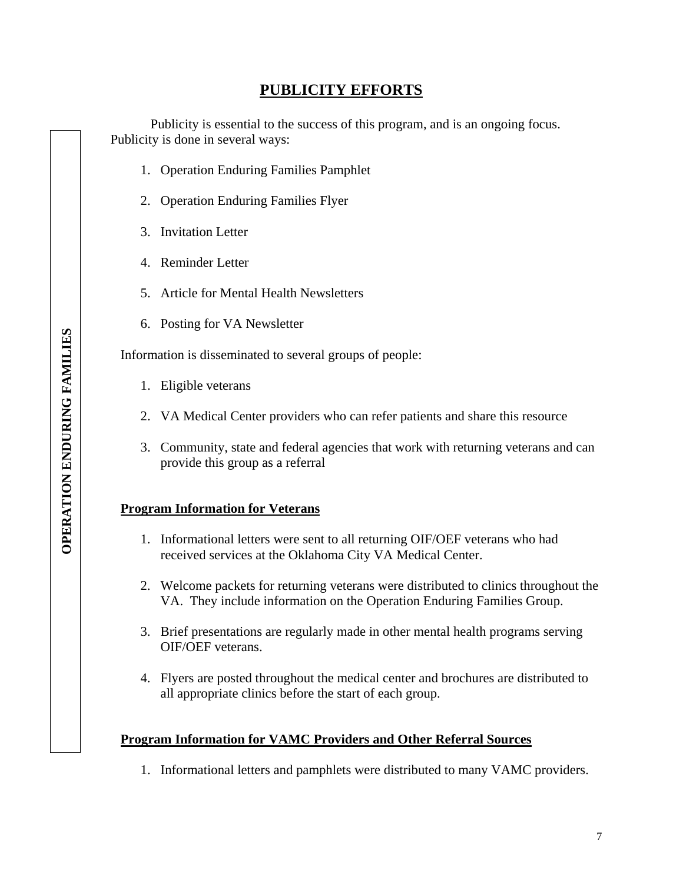# PUBLICITY EFFORTS

Publicity is essential to the success of this program, and is an ongoing focus. Publicity is done in several ways:

1. Operation Enduring Families Pamphlet
2. Operation Enduring Families Flyer
3. Invitation Letter
4. Reminder Letter
5. Article for Mental Health Newsletters
6. Posting for VA Newsletter

Information is disseminated to several groups of people:

1. Eligible veterans
2. VA Medical Center providers who can refer patients and share this resource
3. Community, state and federal agencies that work with returning veterans and can provide this group as a referral

## Program Information for Veterans

1. Informational letters were sent to all returning OIF/OEF veterans who had received services at the Oklahoma City VA Medical Center.
2. Welcome packets for returning veterans were distributed to clinics throughout the VA. They include information on the Operation Enduring Families Group.
3. Brief presentations are regularly made in other mental health programs serving OIF/OEF veterans.
4. Flyers are posted throughout the medical center and brochures are distributed to all appropriate clinics before the start of each group.

## Program Information for VAMC Providers and Other Referral Sources

1. Informational letters and pamphlets were distributed to many VAMC providers.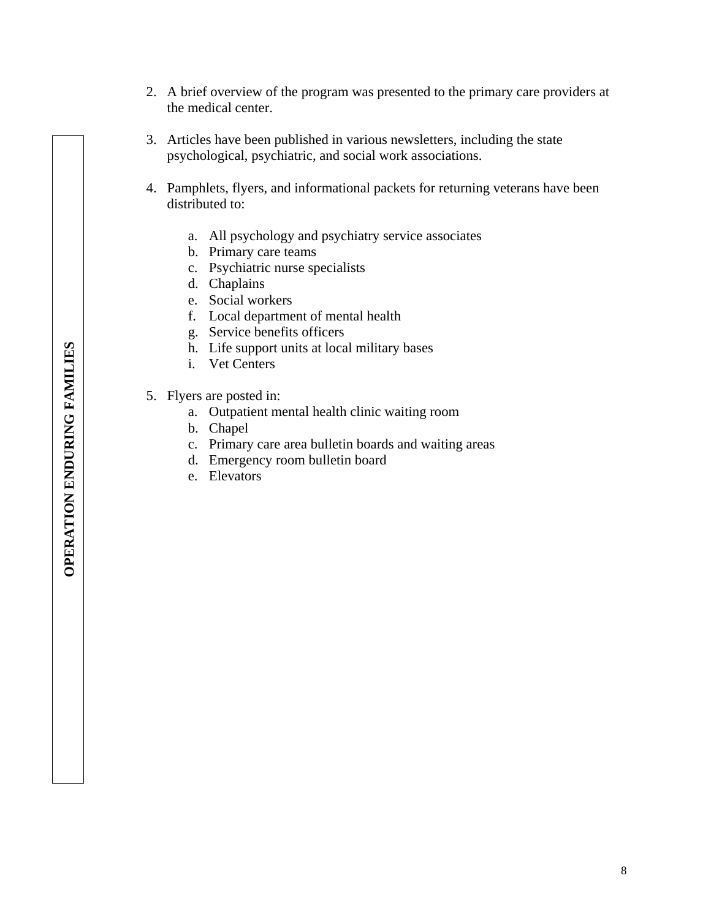2. A brief overview of the program was presented to the primary care providers at the medical center.

3. Articles have been published in various newsletters, including the state psychological, psychiatric, and social work associations.

4. Pamphlets, flyers, and informational packets for returning veterans have been distributed to:

   a. All psychology and psychiatry service associates
   b. Primary care teams
   c. Psychiatric nurse specialists
   d. Chaplains
   e. Social workers
   f. Local department of mental health
   g. Service benefits officers
   h. Life support units at local military bases
   i. Vet Centers

5. Flyers are posted in:
   a. Outpatient mental health clinic waiting room
   b. Chapel
   c. Primary care area bulletin boards and waiting areas
   d. Emergency room bulletin board
   e. Elevators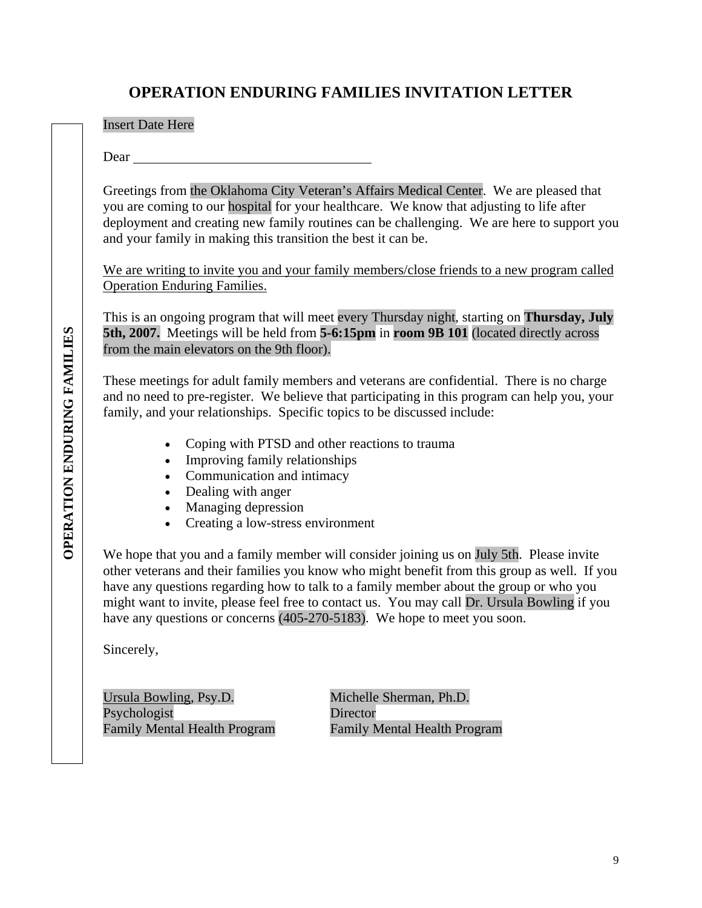# OPERATION ENDURING FAMILIES INVITATION LETTER

Insert Date Here

Dear ___________________________________

Greetings from the Oklahoma City Veteran's Affairs Medical Center. We are pleased that you are coming to our hospital for your healthcare. We know that adjusting to life after deployment and creating new family routines can be challenging. We are here to support you and your family in making this transition the best it can be.

<u>We are writing to invite you and your family members/close friends to a new program called Operation Enduring Families.</u>

This is an ongoing program that will meet every Thursday night, starting on **Thursday, July 5th, 2007.** Meetings will be held from **5-6:15pm** in **room 9B 101** (located directly across from the main elevators on the 9th floor).

These meetings for adult family members and veterans are confidential. There is no charge and no need to pre-register. We believe that participating in this program can help you, your family, and your relationships. Specific topics to be discussed include:

- Coping with PTSD and other reactions to trauma
- Improving family relationships
- Communication and intimacy
- Dealing with anger
- Managing depression
- Creating a low-stress environment

We hope that you and a family member will consider joining us on July 5th. Please invite other veterans and their families you know who might benefit from this group as well. If you have any questions regarding how to talk to a family member about the group or who you might want to invite, please feel free to contact us. You may call Dr. Ursula Bowling if you have any questions or concerns (405-270-5183). We hope to meet you soon.

Sincerely,

Ursula Bowling, Psy.D.
Psychologist
Family Mental Health Program

Michelle Sherman, Ph.D.
Director
Family Mental Health Program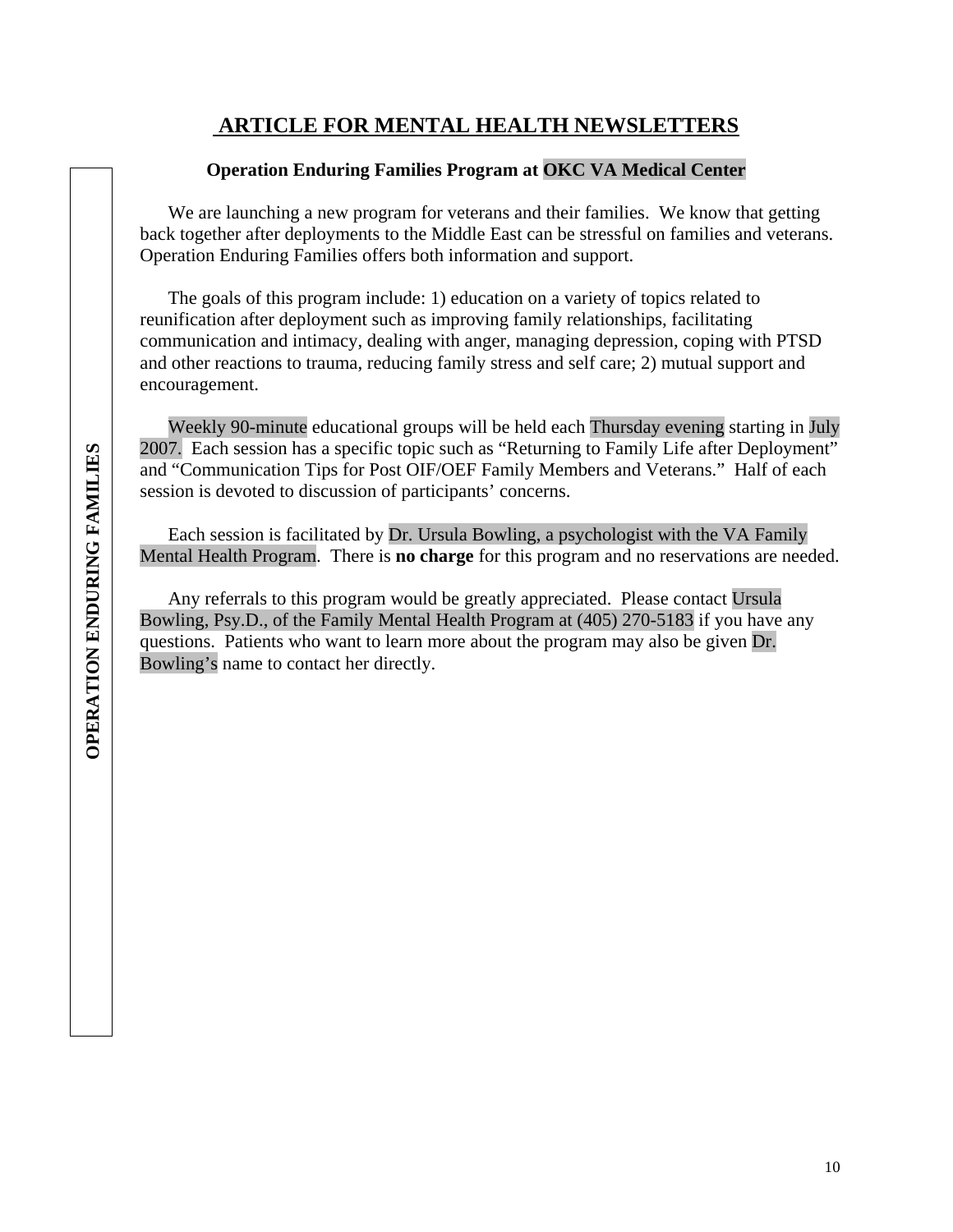# ARTICLE FOR MENTAL HEALTH NEWSLETTERS

**OPERATION ENDURING FAMILIES**

### Operation Enduring Families Program at OKC VA Medical Center

We are launching a new program for veterans and their families. We know that getting back together after deployments to the Middle East can be stressful on families and veterans. Operation Enduring Families offers both information and support.

The goals of this program include: 1) education on a variety of topics related to reunification after deployment such as improving family relationships, facilitating communication and intimacy, dealing with anger, managing depression, coping with PTSD and other reactions to trauma, reducing family stress and self care; 2) mutual support and encouragement.

Weekly 90-minute educational groups will be held each Thursday evening starting in July 2007. Each session has a specific topic such as "Returning to Family Life after Deployment" and "Communication Tips for Post OIF/OEF Family Members and Veterans." Half of each session is devoted to discussion of participants' concerns.

Each session is facilitated by Dr. Ursula Bowling, a psychologist with the VA Family Mental Health Program. There is **no charge** for this program and no reservations are needed.

Any referrals to this program would be greatly appreciated. Please contact Ursula Bowling, Psy.D., of the Family Mental Health Program at (405) 270-5183 if you have any questions. Patients who want to learn more about the program may also be given Dr. Bowling's name to contact her directly.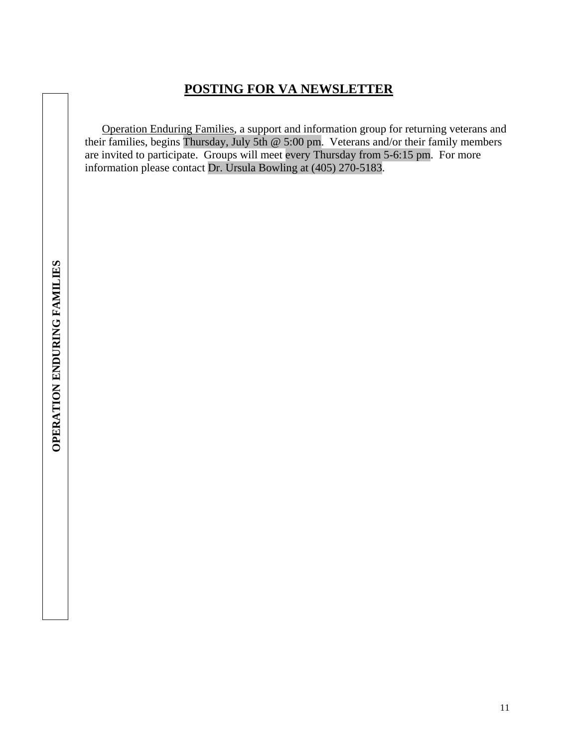**OPERATION ENDURING FAMILIES**

# POSTING FOR VA NEWSLETTER

Operation Enduring Families, a support and information group for returning veterans and their families, begins Thursday, July 5th @ 5:00 pm. Veterans and/or their family members are invited to participate. Groups will meet every Thursday from 5-6:15 pm. For more information please contact Dr. Ursula Bowling at (405) 270-5183.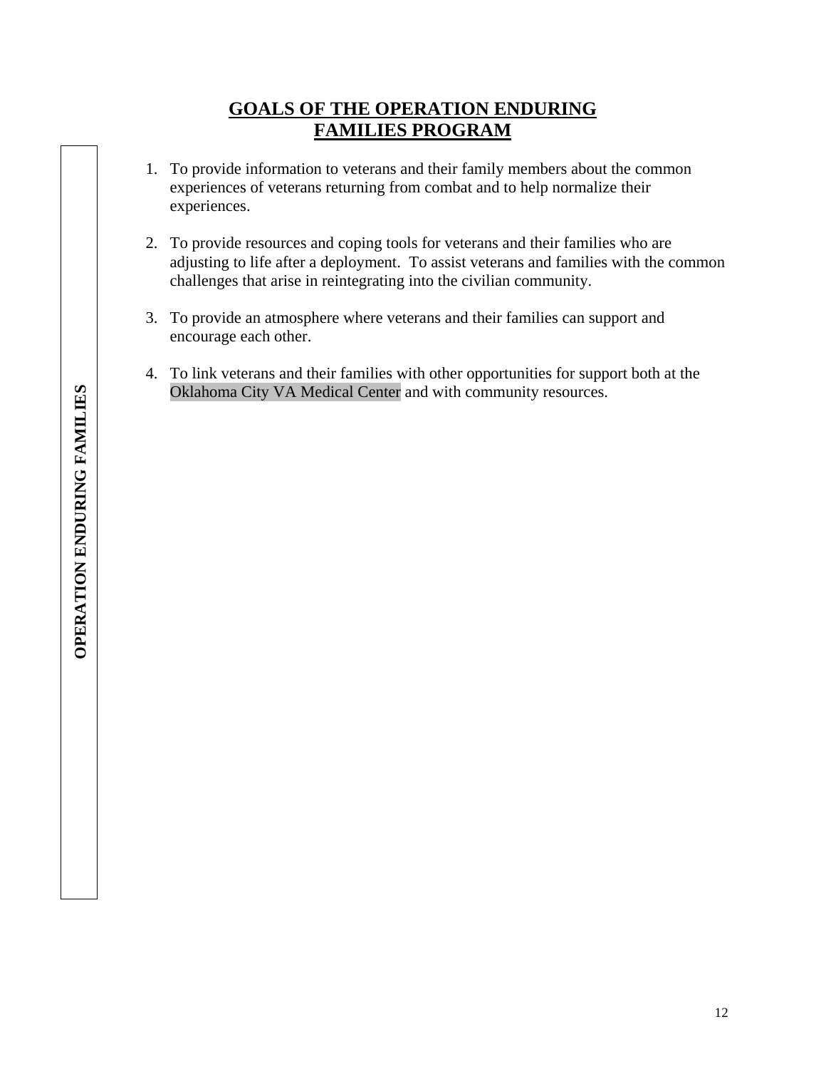# GOALS OF THE OPERATION ENDURING FAMILIES PROGRAM

1. To provide information to veterans and their family members about the common experiences of veterans returning from combat and to help normalize their experiences.

2. To provide resources and coping tools for veterans and their families who are adjusting to life after a deployment. To assist veterans and families with the common challenges that arise in reintegrating into the civilian community.

3. To provide an atmosphere where veterans and their families can support and encourage each other.

4. To link veterans and their families with other opportunities for support both at the Oklahoma City VA Medical Center and with community resources.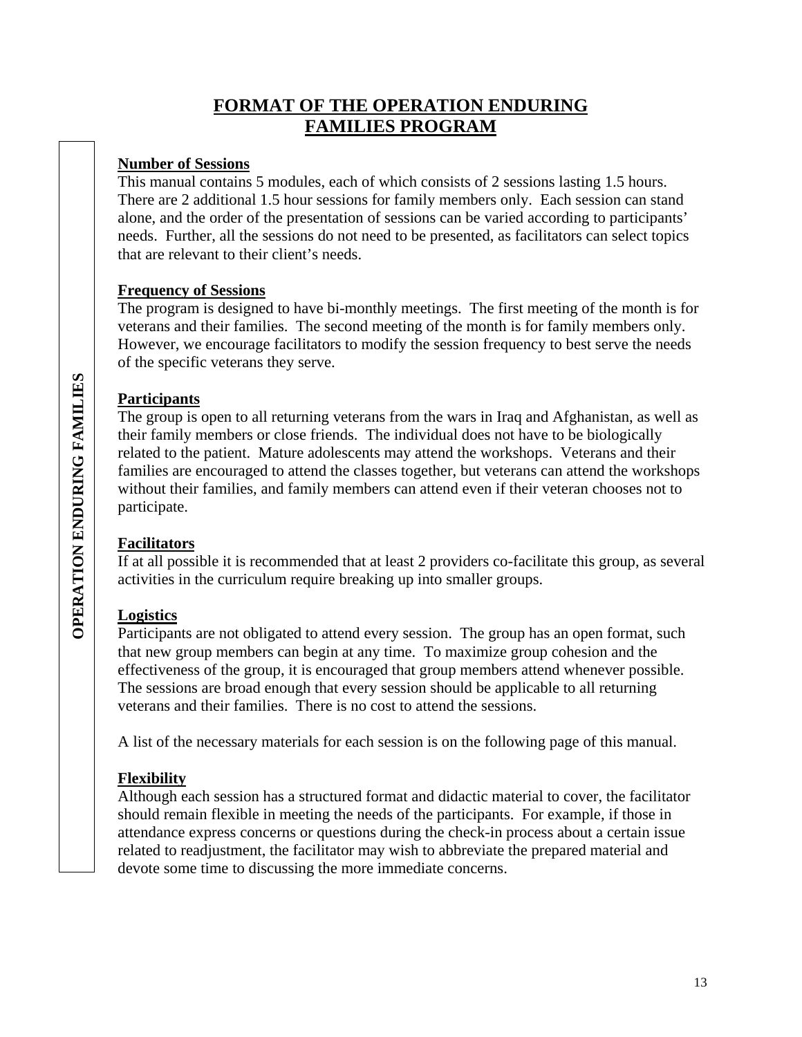# FORMAT OF THE OPERATION ENDURING FAMILIES PROGRAM

**Number of Sessions**
This manual contains 5 modules, each of which consists of 2 sessions lasting 1.5 hours. There are 2 additional 1.5 hour sessions for family members only. Each session can stand alone, and the order of the presentation of sessions can be varied according to participants' needs. Further, all the sessions do not need to be presented, as facilitators can select topics that are relevant to their client's needs.

**Frequency of Sessions**
The program is designed to have bi-monthly meetings. The first meeting of the month is for veterans and their families. The second meeting of the month is for family members only. However, we encourage facilitators to modify the session frequency to best serve the needs of the specific veterans they serve.

**Participants**
The group is open to all returning veterans from the wars in Iraq and Afghanistan, as well as their family members or close friends. The individual does not have to be biologically related to the patient. Mature adolescents may attend the workshops. Veterans and their families are encouraged to attend the classes together, but veterans can attend the workshops without their families, and family members can attend even if their veteran chooses not to participate.

**Facilitators**
If at all possible it is recommended that at least 2 providers co-facilitate this group, as several activities in the curriculum require breaking up into smaller groups.

**Logistics**
Participants are not obligated to attend every session. The group has an open format, such that new group members can begin at any time. To maximize group cohesion and the effectiveness of the group, it is encouraged that group members attend whenever possible. The sessions are broad enough that every session should be applicable to all returning veterans and their families. There is no cost to attend the sessions.

A list of the necessary materials for each session is on the following page of this manual.

**Flexibility**
Although each session has a structured format and didactic material to cover, the facilitator should remain flexible in meeting the needs of the participants. For example, if those in attendance express concerns or questions during the check-in process about a certain issue related to readjustment, the facilitator may wish to abbreviate the prepared material and devote some time to discussing the more immediate concerns.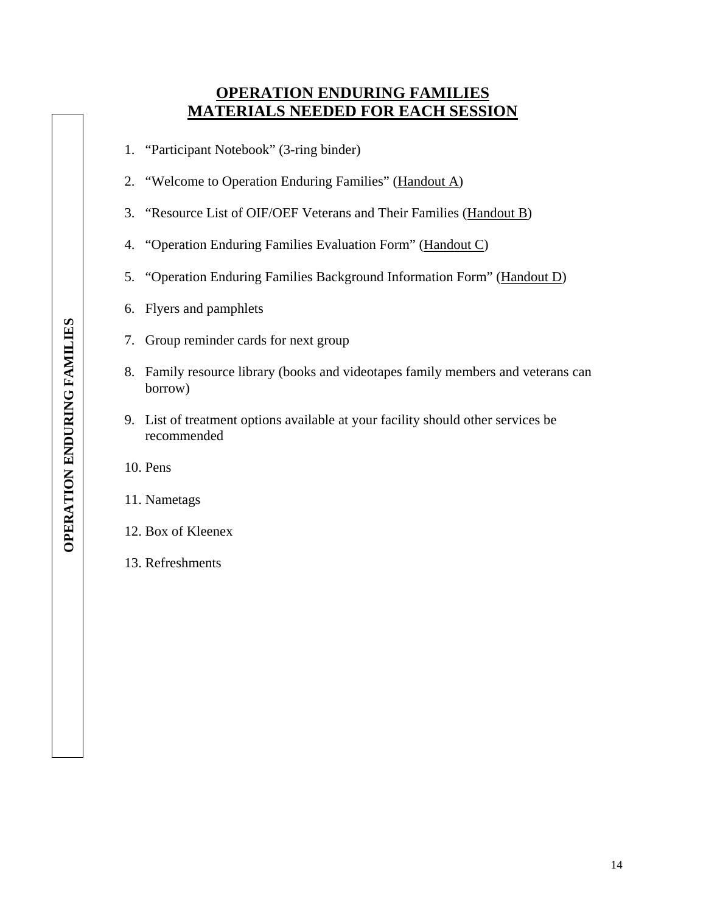# OPERATION ENDURING FAMILIES
# MATERIALS NEEDED FOR EACH SESSION

1. "Participant Notebook" (3-ring binder)
2. "Welcome to Operation Enduring Families" (Handout A)
3. "Resource List of OIF/OEF Veterans and Their Families (Handout B)
4. "Operation Enduring Families Evaluation Form" (Handout C)
5. "Operation Enduring Families Background Information Form" (Handout D)
6. Flyers and pamphlets
7. Group reminder cards for next group
8. Family resource library (books and videotapes family members and veterans can borrow)
9. List of treatment options available at your facility should other services be recommended
10. Pens
11. Nametags
12. Box of Kleenex
13. Refreshments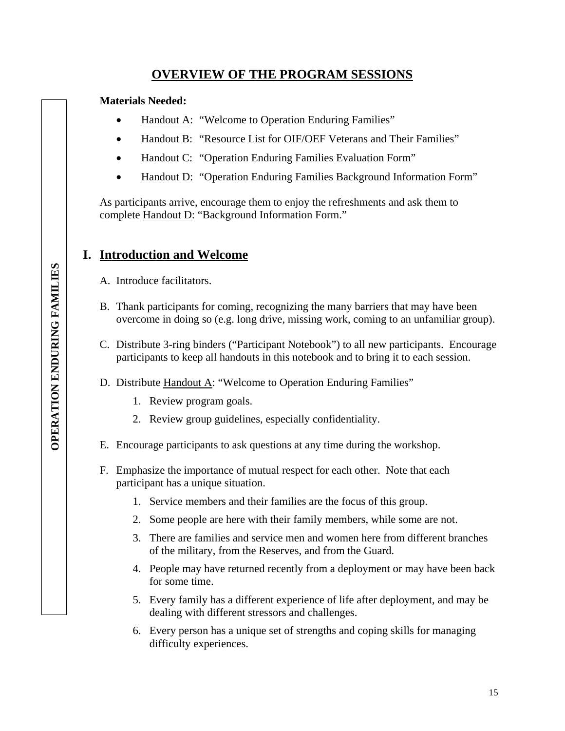## OVERVIEW OF THE PROGRAM SESSIONS

**Materials Needed:**

- Handout A: "Welcome to Operation Enduring Families"
- Handout B: "Resource List for OIF/OEF Veterans and Their Families"
- Handout C: "Operation Enduring Families Evaluation Form"
- Handout D: "Operation Enduring Families Background Information Form"

As participants arrive, encourage them to enjoy the refreshments and ask them to complete Handout D: "Background Information Form."

## I. Introduction and Welcome

A. Introduce facilitators.

B. Thank participants for coming, recognizing the many barriers that may have been overcome in doing so (e.g. long drive, missing work, coming to an unfamiliar group).

C. Distribute 3-ring binders ("Participant Notebook") to all new participants. Encourage participants to keep all handouts in this notebook and to bring it to each session.

D. Distribute Handout A: "Welcome to Operation Enduring Families"

1. Review program goals.
2. Review group guidelines, especially confidentiality.

E. Encourage participants to ask questions at any time during the workshop.

F. Emphasize the importance of mutual respect for each other. Note that each participant has a unique situation.

1. Service members and their families are the focus of this group.
2. Some people are here with their family members, while some are not.
3. There are families and service men and women here from different branches of the military, from the Reserves, and from the Guard.
4. People may have returned recently from a deployment or may have been back for some time.
5. Every family has a different experience of life after deployment, and may be dealing with different stressors and challenges.
6. Every person has a unique set of strengths and coping skills for managing difficulty experiences.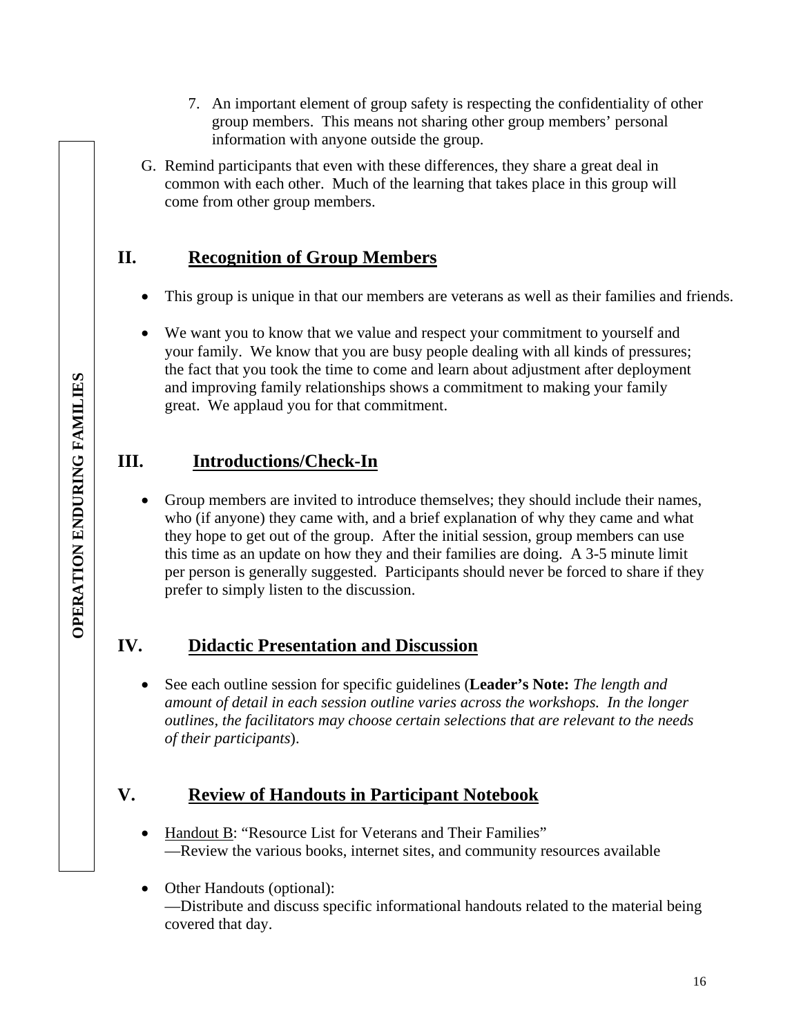7. An important element of group safety is respecting the confidentiality of other group members. This means not sharing other group members' personal information with anyone outside the group.

G. Remind participants that even with these differences, they share a great deal in common with each other. Much of the learning that takes place in this group will come from other group members.

## II. Recognition of Group Members

- This group is unique in that our members are veterans as well as their families and friends.
- We want you to know that we value and respect your commitment to yourself and your family. We know that you are busy people dealing with all kinds of pressures; the fact that you took the time to come and learn about adjustment after deployment and improving family relationships shows a commitment to making your family great. We applaud you for that commitment.

## III. Introductions/Check-In

- Group members are invited to introduce themselves; they should include their names, who (if anyone) they came with, and a brief explanation of why they came and what they hope to get out of the group. After the initial session, group members can use this time as an update on how they and their families are doing. A 3-5 minute limit per person is generally suggested. Participants should never be forced to share if they prefer to simply listen to the discussion.

## IV. Didactic Presentation and Discussion

- See each outline session for specific guidelines (**Leader's Note:** *The length and amount of detail in each session outline varies across the workshops. In the longer outlines, the facilitators may choose certain selections that are relevant to the needs of their participants*).

## V. Review of Handouts in Participant Notebook

- Handout B: "Resource List for Veterans and Their Families"
  —Review the various books, internet sites, and community resources available
- Other Handouts (optional):
  —Distribute and discuss specific informational handouts related to the material being covered that day.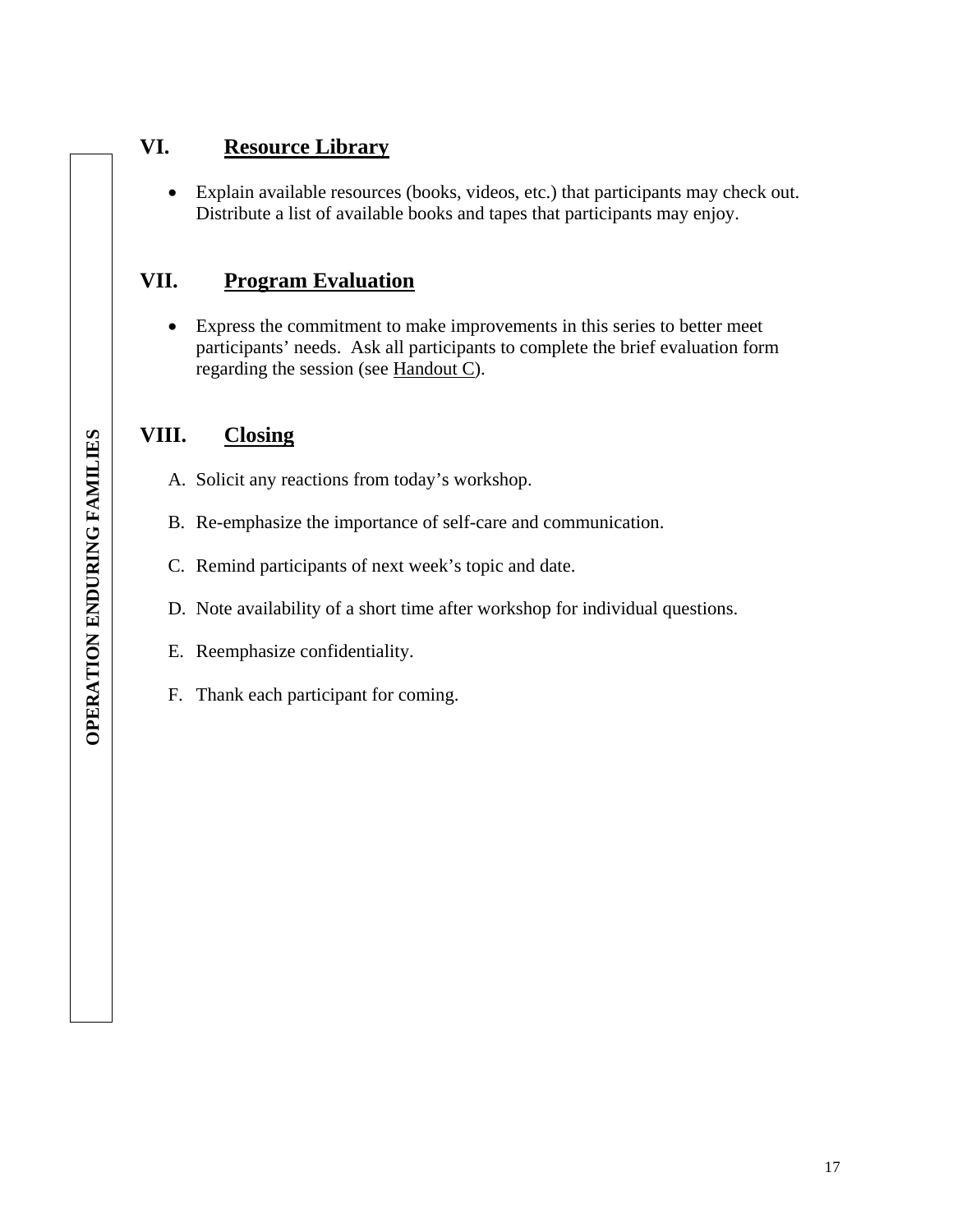## VI. Resource Library

- Explain available resources (books, videos, etc.) that participants may check out. Distribute a list of available books and tapes that participants may enjoy.

## VII. Program Evaluation

- Express the commitment to make improvements in this series to better meet participants' needs. Ask all participants to complete the brief evaluation form regarding the session (see Handout C).

## VIII. Closing

A. Solicit any reactions from today's workshop.

B. Re-emphasize the importance of self-care and communication.

C. Remind participants of next week's topic and date.

D. Note availability of a short time after workshop for individual questions.

E. Reemphasize confidentiality.

F. Thank each participant for coming.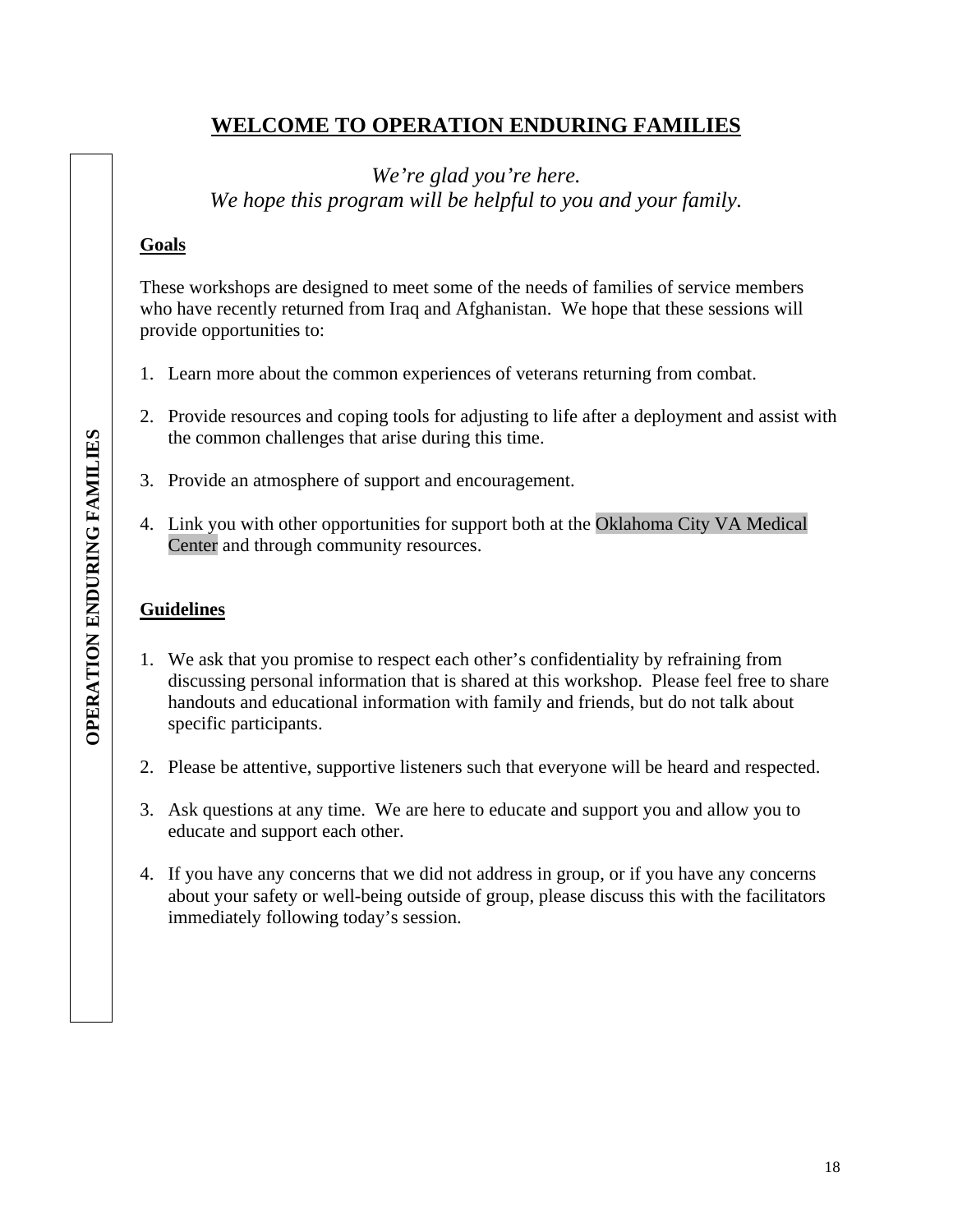# WELCOME TO OPERATION ENDURING FAMILIES

*We're glad you're here.*
*We hope this program will be helpful to you and your family.*

**Goals**

These workshops are designed to meet some of the needs of families of service members who have recently returned from Iraq and Afghanistan. We hope that these sessions will provide opportunities to:

1. Learn more about the common experiences of veterans returning from combat.
2. Provide resources and coping tools for adjusting to life after a deployment and assist with the common challenges that arise during this time.
3. Provide an atmosphere of support and encouragement.
4. Link you with other opportunities for support both at the Oklahoma City VA Medical Center and through community resources.

**Guidelines**

1. We ask that you promise to respect each other's confidentiality by refraining from discussing personal information that is shared at this workshop. Please feel free to share handouts and educational information with family and friends, but do not talk about specific participants.
2. Please be attentive, supportive listeners such that everyone will be heard and respected.
3. Ask questions at any time. We are here to educate and support you and allow you to educate and support each other.
4. If you have any concerns that we did not address in group, or if you have any concerns about your safety or well-being outside of group, please discuss this with the facilitators immediately following today's session.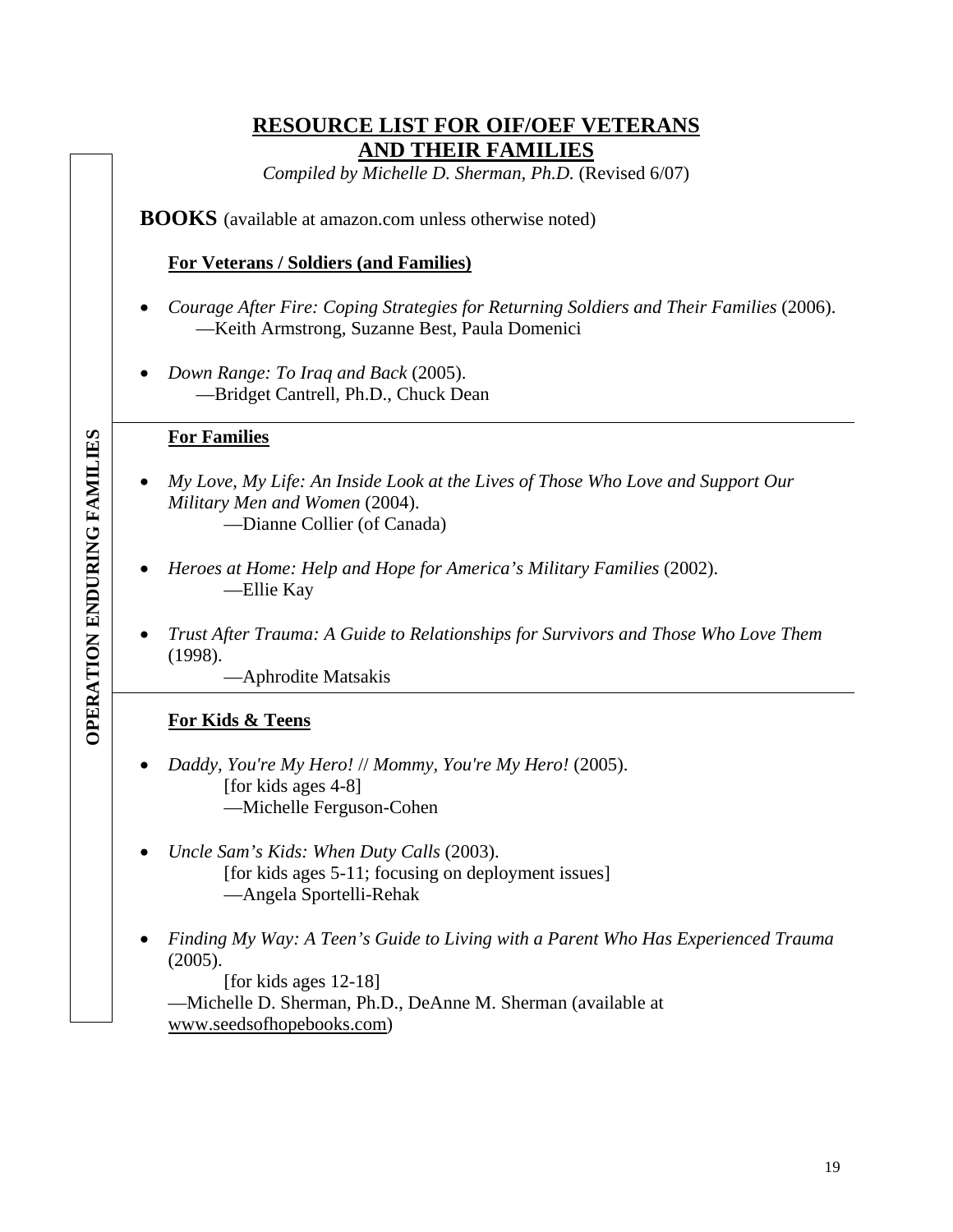## RESOURCE LIST FOR OIF/OEF VETERANS AND THEIR FAMILIES

*Compiled by Michelle D. Sherman, Ph.D.* (Revised 6/07)

**BOOKS** (available at amazon.com unless otherwise noted)

### For Veterans / Soldiers (and Families)

- *Courage After Fire: Coping Strategies for Returning Soldiers and Their Families* (2006).
  —Keith Armstrong, Suzanne Best, Paula Domenici

- *Down Range: To Iraq and Back* (2005).
  —Bridget Cantrell, Ph.D., Chuck Dean

### For Families

- *My Love, My Life: An Inside Look at the Lives of Those Who Love and Support Our Military Men and Women* (2004).
  —Dianne Collier (of Canada)

- *Heroes at Home: Help and Hope for America's Military Families* (2002).
  —Ellie Kay

- *Trust After Trauma: A Guide to Relationships for Survivors and Those Who Love Them* (1998).
  —Aphrodite Matsakis

### For Kids & Teens

- *Daddy, You're My Hero!* // *Mommy, You're My Hero!* (2005).
  [for kids ages 4-8]
  —Michelle Ferguson-Cohen

- *Uncle Sam's Kids: When Duty Calls* (2003).
  [for kids ages 5-11; focusing on deployment issues]
  —Angela Sportelli-Rehak

- *Finding My Way: A Teen's Guide to Living with a Parent Who Has Experienced Trauma* (2005).
  [for kids ages 12-18]
  —Michelle D. Sherman, Ph.D., DeAnne M. Sherman (available at www.seedsofhopebooks.com)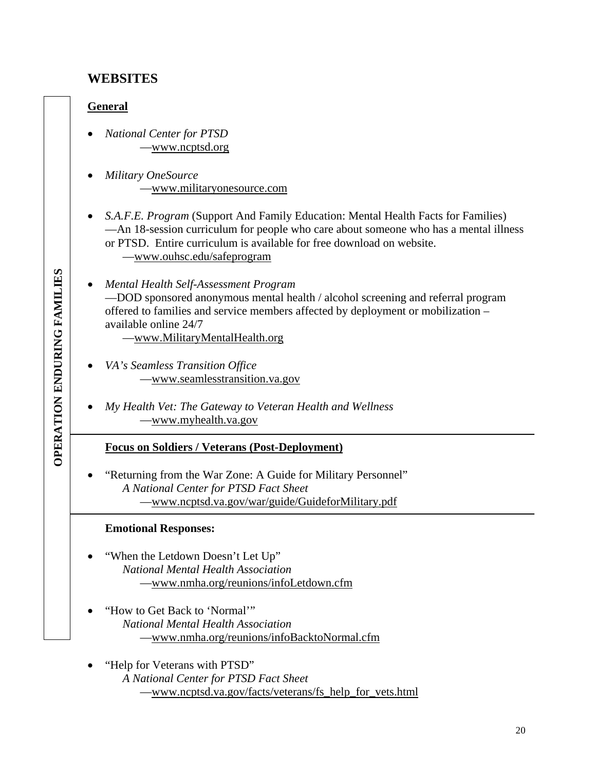## WEBSITES

### General

- *National Center for PTSD*
  —www.ncptsd.org

- *Military OneSource*
  —www.militaryonesource.com

- *S.A.F.E. Program* (Support And Family Education: Mental Health Facts for Families)
  —An 18-session curriculum for people who care about someone who has a mental illness or PTSD. Entire curriculum is available for free download on website.
  —www.ouhsc.edu/safeprogram

- *Mental Health Self-Assessment Program*
  —DOD sponsored anonymous mental health / alcohol screening and referral program offered to families and service members affected by deployment or mobilization – available online 24/7
  —www.MilitaryMentalHealth.org

- *VA's Seamless Transition Office*
  —www.seamlesstransition.va.gov

- *My Health Vet: The Gateway to Veteran Health and Wellness*
  —www.myhealth.va.gov

### Focus on Soldiers / Veterans (Post-Deployment)

- "Returning from the War Zone: A Guide for Military Personnel"
  *A National Center for PTSD Fact Sheet*
  —www.ncptsd.va.gov/war/guide/GuideforMilitary.pdf

**Emotional Responses:**

- "When the Letdown Doesn't Let Up"
  *National Mental Health Association*
  —www.nmha.org/reunions/infoLetdown.cfm

- "How to Get Back to 'Normal'"
  *National Mental Health Association*
  —www.nmha.org/reunions/infoBacktoNormal.cfm

- "Help for Veterans with PTSD"
  *A National Center for PTSD Fact Sheet*
  —www.ncptsd.va.gov/facts/veterans/fs_help_for_vets.html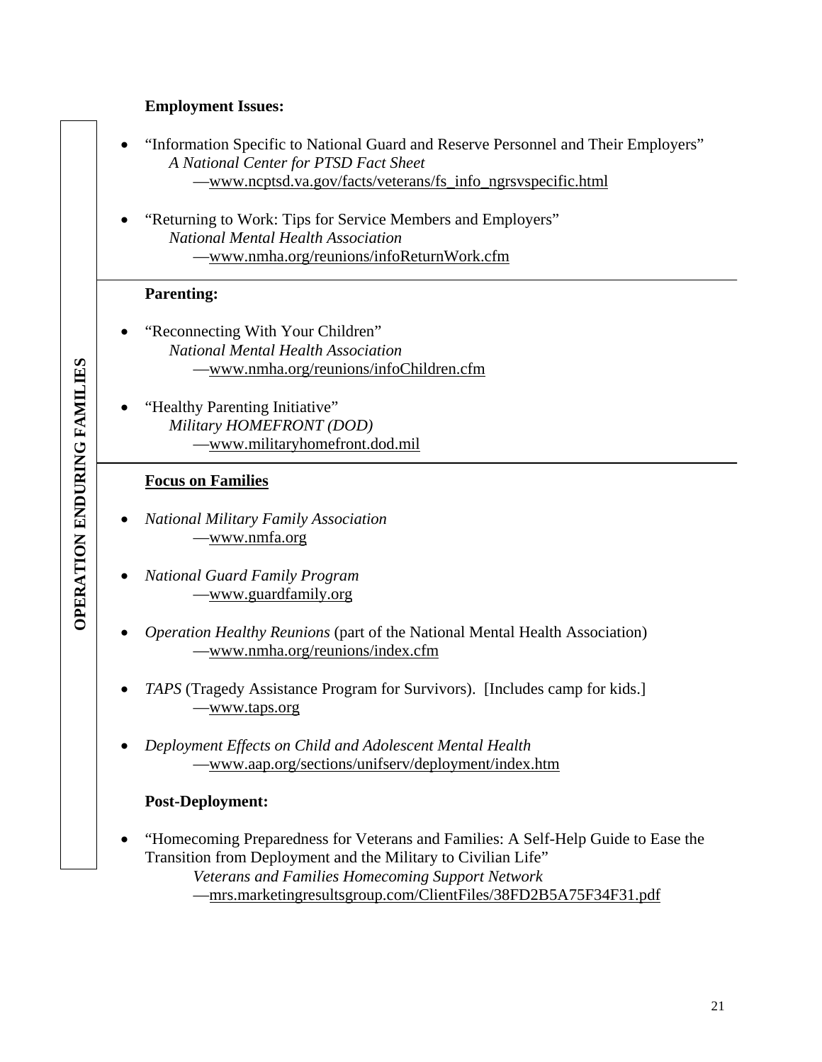**OPERATION ENDURING FAMILIES**

**Employment Issues:**

- "Information Specific to National Guard and Reserve Personnel and Their Employers"
  *A National Center for PTSD Fact Sheet*
  —www.ncptsd.va.gov/facts/veterans/fs_info_ngrsvspecific.html

- "Returning to Work: Tips for Service Members and Employers"
  *National Mental Health Association*
  —www.nmha.org/reunions/infoReturnWork.cfm

**Parenting:**

- "Reconnecting With Your Children"
  *National Mental Health Association*
  —www.nmha.org/reunions/infoChildren.cfm

- "Healthy Parenting Initiative"
  *Military HOMEFRONT (DOD)*
  —www.militaryhomefront.dod.mil

**Focus on Families**

- *National Military Family Association*
  —www.nmfa.org

- *National Guard Family Program*
  —www.guardfamily.org

- *Operation Healthy Reunions* (part of the National Mental Health Association)
  —www.nmha.org/reunions/index.cfm

- *TAPS* (Tragedy Assistance Program for Survivors). [Includes camp for kids.]
  —www.taps.org

- *Deployment Effects on Child and Adolescent Mental Health*
  —www.aap.org/sections/unifserv/deployment/index.htm

**Post-Deployment:**

- "Homecoming Preparedness for Veterans and Families: A Self-Help Guide to Ease the Transition from Deployment and the Military to Civilian Life"
  *Veterans and Families Homecoming Support Network*
  —mrs.marketingresultsgroup.com/ClientFiles/38FD2B5A75F34F31.pdf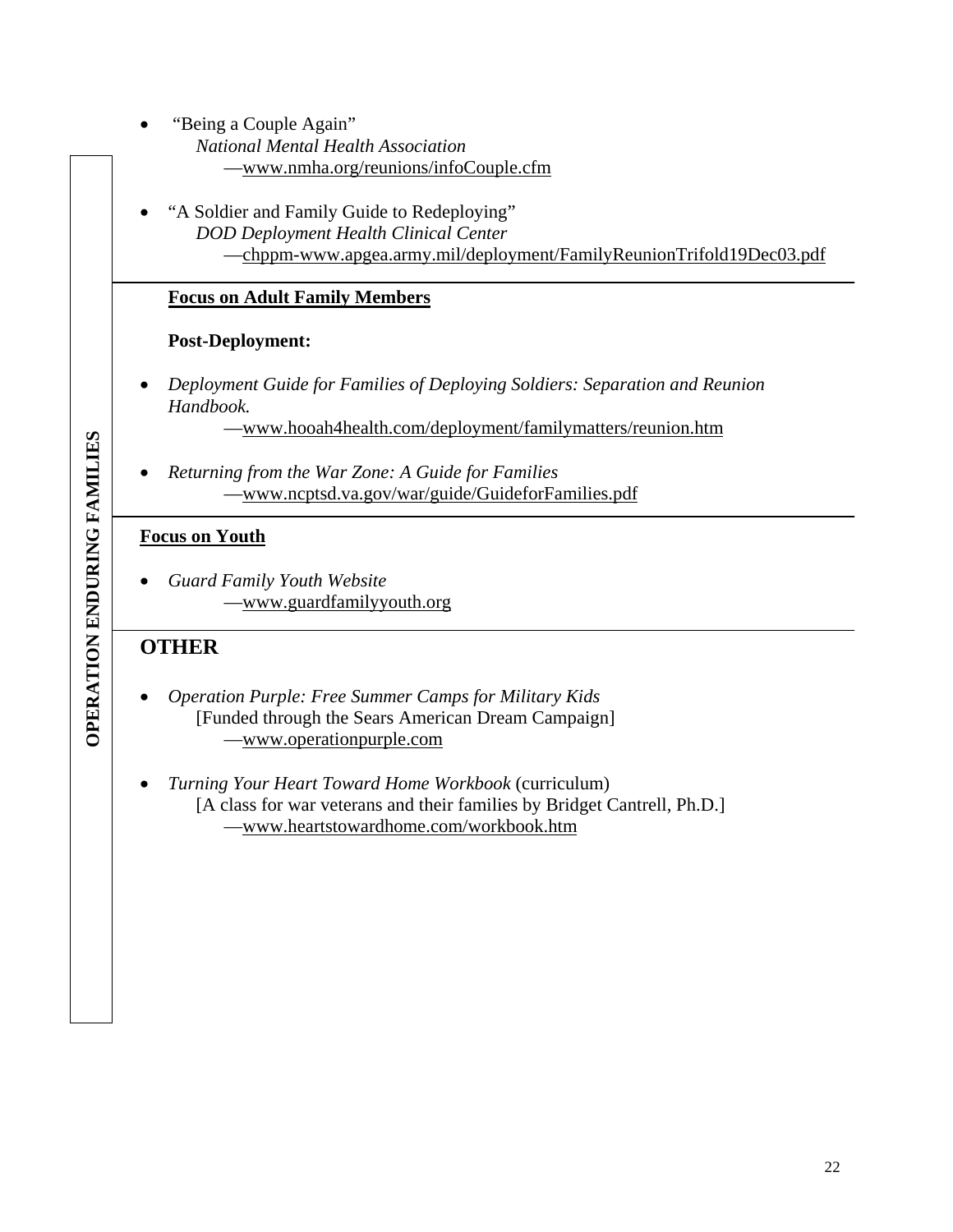- "Being a Couple Again"
  *National Mental Health Association*
  —www.nmha.org/reunions/infoCouple.cfm

- "A Soldier and Family Guide to Redeploying"
  *DOD Deployment Health Clinical Center*
  —chppm-www.apgea.army.mil/deployment/FamilyReunionTrifold19Dec03.pdf

**Focus on Adult Family Members**

**Post-Deployment:**

- *Deployment Guide for Families of Deploying Soldiers: Separation and Reunion Handbook.*
  —www.hooah4health.com/deployment/familymatters/reunion.htm

- *Returning from the War Zone: A Guide for Families*
  —www.ncptsd.va.gov/war/guide/GuideforFamilies.pdf

**Focus on Youth**

- *Guard Family Youth Website*
  —www.guardfamilyyouth.org

## OTHER

- *Operation Purple: Free Summer Camps for Military Kids*
  [Funded through the Sears American Dream Campaign]
  —www.operationpurple.com

- *Turning Your Heart Toward Home Workbook* (curriculum)
  [A class for war veterans and their families by Bridget Cantrell, Ph.D.]
  —www.heartstowardhome.com/workbook.htm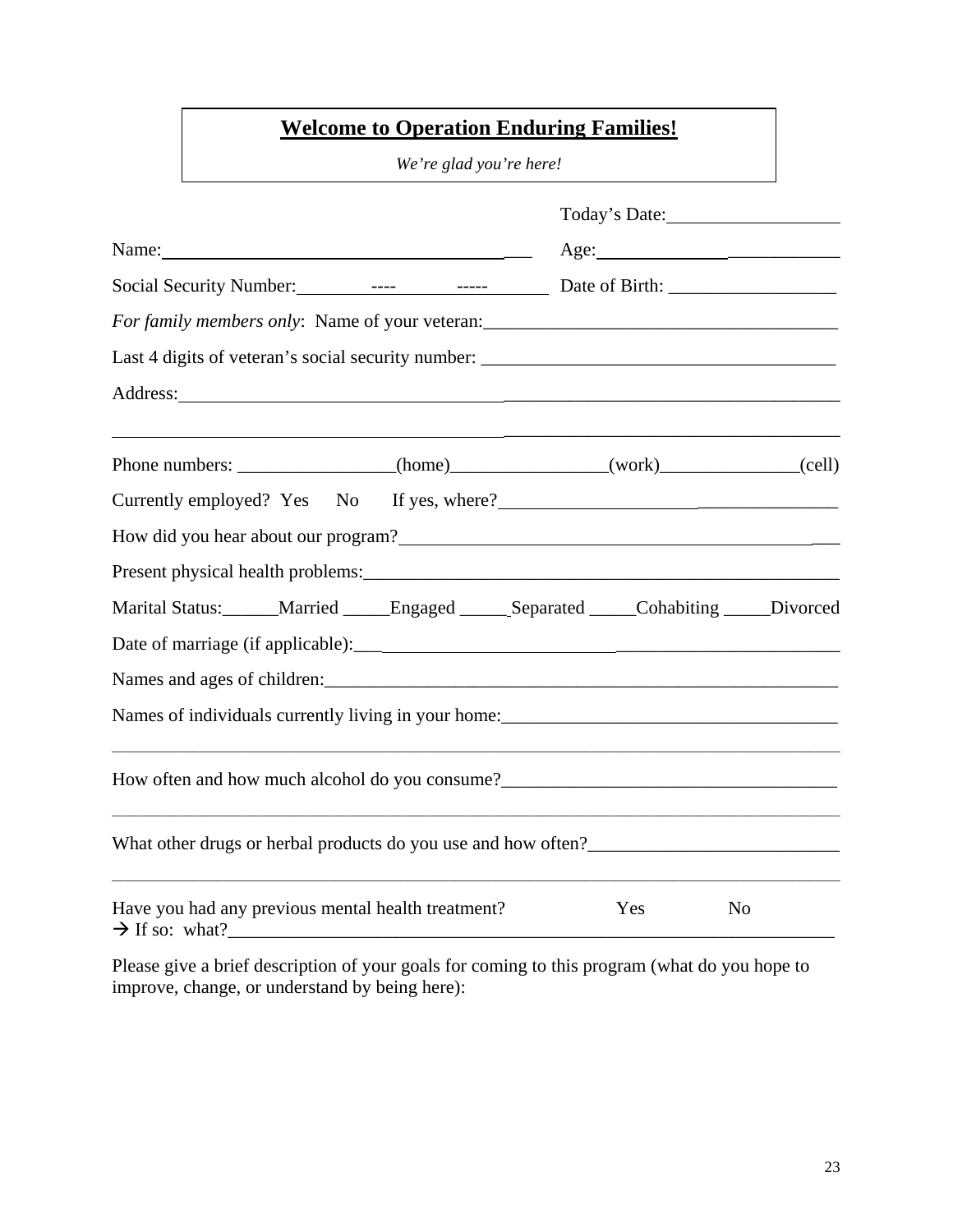**Welcome to Operation Enduring Families!**

*We're glad you're here!*

Today's Date:___________________

Name:___________________________________ Age:_______________________

Social Security Number:________----________-----________ Date of Birth: __________________

*For family members only*: Name of your veteran:_____________________________________

Last 4 digits of veteran's social security number: _____________________________________

Address:___________________________________________________________________

_________________________________________________________________________

Phone numbers: _________________(home)_________________(work)_______________(cell)

Currently employed? Yes No If yes, where?_____________________________________

How did you hear about our program?_______________________________________________

Present physical health problems:___________________________________________________

Marital Status:______Married _____Engaged _____Separated _____Cohabiting _____Divorced

Date of marriage (if applicable):_____________________________________________________

Names and ages of children:________________________________________________________

Names of individuals currently living in your home:____________________________________

_________________________________________________________________________

How often and how much alcohol do you consume?____________________________________

_________________________________________________________________________

What other drugs or herbal products do you use and how often?__________________________

_________________________________________________________________________

Have you had any previous mental health treatment? Yes No

→ If so: what?_____________________________________________________________

Please give a brief description of your goals for coming to this program (what do you hope to improve, change, or understand by being here):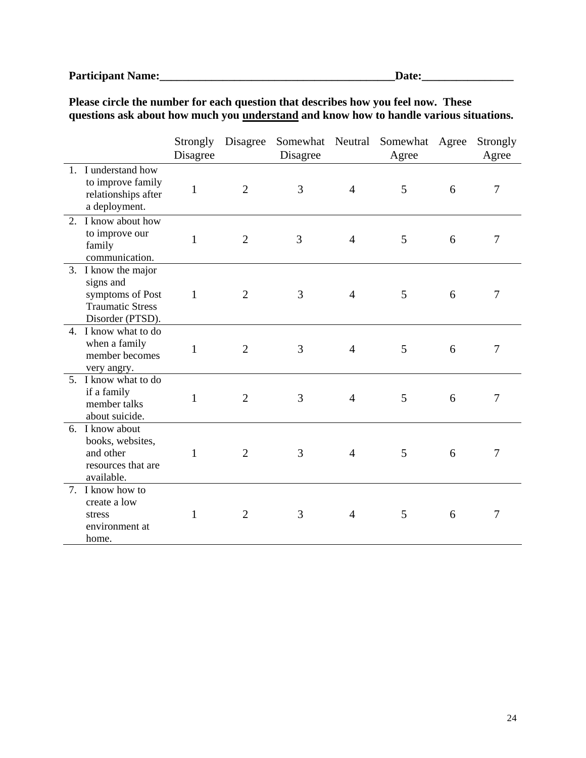**Participant Name:_________________________________________Date:________________**

**Please circle the number for each question that describes how you feel now. These questions ask about how much you <u>understand</u> and know how to handle various situations.**

| | Strongly Disagree | Disagree | Somewhat Disagree | Neutral | Somewhat Agree | Agree | Strongly Agree |
|---|---|---|---|---|---|---|---|
| 1. I understand how to improve family relationships after a deployment. | 1 | 2 | 3 | 4 | 5 | 6 | 7 |
| 2. I know about how to improve our family communication. | 1 | 2 | 3 | 4 | 5 | 6 | 7 |
| 3. I know the major signs and symptoms of Post Traumatic Stress Disorder (PTSD). | 1 | 2 | 3 | 4 | 5 | 6 | 7 |
| 4. I know what to do when a family member becomes very angry. | 1 | 2 | 3 | 4 | 5 | 6 | 7 |
| 5. I know what to do if a family member talks about suicide. | 1 | 2 | 3 | 4 | 5 | 6 | 7 |
| 6. I know about books, websites, and other resources that are available. | 1 | 2 | 3 | 4 | 5 | 6 | 7 |
| 7. I know how to create a low stress environment at home. | 1 | 2 | 3 | 4 | 5 | 6 | 7 |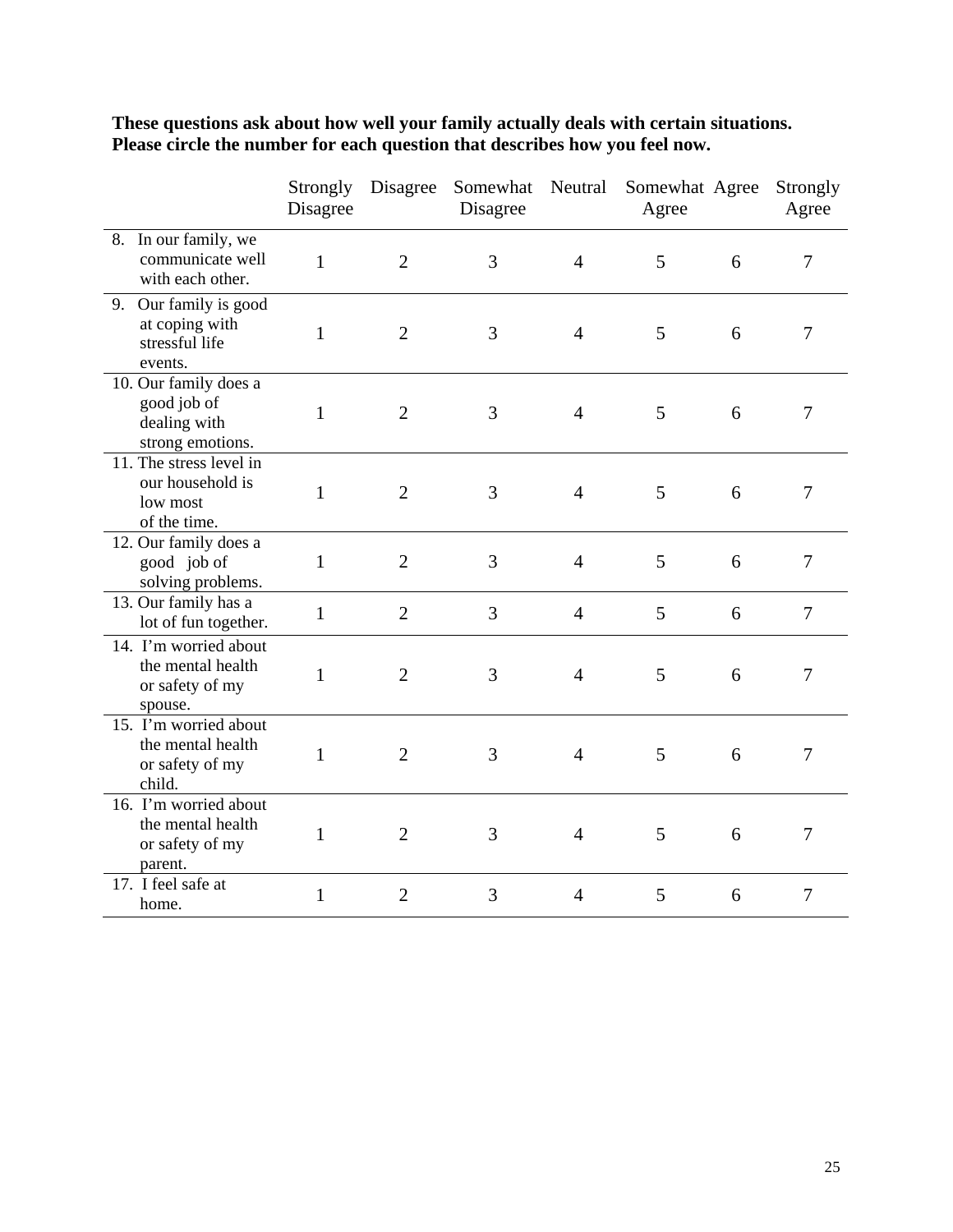**These questions ask about how well your family actually deals with certain situations. Please circle the number for each question that describes how you feel now.**

| | Strongly Disagree | Disagree | Somewhat Disagree | Neutral | Somewhat Agree | Agree | Strongly Agree |
|---|---|---|---|---|---|---|---|
| 8. In our family, we communicate well with each other. | 1 | 2 | 3 | 4 | 5 | 6 | 7 |
| 9. Our family is good at coping with stressful life events. | 1 | 2 | 3 | 4 | 5 | 6 | 7 |
| 10. Our family does a good job of dealing with strong emotions. | 1 | 2 | 3 | 4 | 5 | 6 | 7 |
| 11. The stress level in our household is low most of the time. | 1 | 2 | 3 | 4 | 5 | 6 | 7 |
| 12. Our family does a good job of solving problems. | 1 | 2 | 3 | 4 | 5 | 6 | 7 |
| 13. Our family has a lot of fun together. | 1 | 2 | 3 | 4 | 5 | 6 | 7 |
| 14. I'm worried about the mental health or safety of my spouse. | 1 | 2 | 3 | 4 | 5 | 6 | 7 |
| 15. I'm worried about the mental health or safety of my child. | 1 | 2 | 3 | 4 | 5 | 6 | 7 |
| 16. I'm worried about the mental health or safety of my parent. | 1 | 2 | 3 | 4 | 5 | 6 | 7 |
| 17. I feel safe at home. | 1 | 2 | 3 | 4 | 5 | 6 | 7 |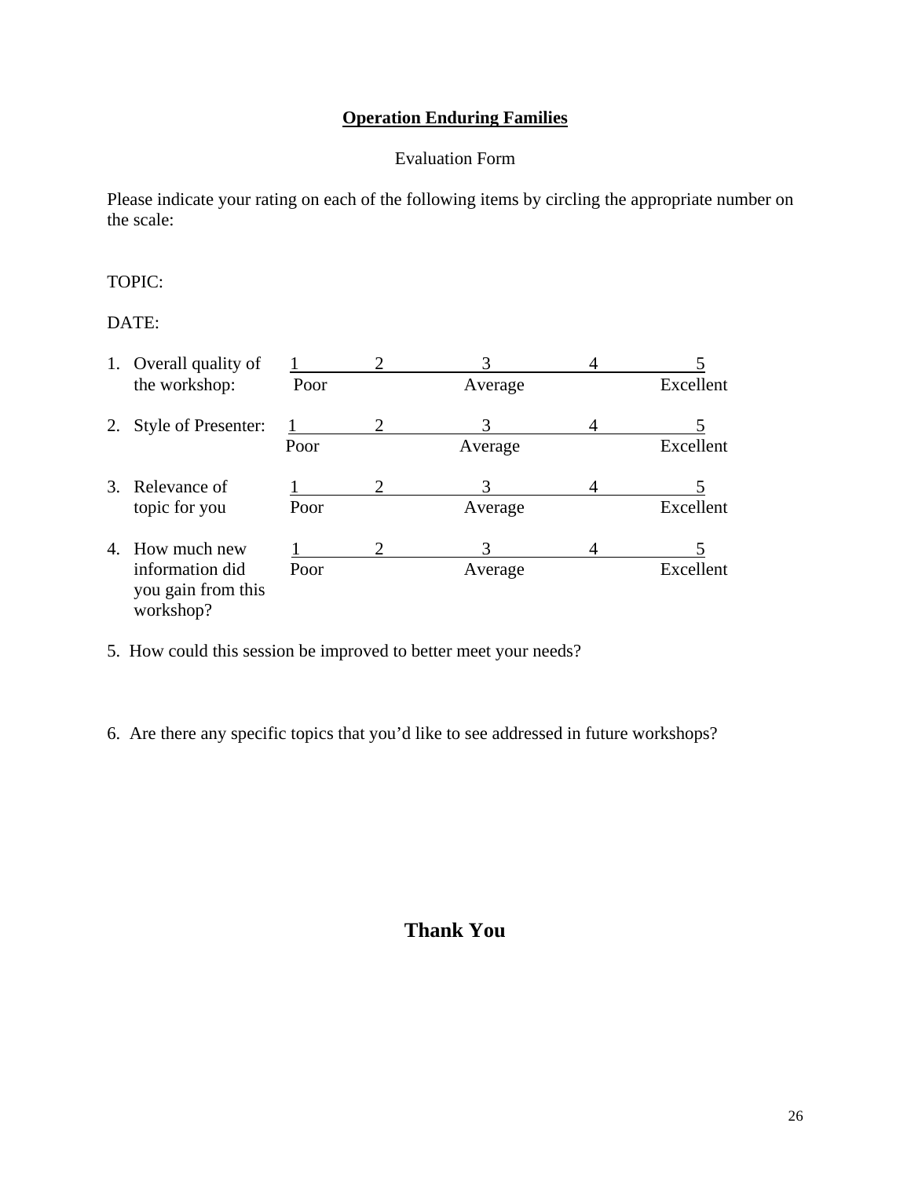**Operation Enduring Families**

Evaluation Form

Please indicate your rating on each of the following items by circling the appropriate number on the scale:

TOPIC:

DATE:

| | 1 | 2 | 3 | 4 | 5 |
|---|---|---|---|---|---|
| 1. Overall quality of the workshop: | Poor | | Average | | Excellent |
| 2. Style of Presenter: | Poor | | Average | | Excellent |
| 3. Relevance of topic for you | Poor | | Average | | Excellent |
| 4. How much new information did you gain from this workshop? | Poor | | Average | | Excellent |

5. How could this session be improved to better meet your needs?

6. Are there any specific topics that you'd like to see addressed in future workshops?

**Thank You**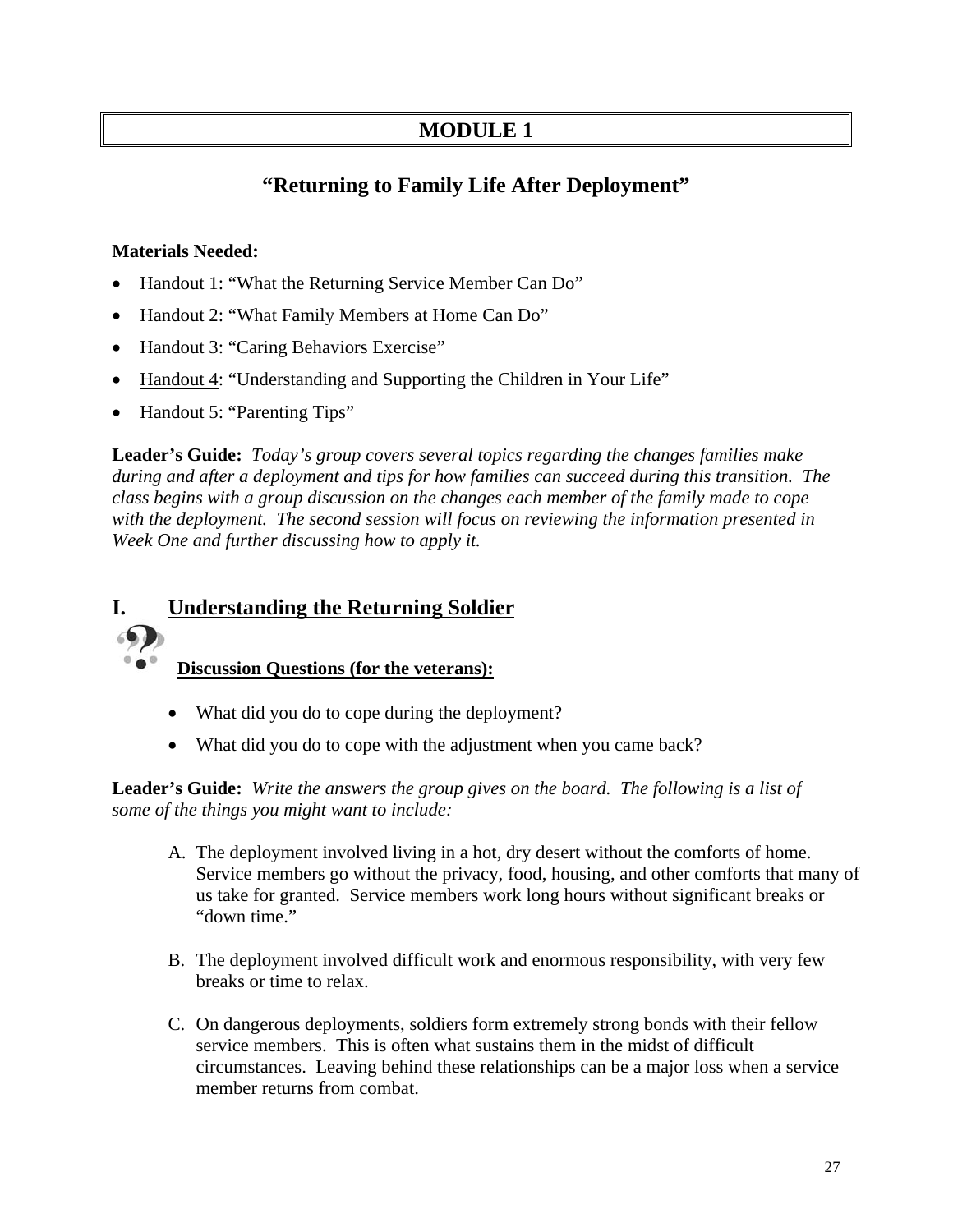# MODULE 1

## "Returning to Family Life After Deployment"

**Materials Needed:**

- Handout 1: "What the Returning Service Member Can Do"
- Handout 2: "What Family Members at Home Can Do"
- Handout 3: "Caring Behaviors Exercise"
- Handout 4: "Understanding and Supporting the Children in Your Life"
- Handout 5: "Parenting Tips"

**Leader's Guide:** *Today's group covers several topics regarding the changes families make during and after a deployment and tips for how families can succeed during this transition. The class begins with a group discussion on the changes each member of the family made to cope with the deployment. The second session will focus on reviewing the information presented in Week One and further discussing how to apply it.*

## I. Understanding the Returning Soldier

**Discussion Questions (for the veterans):**

- What did you do to cope during the deployment?
- What did you do to cope with the adjustment when you came back?

**Leader's Guide:** *Write the answers the group gives on the board. The following is a list of some of the things you might want to include:*

A. The deployment involved living in a hot, dry desert without the comforts of home. Service members go without the privacy, food, housing, and other comforts that many of us take for granted. Service members work long hours without significant breaks or "down time."

B. The deployment involved difficult work and enormous responsibility, with very few breaks or time to relax.

C. On dangerous deployments, soldiers form extremely strong bonds with their fellow service members. This is often what sustains them in the midst of difficult circumstances. Leaving behind these relationships can be a major loss when a service member returns from combat.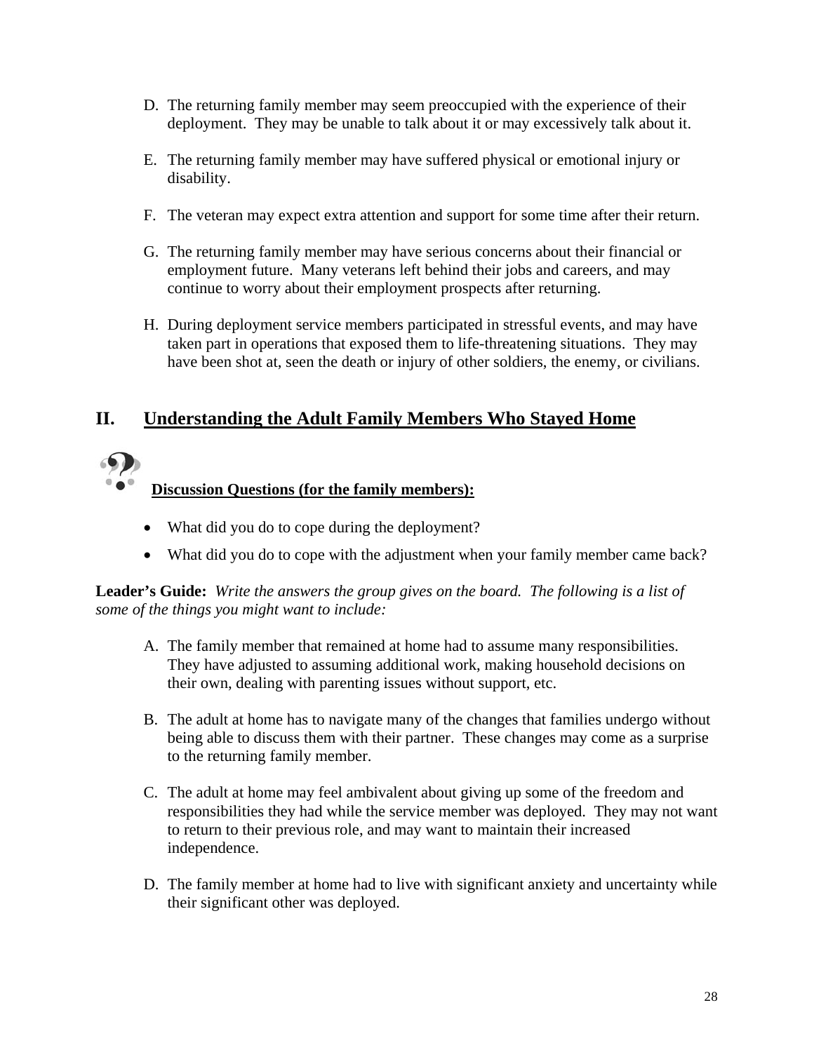D. The returning family member may seem preoccupied with the experience of their deployment. They may be unable to talk about it or may excessively talk about it.

E. The returning family member may have suffered physical or emotional injury or disability.

F. The veteran may expect extra attention and support for some time after their return.

G. The returning family member may have serious concerns about their financial or employment future. Many veterans left behind their jobs and careers, and may continue to worry about their employment prospects after returning.

H. During deployment service members participated in stressful events, and may have taken part in operations that exposed them to life-threatening situations. They may have been shot at, seen the death or injury of other soldiers, the enemy, or civilians.

## II. Understanding the Adult Family Members Who Stayed Home

**Discussion Questions (for the family members):**

- What did you do to cope during the deployment?
- What did you do to cope with the adjustment when your family member came back?

**Leader's Guide:** *Write the answers the group gives on the board. The following is a list of some of the things you might want to include:*

A. The family member that remained at home had to assume many responsibilities. They have adjusted to assuming additional work, making household decisions on their own, dealing with parenting issues without support, etc.

B. The adult at home has to navigate many of the changes that families undergo without being able to discuss them with their partner. These changes may come as a surprise to the returning family member.

C. The adult at home may feel ambivalent about giving up some of the freedom and responsibilities they had while the service member was deployed. They may not want to return to their previous role, and may want to maintain their increased independence.

D. The family member at home had to live with significant anxiety and uncertainty while their significant other was deployed.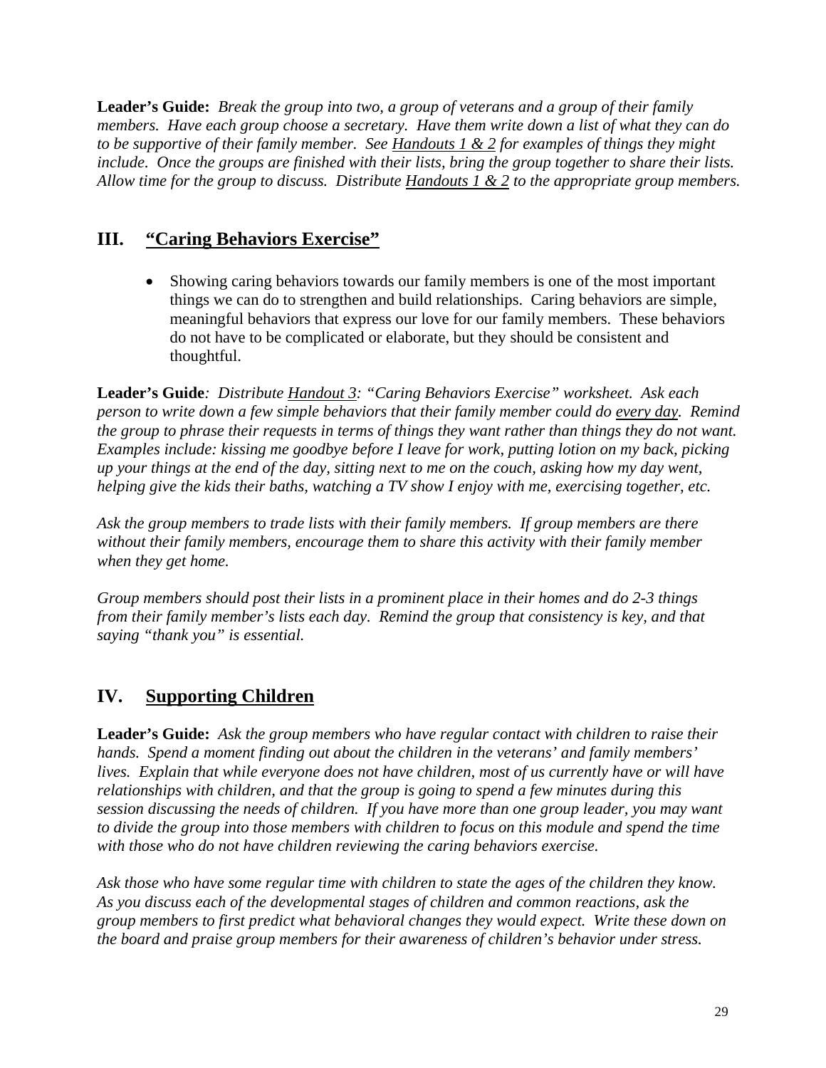**Leader's Guide:** *Break the group into two, a group of veterans and a group of their family members. Have each group choose a secretary. Have them write down a list of what they can do to be supportive of their family member. See Handouts 1 & 2 for examples of things they might include. Once the groups are finished with their lists, bring the group together to share their lists. Allow time for the group to discuss. Distribute Handouts 1 & 2 to the appropriate group members.*

## III. "Caring Behaviors Exercise"

- Showing caring behaviors towards our family members is one of the most important things we can do to strengthen and build relationships. Caring behaviors are simple, meaningful behaviors that express our love for our family members. These behaviors do not have to be complicated or elaborate, but they should be consistent and thoughtful.

**Leader's Guide***: Distribute Handout 3: "Caring Behaviors Exercise" worksheet. Ask each person to write down a few simple behaviors that their family member could do every day. Remind the group to phrase their requests in terms of things they want rather than things they do not want. Examples include: kissing me goodbye before I leave for work, putting lotion on my back, picking up your things at the end of the day, sitting next to me on the couch, asking how my day went, helping give the kids their baths, watching a TV show I enjoy with me, exercising together, etc.*

*Ask the group members to trade lists with their family members. If group members are there without their family members, encourage them to share this activity with their family member when they get home.*

*Group members should post their lists in a prominent place in their homes and do 2-3 things from their family member's lists each day. Remind the group that consistency is key, and that saying "thank you" is essential.*

## IV. Supporting Children

**Leader's Guide:** *Ask the group members who have regular contact with children to raise their hands. Spend a moment finding out about the children in the veterans' and family members' lives. Explain that while everyone does not have children, most of us currently have or will have relationships with children, and that the group is going to spend a few minutes during this session discussing the needs of children. If you have more than one group leader, you may want to divide the group into those members with children to focus on this module and spend the time with those who do not have children reviewing the caring behaviors exercise.*

*Ask those who have some regular time with children to state the ages of the children they know. As you discuss each of the developmental stages of children and common reactions, ask the group members to first predict what behavioral changes they would expect. Write these down on the board and praise group members for their awareness of children's behavior under stress.*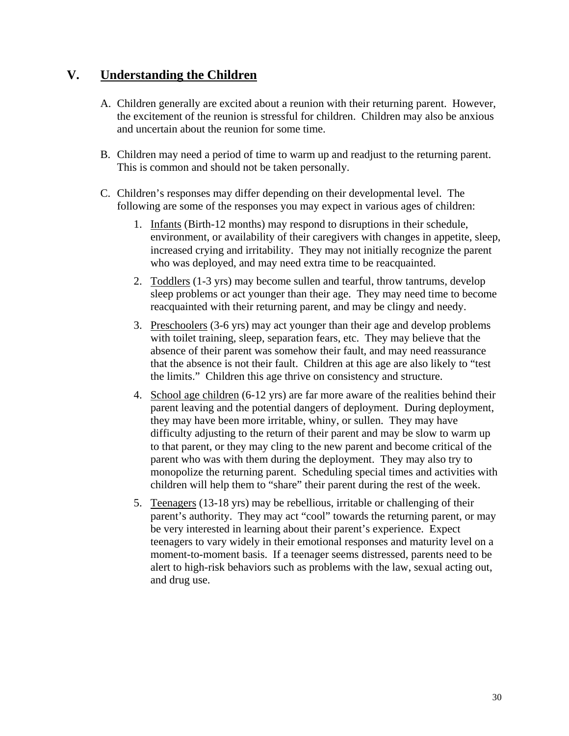## V. <u>Understanding the Children</u>

A. Children generally are excited about a reunion with their returning parent. However, the excitement of the reunion is stressful for children. Children may also be anxious and uncertain about the reunion for some time.

B. Children may need a period of time to warm up and readjust to the returning parent. This is common and should not be taken personally.

C. Children's responses may differ depending on their developmental level. The following are some of the responses you may expect in various ages of children:

   1. <u>Infants</u> (Birth-12 months) may respond to disruptions in their schedule, environment, or availability of their caregivers with changes in appetite, sleep, increased crying and irritability. They may not initially recognize the parent who was deployed, and may need extra time to be reacquainted.

   2. <u>Toddlers</u> (1-3 yrs) may become sullen and tearful, throw tantrums, develop sleep problems or act younger than their age. They may need time to become reacquainted with their returning parent, and may be clingy and needy.

   3. <u>Preschoolers</u> (3-6 yrs) may act younger than their age and develop problems with toilet training, sleep, separation fears, etc. They may believe that the absence of their parent was somehow their fault, and may need reassurance that the absence is not their fault. Children at this age are also likely to "test the limits." Children this age thrive on consistency and structure.

   4. <u>School age children</u> (6-12 yrs) are far more aware of the realities behind their parent leaving and the potential dangers of deployment. During deployment, they may have been more irritable, whiny, or sullen. They may have difficulty adjusting to the return of their parent and may be slow to warm up to that parent, or they may cling to the new parent and become critical of the parent who was with them during the deployment. They may also try to monopolize the returning parent. Scheduling special times and activities with children will help them to "share" their parent during the rest of the week.

   5. <u>Teenagers</u> (13-18 yrs) may be rebellious, irritable or challenging of their parent's authority. They may act "cool" towards the returning parent, or may be very interested in learning about their parent's experience. Expect teenagers to vary widely in their emotional responses and maturity level on a moment-to-moment basis. If a teenager seems distressed, parents need to be alert to high-risk behaviors such as problems with the law, sexual acting out, and drug use.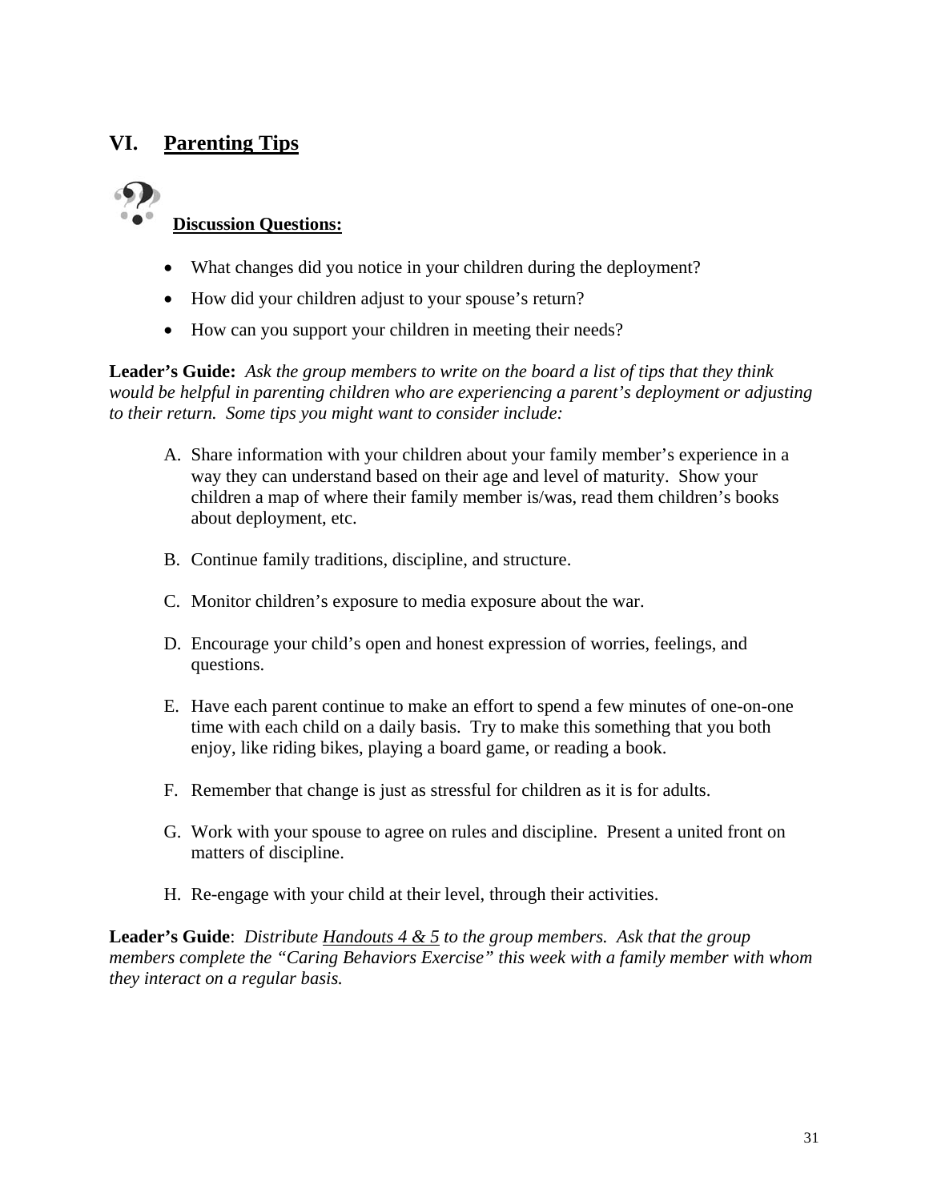## VI. Parenting Tips

**Discussion Questions:**

- What changes did you notice in your children during the deployment?
- How did your children adjust to your spouse's return?
- How can you support your children in meeting their needs?

**Leader's Guide:** *Ask the group members to write on the board a list of tips that they think would be helpful in parenting children who are experiencing a parent's deployment or adjusting to their return. Some tips you might want to consider include:*

A. Share information with your children about your family member's experience in a way they can understand based on their age and level of maturity. Show your children a map of where their family member is/was, read them children's books about deployment, etc.

B. Continue family traditions, discipline, and structure.

C. Monitor children's exposure to media exposure about the war.

D. Encourage your child's open and honest expression of worries, feelings, and questions.

E. Have each parent continue to make an effort to spend a few minutes of one-on-one time with each child on a daily basis. Try to make this something that you both enjoy, like riding bikes, playing a board game, or reading a book.

F. Remember that change is just as stressful for children as it is for adults.

G. Work with your spouse to agree on rules and discipline. Present a united front on matters of discipline.

H. Re-engage with your child at their level, through their activities.

**Leader's Guide**: *Distribute Handouts 4 & 5 to the group members. Ask that the group members complete the "Caring Behaviors Exercise" this week with a family member with whom they interact on a regular basis.*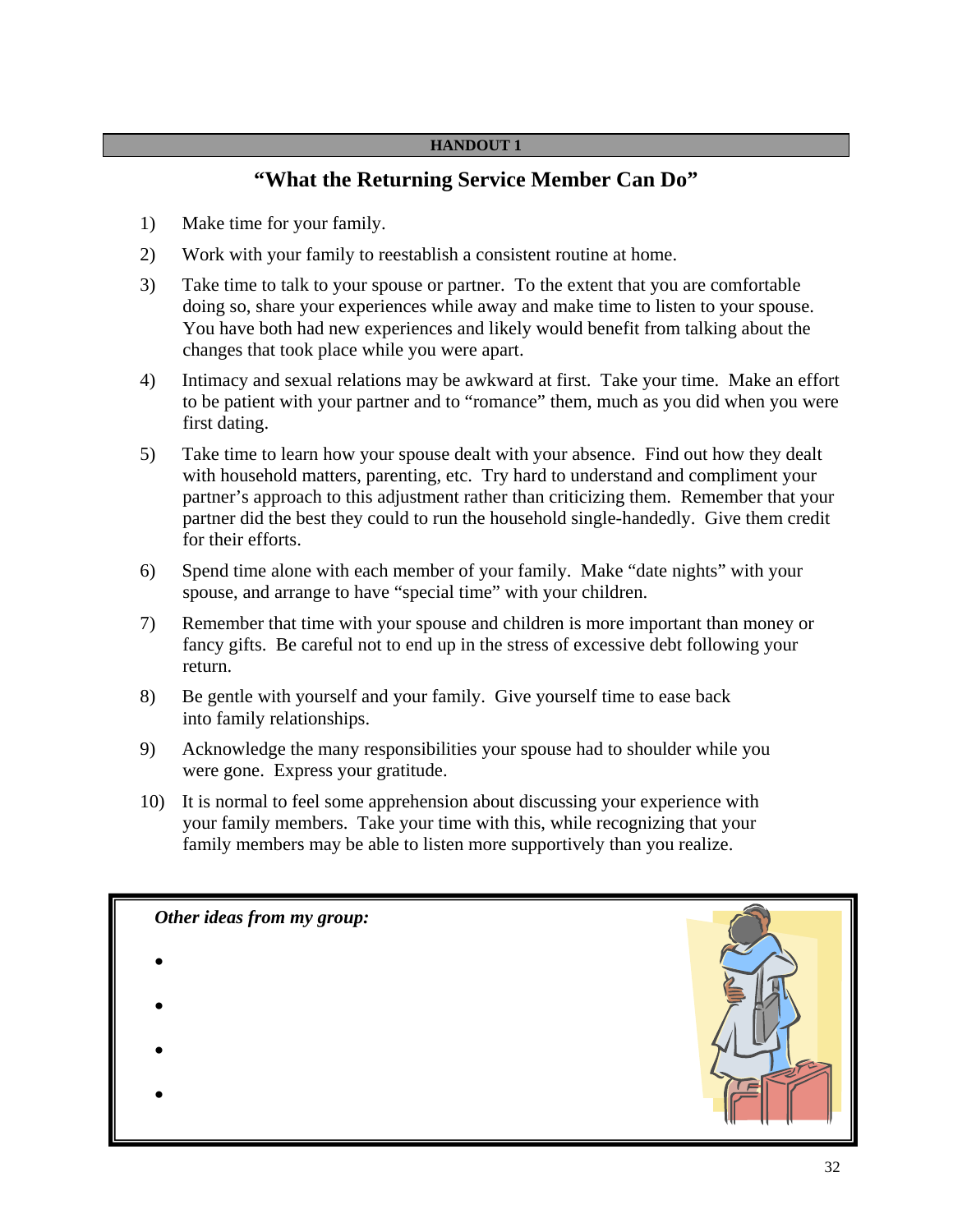**HANDOUT 1**

## "What the Returning Service Member Can Do"

1) Make time for your family.
2) Work with your family to reestablish a consistent routine at home.
3) Take time to talk to your spouse or partner. To the extent that you are comfortable doing so, share your experiences while away and make time to listen to your spouse. You have both had new experiences and likely would benefit from talking about the changes that took place while you were apart.
4) Intimacy and sexual relations may be awkward at first. Take your time. Make an effort to be patient with your partner and to "romance" them, much as you did when you were first dating.
5) Take time to learn how your spouse dealt with your absence. Find out how they dealt with household matters, parenting, etc. Try hard to understand and compliment your partner's approach to this adjustment rather than criticizing them. Remember that your partner did the best they could to run the household single-handedly. Give them credit for their efforts.
6) Spend time alone with each member of your family. Make "date nights" with your spouse, and arrange to have "special time" with your children.
7) Remember that time with your spouse and children is more important than money or fancy gifts. Be careful not to end up in the stress of excessive debt following your return.
8) Be gentle with yourself and your family. Give yourself time to ease back into family relationships.
9) Acknowledge the many responsibilities your spouse had to shoulder while you were gone. Express your gratitude.
10) It is normal to feel some apprehension about discussing your experience with your family members. Take your time with this, while recognizing that your family members may be able to listen more supportively than you realize.

***Other ideas from my group:***

- 
- 
- 
-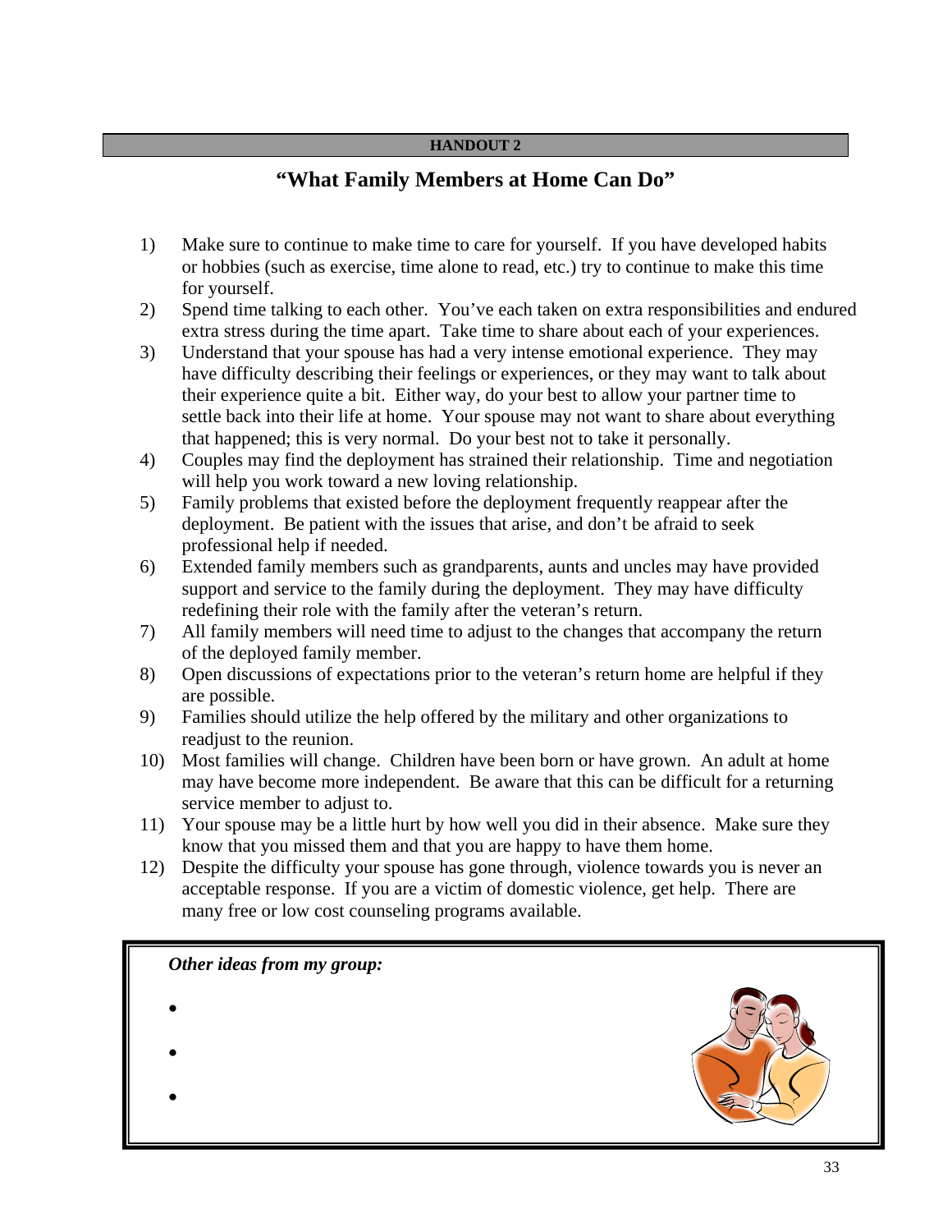**HANDOUT 2**

## "What Family Members at Home Can Do"

1) Make sure to continue to make time to care for yourself. If you have developed habits or hobbies (such as exercise, time alone to read, etc.) try to continue to make this time for yourself.
2) Spend time talking to each other. You've each taken on extra responsibilities and endured extra stress during the time apart. Take time to share about each of your experiences.
3) Understand that your spouse has had a very intense emotional experience. They may have difficulty describing their feelings or experiences, or they may want to talk about their experience quite a bit. Either way, do your best to allow your partner time to settle back into their life at home. Your spouse may not want to share about everything that happened; this is very normal. Do your best not to take it personally.
4) Couples may find the deployment has strained their relationship. Time and negotiation will help you work toward a new loving relationship.
5) Family problems that existed before the deployment frequently reappear after the deployment. Be patient with the issues that arise, and don't be afraid to seek professional help if needed.
6) Extended family members such as grandparents, aunts and uncles may have provided support and service to the family during the deployment. They may have difficulty redefining their role with the family after the veteran's return.
7) All family members will need time to adjust to the changes that accompany the return of the deployed family member.
8) Open discussions of expectations prior to the veteran's return home are helpful if they are possible.
9) Families should utilize the help offered by the military and other organizations to readjust to the reunion.
10) Most families will change. Children have been born or have grown. An adult at home may have become more independent. Be aware that this can be difficult for a returning service member to adjust to.
11) Your spouse may be a little hurt by how well you did in their absence. Make sure they know that you missed them and that you are happy to have them home.
12) Despite the difficulty your spouse has gone through, violence towards you is never an acceptable response. If you are a victim of domestic violence, get help. There are many free or low cost counseling programs available.

***Other ideas from my group:***

- 
- 
-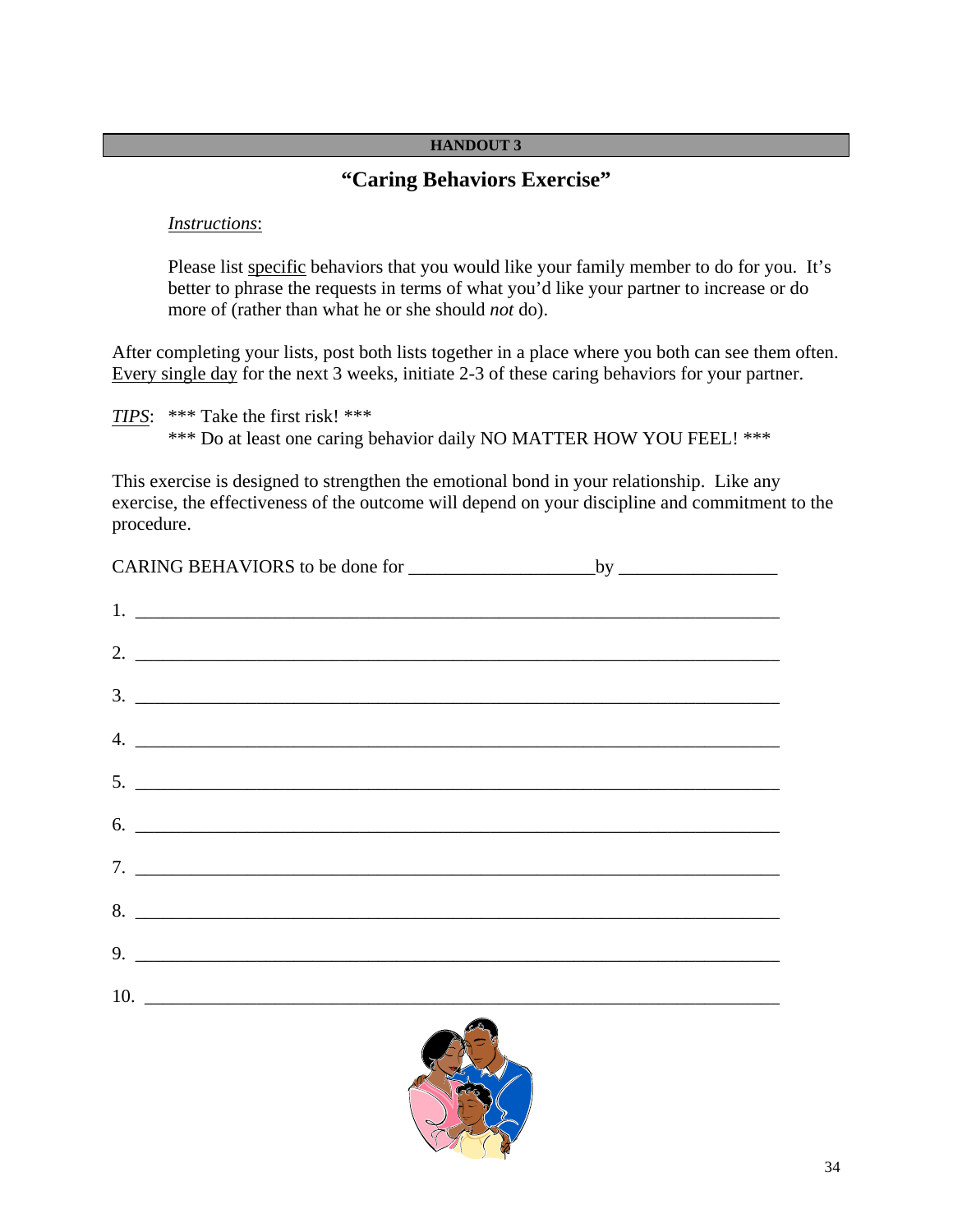**HANDOUT 3**

## "Caring Behaviors Exercise"

*Instructions*:

Please list specific behaviors that you would like your family member to do for you. It's better to phrase the requests in terms of what you'd like your partner to increase or do more of (rather than what he or she should *not* do).

After completing your lists, post both lists together in a place where you both can see them often. Every single day for the next 3 weeks, initiate 2-3 of these caring behaviors for your partner.

*TIPS*: *** Take the first risk! ***
*** Do at least one caring behavior daily NO MATTER HOW YOU FEEL! ***

This exercise is designed to strengthen the emotional bond in your relationship. Like any exercise, the effectiveness of the outcome will depend on your discipline and commitment to the procedure.

CARING BEHAVIORS to be done for ____________________by _________________

1. ______________________________________________________________________
2. ______________________________________________________________________
3. ______________________________________________________________________
4. ______________________________________________________________________
5. ______________________________________________________________________
6. ______________________________________________________________________
7. ______________________________________________________________________
8. ______________________________________________________________________
9. ______________________________________________________________________
10. _____________________________________________________________________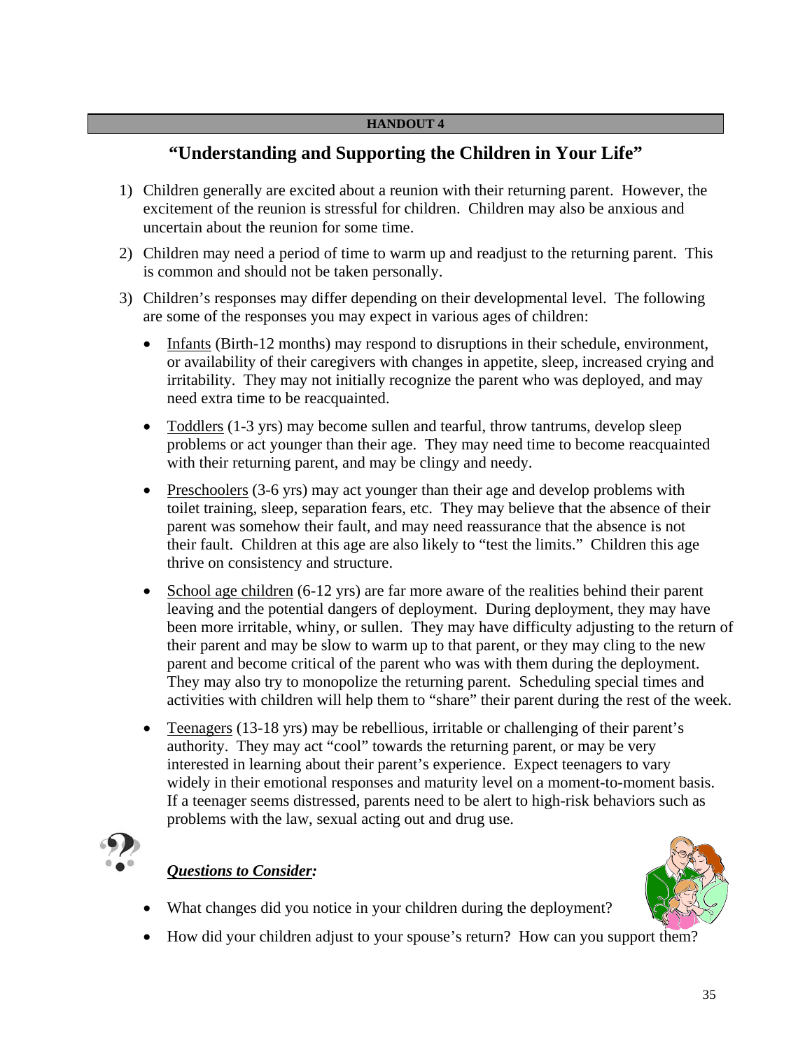**HANDOUT 4**

# "Understanding and Supporting the Children in Your Life"

1) Children generally are excited about a reunion with their returning parent. However, the excitement of the reunion is stressful for children. Children may also be anxious and uncertain about the reunion for some time.

2) Children may need a period of time to warm up and readjust to the returning parent. This is common and should not be taken personally.

3) Children's responses may differ depending on their developmental level. The following are some of the responses you may expect in various ages of children:

   - <u>Infants</u> (Birth-12 months) may respond to disruptions in their schedule, environment, or availability of their caregivers with changes in appetite, sleep, increased crying and irritability. They may not initially recognize the parent who was deployed, and may need extra time to be reacquainted.

   - <u>Toddlers</u> (1-3 yrs) may become sullen and tearful, throw tantrums, develop sleep problems or act younger than their age. They may need time to become reacquainted with their returning parent, and may be clingy and needy.

   - <u>Preschoolers</u> (3-6 yrs) may act younger than their age and develop problems with toilet training, sleep, separation fears, etc. They may believe that the absence of their parent was somehow their fault, and may need reassurance that the absence is not their fault. Children at this age are also likely to "test the limits." Children this age thrive on consistency and structure.

   - <u>School age children</u> (6-12 yrs) are far more aware of the realities behind their parent leaving and the potential dangers of deployment. During deployment, they may have been more irritable, whiny, or sullen. They may have difficulty adjusting to the return of their parent and may be slow to warm up to that parent, or they may cling to the new parent and become critical of the parent who was with them during the deployment. They may also try to monopolize the returning parent. Scheduling special times and activities with children will help them to "share" their parent during the rest of the week.

   - <u>Teenagers</u> (13-18 yrs) may be rebellious, irritable or challenging of their parent's authority. They may act "cool" towards the returning parent, or may be very interested in learning about their parent's experience. Expect teenagers to vary widely in their emotional responses and maturity level on a moment-to-moment basis. If a teenager seems distressed, parents need to be alert to high-risk behaviors such as problems with the law, sexual acting out and drug use.

***<u>Questions to Consider</u>:***

- What changes did you notice in your children during the deployment?
- How did your children adjust to your spouse's return? How can you support them?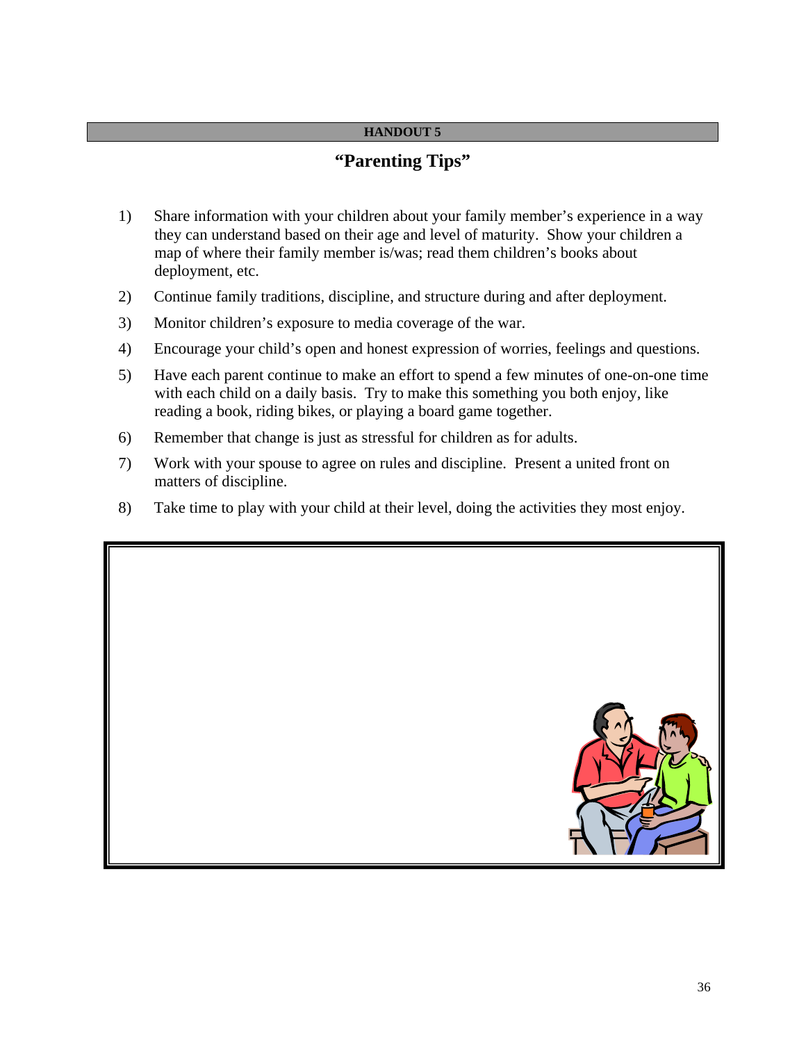**HANDOUT 5**

## "Parenting Tips"

1) Share information with your children about your family member's experience in a way they can understand based on their age and level of maturity. Show your children a map of where their family member is/was; read them children's books about deployment, etc.
2) Continue family traditions, discipline, and structure during and after deployment.
3) Monitor children's exposure to media coverage of the war.
4) Encourage your child's open and honest expression of worries, feelings and questions.
5) Have each parent continue to make an effort to spend a few minutes of one-on-one time with each child on a daily basis. Try to make this something you both enjoy, like reading a book, riding bikes, or playing a board game together.
6) Remember that change is just as stressful for children as for adults.
7) Work with your spouse to agree on rules and discipline. Present a united front on matters of discipline.
8) Take time to play with your child at their level, doing the activities they most enjoy.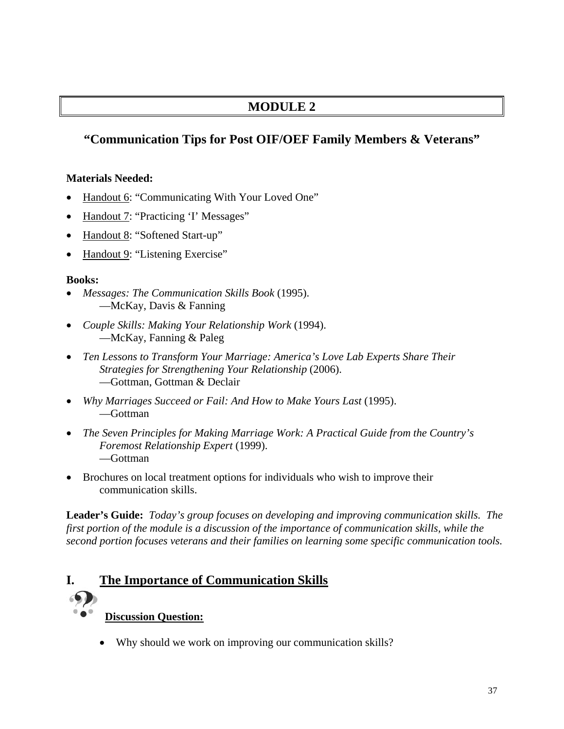# MODULE 2

## "Communication Tips for Post OIF/OEF Family Members & Veterans"

**Materials Needed:**

- Handout 6: "Communicating With Your Loved One"
- Handout 7: "Practicing 'I' Messages"
- Handout 8: "Softened Start-up"
- Handout 9: "Listening Exercise"

**Books:**

- *Messages: The Communication Skills Book* (1995).
  —McKay, Davis & Fanning
- *Couple Skills: Making Your Relationship Work* (1994).
  —McKay, Fanning & Paleg
- *Ten Lessons to Transform Your Marriage: America's Love Lab Experts Share Their Strategies for Strengthening Your Relationship* (2006).
  —Gottman, Gottman & Declair
- *Why Marriages Succeed or Fail: And How to Make Yours Last* (1995).
  —Gottman
- *The Seven Principles for Making Marriage Work: A Practical Guide from the Country's Foremost Relationship Expert* (1999).
  —Gottman
- Brochures on local treatment options for individuals who wish to improve their communication skills.

**Leader's Guide:** *Today's group focuses on developing and improving communication skills. The first portion of the module is a discussion of the importance of communication skills, while the second portion focuses veterans and their families on learning some specific communication tools.*

## I. The Importance of Communication Skills

**Discussion Question:**

- Why should we work on improving our communication skills?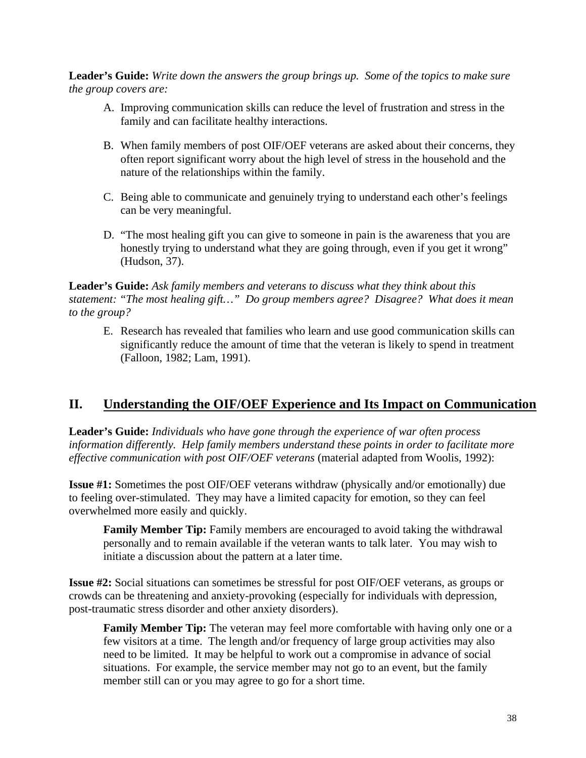**Leader's Guide:** *Write down the answers the group brings up. Some of the topics to make sure the group covers are:*

A. Improving communication skills can reduce the level of frustration and stress in the family and can facilitate healthy interactions.

B. When family members of post OIF/OEF veterans are asked about their concerns, they often report significant worry about the high level of stress in the household and the nature of the relationships within the family.

C. Being able to communicate and genuinely trying to understand each other's feelings can be very meaningful.

D. "The most healing gift you can give to someone in pain is the awareness that you are honestly trying to understand what they are going through, even if you get it wrong" (Hudson, 37).

**Leader's Guide:** *Ask family members and veterans to discuss what they think about this statement: "The most healing gift…" Do group members agree? Disagree? What does it mean to the group?*

E. Research has revealed that families who learn and use good communication skills can significantly reduce the amount of time that the veteran is likely to spend in treatment (Falloon, 1982; Lam, 1991).

## II. Understanding the OIF/OEF Experience and Its Impact on Communication

**Leader's Guide:** *Individuals who have gone through the experience of war often process information differently. Help family members understand these points in order to facilitate more effective communication with post OIF/OEF veterans* (material adapted from Woolis, 1992):

**Issue #1:** Sometimes the post OIF/OEF veterans withdraw (physically and/or emotionally) due to feeling over-stimulated. They may have a limited capacity for emotion, so they can feel overwhelmed more easily and quickly.

> **Family Member Tip:** Family members are encouraged to avoid taking the withdrawal personally and to remain available if the veteran wants to talk later. You may wish to initiate a discussion about the pattern at a later time.

**Issue #2:** Social situations can sometimes be stressful for post OIF/OEF veterans, as groups or crowds can be threatening and anxiety-provoking (especially for individuals with depression, post-traumatic stress disorder and other anxiety disorders).

> **Family Member Tip:** The veteran may feel more comfortable with having only one or a few visitors at a time. The length and/or frequency of large group activities may also need to be limited. It may be helpful to work out a compromise in advance of social situations. For example, the service member may not go to an event, but the family member still can or you may agree to go for a short time.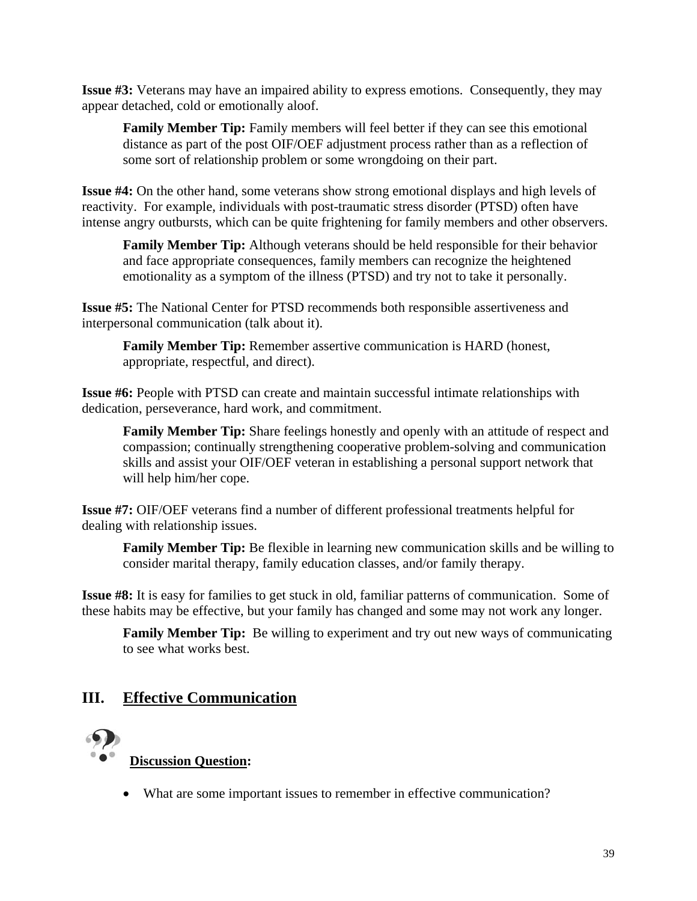**Issue #3:** Veterans may have an impaired ability to express emotions. Consequently, they may appear detached, cold or emotionally aloof.

> **Family Member Tip:** Family members will feel better if they can see this emotional distance as part of the post OIF/OEF adjustment process rather than as a reflection of some sort of relationship problem or some wrongdoing on their part.

**Issue #4:** On the other hand, some veterans show strong emotional displays and high levels of reactivity. For example, individuals with post-traumatic stress disorder (PTSD) often have intense angry outbursts, which can be quite frightening for family members and other observers.

> **Family Member Tip:** Although veterans should be held responsible for their behavior and face appropriate consequences, family members can recognize the heightened emotionality as a symptom of the illness (PTSD) and try not to take it personally.

**Issue #5:** The National Center for PTSD recommends both responsible assertiveness and interpersonal communication (talk about it).

> **Family Member Tip:** Remember assertive communication is HARD (honest, appropriate, respectful, and direct).

**Issue #6:** People with PTSD can create and maintain successful intimate relationships with dedication, perseverance, hard work, and commitment.

> **Family Member Tip:** Share feelings honestly and openly with an attitude of respect and compassion; continually strengthening cooperative problem-solving and communication skills and assist your OIF/OEF veteran in establishing a personal support network that will help him/her cope.

**Issue #7:** OIF/OEF veterans find a number of different professional treatments helpful for dealing with relationship issues.

> **Family Member Tip:** Be flexible in learning new communication skills and be willing to consider marital therapy, family education classes, and/or family therapy.

**Issue #8:** It is easy for families to get stuck in old, familiar patterns of communication. Some of these habits may be effective, but your family has changed and some may not work any longer.

> **Family Member Tip:** Be willing to experiment and try out new ways of communicating to see what works best.

## III. Effective Communication

**Discussion Question:**

- What are some important issues to remember in effective communication?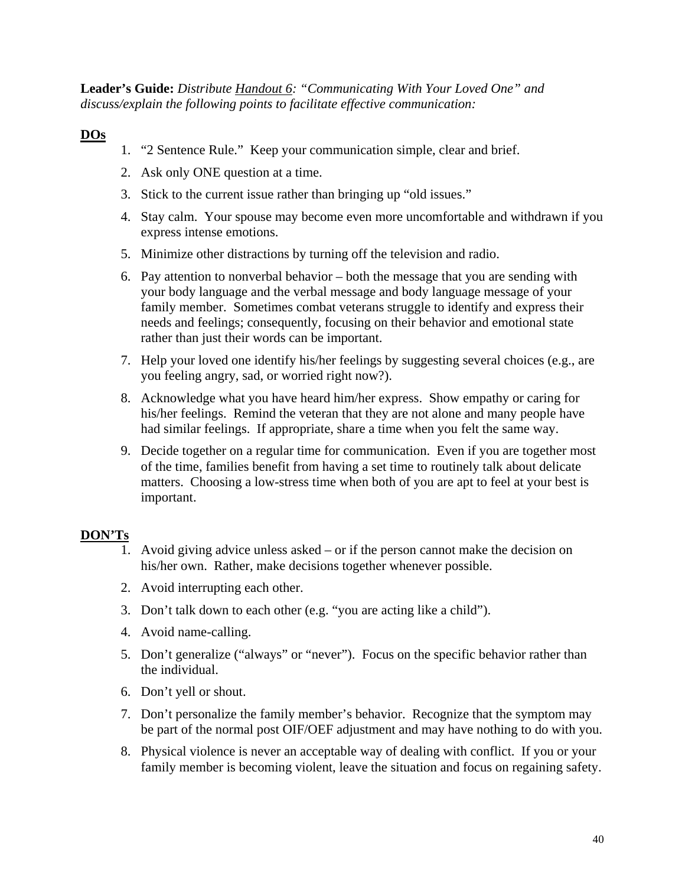**Leader's Guide:** *Distribute* Handout 6*: "Communicating With Your Loved One" and discuss/explain the following points to facilitate effective communication:*

**DOs**

1. "2 Sentence Rule." Keep your communication simple, clear and brief.
2. Ask only ONE question at a time.
3. Stick to the current issue rather than bringing up "old issues."
4. Stay calm. Your spouse may become even more uncomfortable and withdrawn if you express intense emotions.
5. Minimize other distractions by turning off the television and radio.
6. Pay attention to nonverbal behavior – both the message that you are sending with your body language and the verbal message and body language message of your family member. Sometimes combat veterans struggle to identify and express their needs and feelings; consequently, focusing on their behavior and emotional state rather than just their words can be important.
7. Help your loved one identify his/her feelings by suggesting several choices (e.g., are you feeling angry, sad, or worried right now?).
8. Acknowledge what you have heard him/her express. Show empathy or caring for his/her feelings. Remind the veteran that they are not alone and many people have had similar feelings. If appropriate, share a time when you felt the same way.
9. Decide together on a regular time for communication. Even if you are together most of the time, families benefit from having a set time to routinely talk about delicate matters. Choosing a low-stress time when both of you are apt to feel at your best is important.

**DON'Ts**

1. Avoid giving advice unless asked – or if the person cannot make the decision on his/her own. Rather, make decisions together whenever possible.
2. Avoid interrupting each other.
3. Don't talk down to each other (e.g. "you are acting like a child").
4. Avoid name-calling.
5. Don't generalize ("always" or "never"). Focus on the specific behavior rather than the individual.
6. Don't yell or shout.
7. Don't personalize the family member's behavior. Recognize that the symptom may be part of the normal post OIF/OEF adjustment and may have nothing to do with you.
8. Physical violence is never an acceptable way of dealing with conflict. If you or your family member is becoming violent, leave the situation and focus on regaining safety.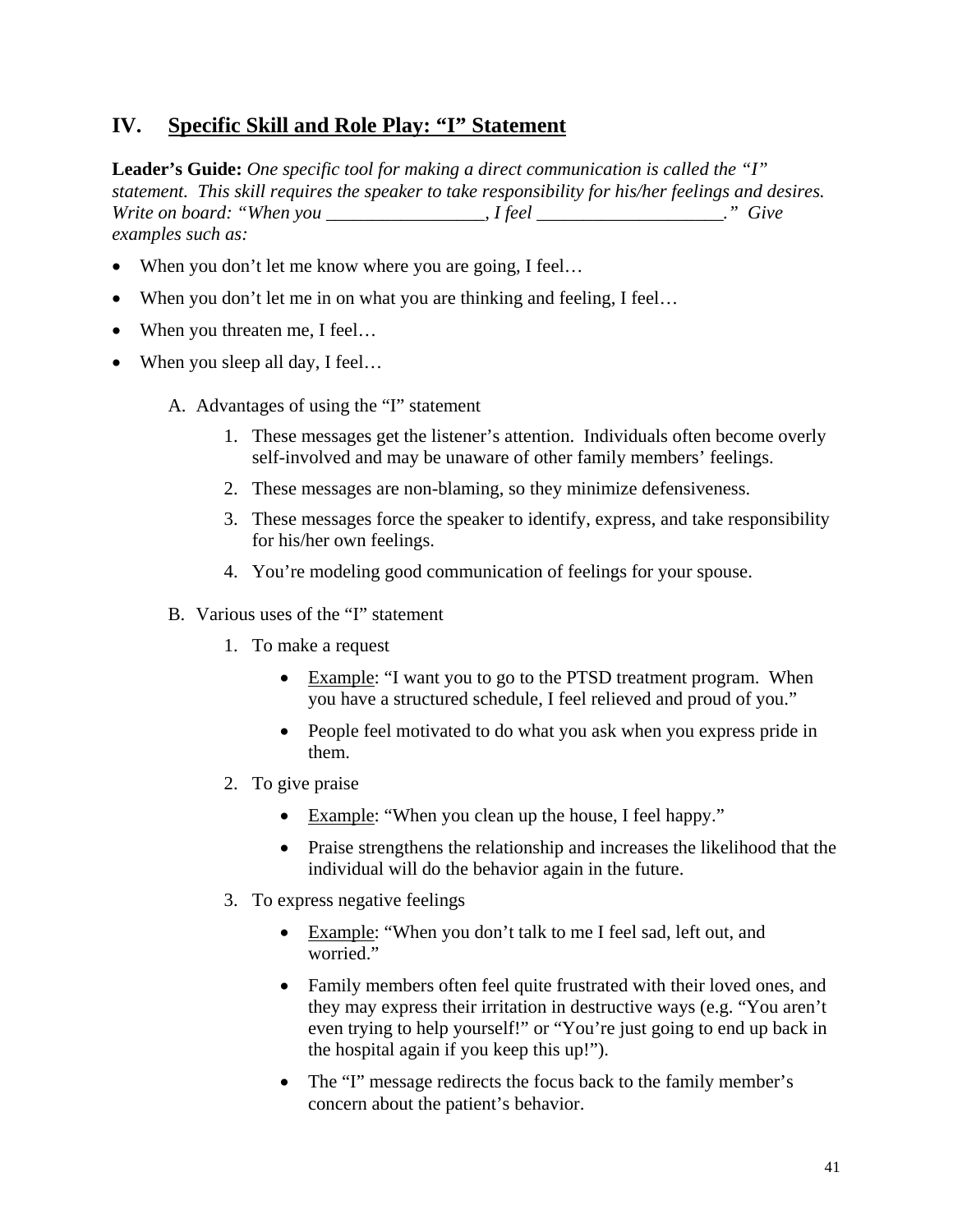## IV. Specific Skill and Role Play: "I" Statement

**Leader's Guide:** *One specific tool for making a direct communication is called the "I" statement. This skill requires the speaker to take responsibility for his/her feelings and desires. Write on board: "When you _________________, I feel ____________________." Give examples such as:*

- When you don't let me know where you are going, I feel…
- When you don't let me in on what you are thinking and feeling, I feel…
- When you threaten me, I feel…
- When you sleep all day, I feel…

A. Advantages of using the "I" statement

1. These messages get the listener's attention. Individuals often become overly self-involved and may be unaware of other family members' feelings.
2. These messages are non-blaming, so they minimize defensiveness.
3. These messages force the speaker to identify, express, and take responsibility for his/her own feelings.
4. You're modeling good communication of feelings for your spouse.

B. Various uses of the "I" statement

1. To make a request
   - Example: "I want you to go to the PTSD treatment program. When you have a structured schedule, I feel relieved and proud of you."
   - People feel motivated to do what you ask when you express pride in them.
2. To give praise
   - Example: "When you clean up the house, I feel happy."
   - Praise strengthens the relationship and increases the likelihood that the individual will do the behavior again in the future.
3. To express negative feelings
   - Example: "When you don't talk to me I feel sad, left out, and worried."
   - Family members often feel quite frustrated with their loved ones, and they may express their irritation in destructive ways (e.g. "You aren't even trying to help yourself!" or "You're just going to end up back in the hospital again if you keep this up!").
   - The "I" message redirects the focus back to the family member's concern about the patient's behavior.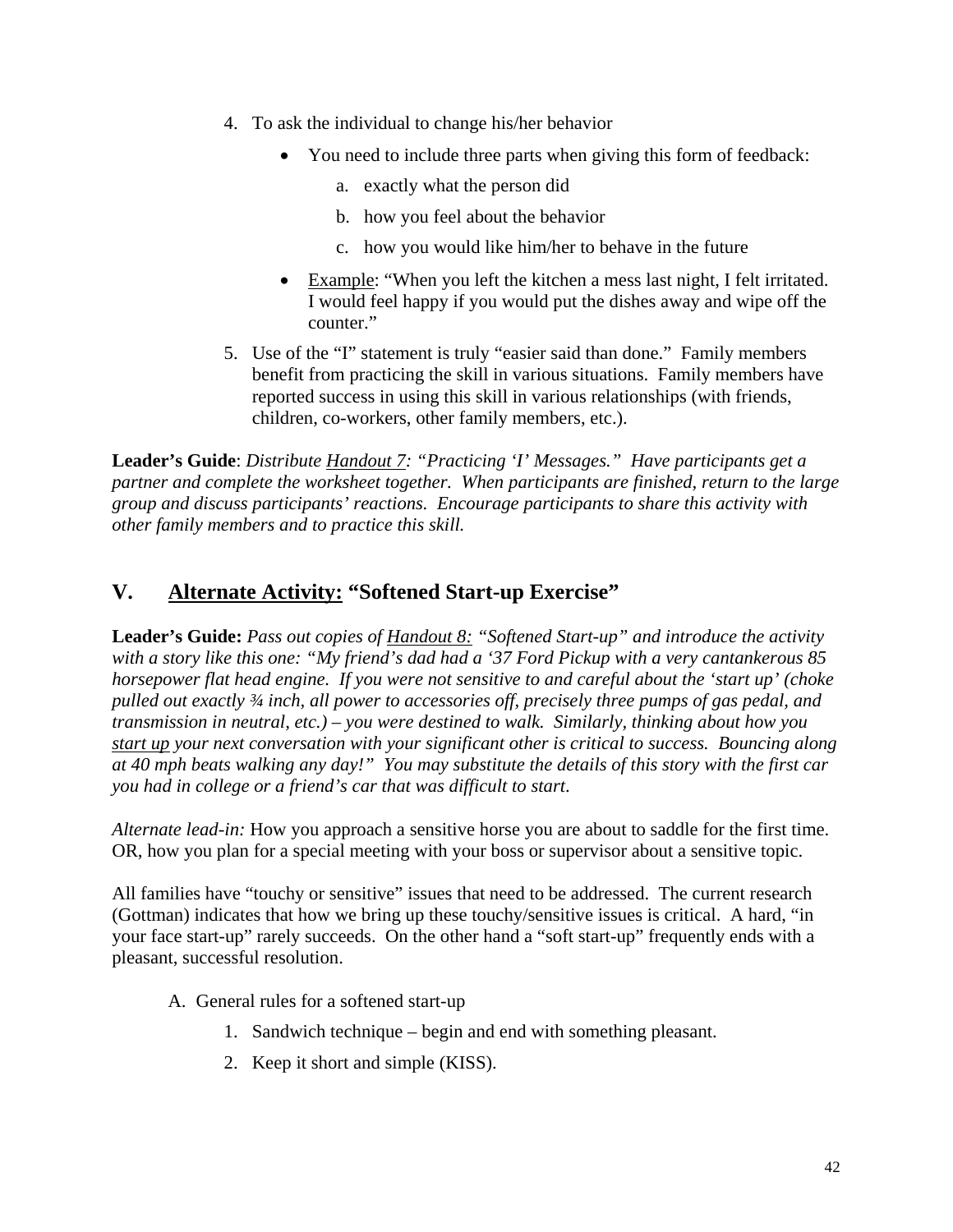4. To ask the individual to change his/her behavior
    - You need to include three parts when giving this form of feedback:
        a. exactly what the person did
        b. how you feel about the behavior
        c. how you would like him/her to behave in the future
    - Example: "When you left the kitchen a mess last night, I felt irritated. I would feel happy if you would put the dishes away and wipe off the counter."
5. Use of the "I" statement is truly "easier said than done." Family members benefit from practicing the skill in various situations. Family members have reported success in using this skill in various relationships (with friends, children, co-workers, other family members, etc.).

**Leader's Guide**: *Distribute Handout 7: "Practicing 'I' Messages." Have participants get a partner and complete the worksheet together. When participants are finished, return to the large group and discuss participants' reactions. Encourage participants to share this activity with other family members and to practice this skill.*

## V. Alternate Activity: "Softened Start-up Exercise"

**Leader's Guide:** *Pass out copies of Handout 8: "Softened Start-up" and introduce the activity with a story like this one: "My friend's dad had a '37 Ford Pickup with a very cantankerous 85 horsepower flat head engine. If you were not sensitive to and careful about the 'start up' (choke pulled out exactly ¾ inch, all power to accessories off, precisely three pumps of gas pedal, and transmission in neutral, etc.) – you were destined to walk. Similarly, thinking about how you start up your next conversation with your significant other is critical to success. Bouncing along at 40 mph beats walking any day!" You may substitute the details of this story with the first car you had in college or a friend's car that was difficult to start.*

*Alternate lead-in:* How you approach a sensitive horse you are about to saddle for the first time. OR, how you plan for a special meeting with your boss or supervisor about a sensitive topic.

All families have "touchy or sensitive" issues that need to be addressed. The current research (Gottman) indicates that how we bring up these touchy/sensitive issues is critical. A hard, "in your face start-up" rarely succeeds. On the other hand a "soft start-up" frequently ends with a pleasant, successful resolution.

A. General rules for a softened start-up
    1. Sandwich technique – begin and end with something pleasant.
    2. Keep it short and simple (KISS).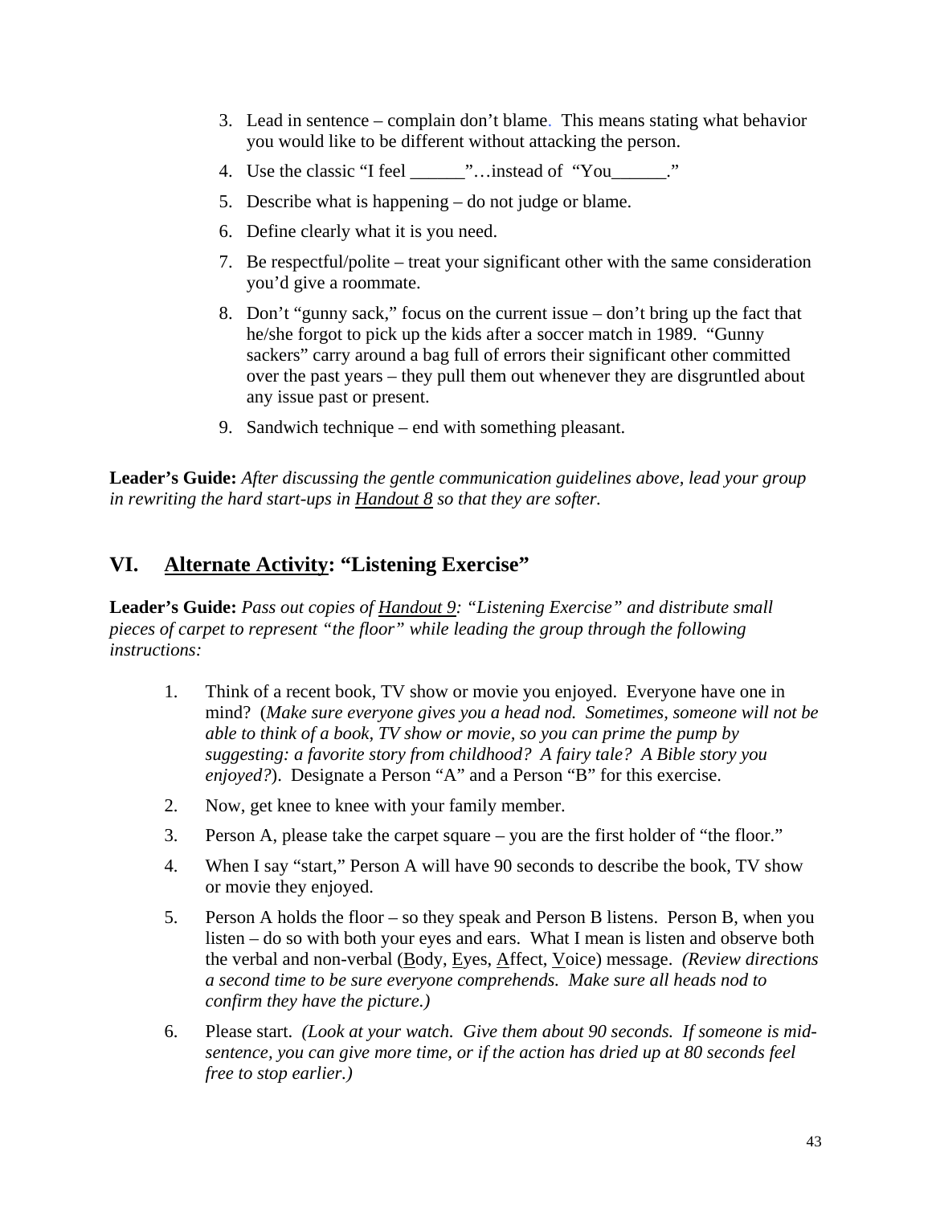3. Lead in sentence – complain don't blame. This means stating what behavior you would like to be different without attacking the person.
4. Use the classic "I feel ______"…instead of "You______."
5. Describe what is happening – do not judge or blame.
6. Define clearly what it is you need.
7. Be respectful/polite – treat your significant other with the same consideration you'd give a roommate.
8. Don't "gunny sack," focus on the current issue – don't bring up the fact that he/she forgot to pick up the kids after a soccer match in 1989. "Gunny sackers" carry around a bag full of errors their significant other committed over the past years – they pull them out whenever they are disgruntled about any issue past or present.
9. Sandwich technique – end with something pleasant.

**Leader's Guide:** *After discussing the gentle communication guidelines above, lead your group in rewriting the hard start-ups in* <u>*Handout 8*</u> *so that they are softer.*

## VI. <u>Alternate Activity</u>: "Listening Exercise"

**Leader's Guide:** *Pass out copies of* <u>*Handout 9*</u>*: "Listening Exercise" and distribute small pieces of carpet to represent "the floor" while leading the group through the following instructions:*

1. Think of a recent book, TV show or movie you enjoyed. Everyone have one in mind? (*Make sure everyone gives you a head nod. Sometimes, someone will not be able to think of a book, TV show or movie, so you can prime the pump by suggesting: a favorite story from childhood? A fairy tale? A Bible story you enjoyed?*). Designate a Person "A" and a Person "B" for this exercise.
2. Now, get knee to knee with your family member.
3. Person A, please take the carpet square – you are the first holder of "the floor."
4. When I say "start," Person A will have 90 seconds to describe the book, TV show or movie they enjoyed.
5. Person A holds the floor – so they speak and Person B listens. Person B, when you listen – do so with both your eyes and ears. What I mean is listen and observe both the verbal and non-verbal (<u>B</u>ody, <u>E</u>yes, <u>A</u>ffect, <u>V</u>oice) message. *(Review directions a second time to be sure everyone comprehends. Make sure all heads nod to confirm they have the picture.)*
6. Please start. *(Look at your watch. Give them about 90 seconds. If someone is mid-sentence, you can give more time, or if the action has dried up at 80 seconds feel free to stop earlier.)*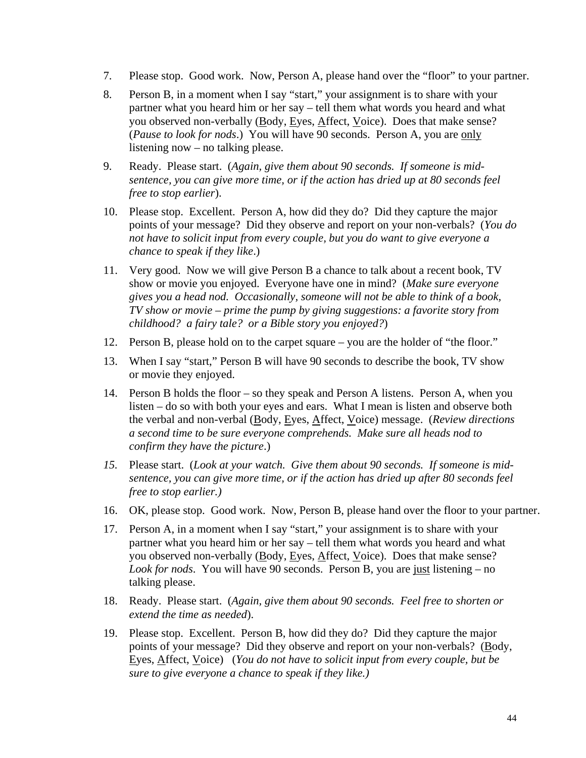7. Please stop. Good work. Now, Person A, please hand over the “floor” to your partner.

8. Person B, in a moment when I say “start,” your assignment is to share with your partner what you heard him or her say – tell them what words you heard and what you observed non-verbally (<u>B</u>ody, <u>E</u>yes, <u>A</u>ffect, <u>V</u>oice). Does that make sense? (*Pause to look for nods*.) You will have 90 seconds. Person A, you are <u>only</u> listening now – no talking please.

9. Ready. Please start. (*Again, give them about 90 seconds. If someone is mid-sentence, you can give more time, or if the action has dried up at 80 seconds feel free to stop earlier*).

10. Please stop. Excellent. Person A, how did they do? Did they capture the major points of your message? Did they observe and report on your non-verbals? (*You do not have to solicit input from every couple, but you do want to give everyone a chance to speak if they like*.)

11. Very good. Now we will give Person B a chance to talk about a recent book, TV show or movie you enjoyed. Everyone have one in mind? (*Make sure everyone gives you a head nod. Occasionally, someone will not be able to think of a book, TV show or movie – prime the pump by giving suggestions: a favorite story from childhood? a fairy tale? or a Bible story you enjoyed?*)

12. Person B, please hold on to the carpet square – you are the holder of “the floor.”

13. When I say “start,” Person B will have 90 seconds to describe the book, TV show or movie they enjoyed.

14. Person B holds the floor – so they speak and Person A listens. Person A, when you listen – do so with both your eyes and ears. What I mean is listen and observe both the verbal and non-verbal (<u>B</u>ody, <u>E</u>yes, <u>A</u>ffect, <u>V</u>oice) message. (*Review directions a second time to be sure everyone comprehends. Make sure all heads nod to confirm they have the picture*.)

15. Please start. (*Look at your watch. Give them about 90 seconds. If someone is mid-sentence, you can give more time, or if the action has dried up after 80 seconds feel free to stop earlier.)*

16. OK, please stop. Good work. Now, Person B, please hand over the floor to your partner.

17. Person A, in a moment when I say “start,” your assignment is to share with your partner what you heard him or her say – tell them what words you heard and what you observed non-verbally (<u>B</u>ody, <u>E</u>yes, <u>A</u>ffect, <u>V</u>oice). Does that make sense? *Look for nods*. You will have 90 seconds. Person B, you are <u>just</u> listening – no talking please.

18. Ready. Please start. (*Again, give them about 90 seconds. Feel free to shorten or extend the time as needed*).

19. Please stop. Excellent. Person B, how did they do? Did they capture the major points of your message? Did they observe and report on your non-verbals? (<u>B</u>ody, <u>E</u>yes, <u>A</u>ffect, <u>V</u>oice) (*You do not have to solicit input from every couple, but be sure to give everyone a chance to speak if they like.)*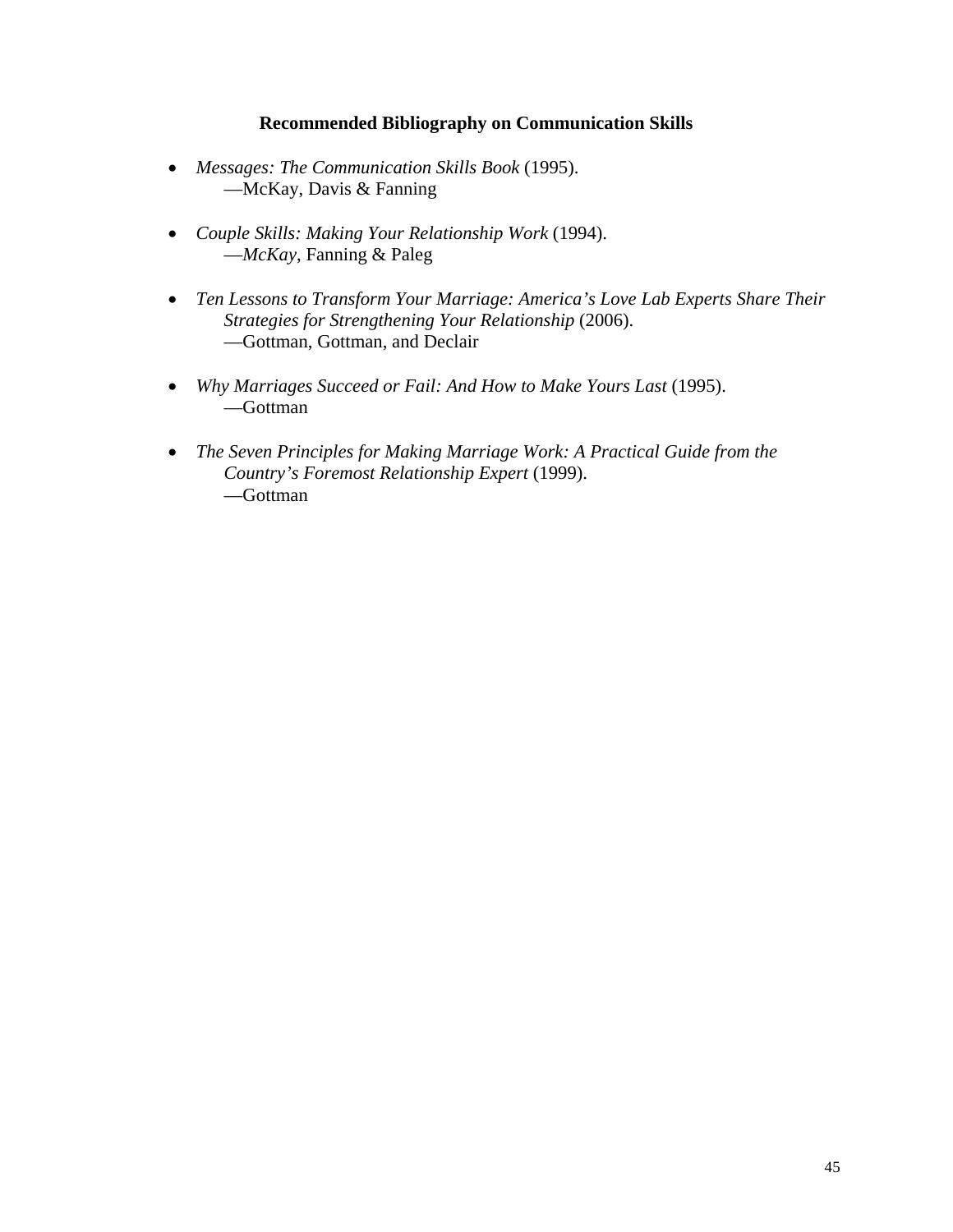## Recommended Bibliography on Communication Skills

- *Messages: The Communication Skills Book* (1995).
  —McKay, Davis & Fanning

- *Couple Skills: Making Your Relationship Work* (1994).
  —*McKay*, Fanning & Paleg

- *Ten Lessons to Transform Your Marriage: America's Love Lab Experts Share Their Strategies for Strengthening Your Relationship* (2006).
  —Gottman, Gottman, and Declair

- *Why Marriages Succeed or Fail: And How to Make Yours Last* (1995).
  —Gottman

- *The Seven Principles for Making Marriage Work: A Practical Guide from the Country's Foremost Relationship Expert* (1999).
  —Gottman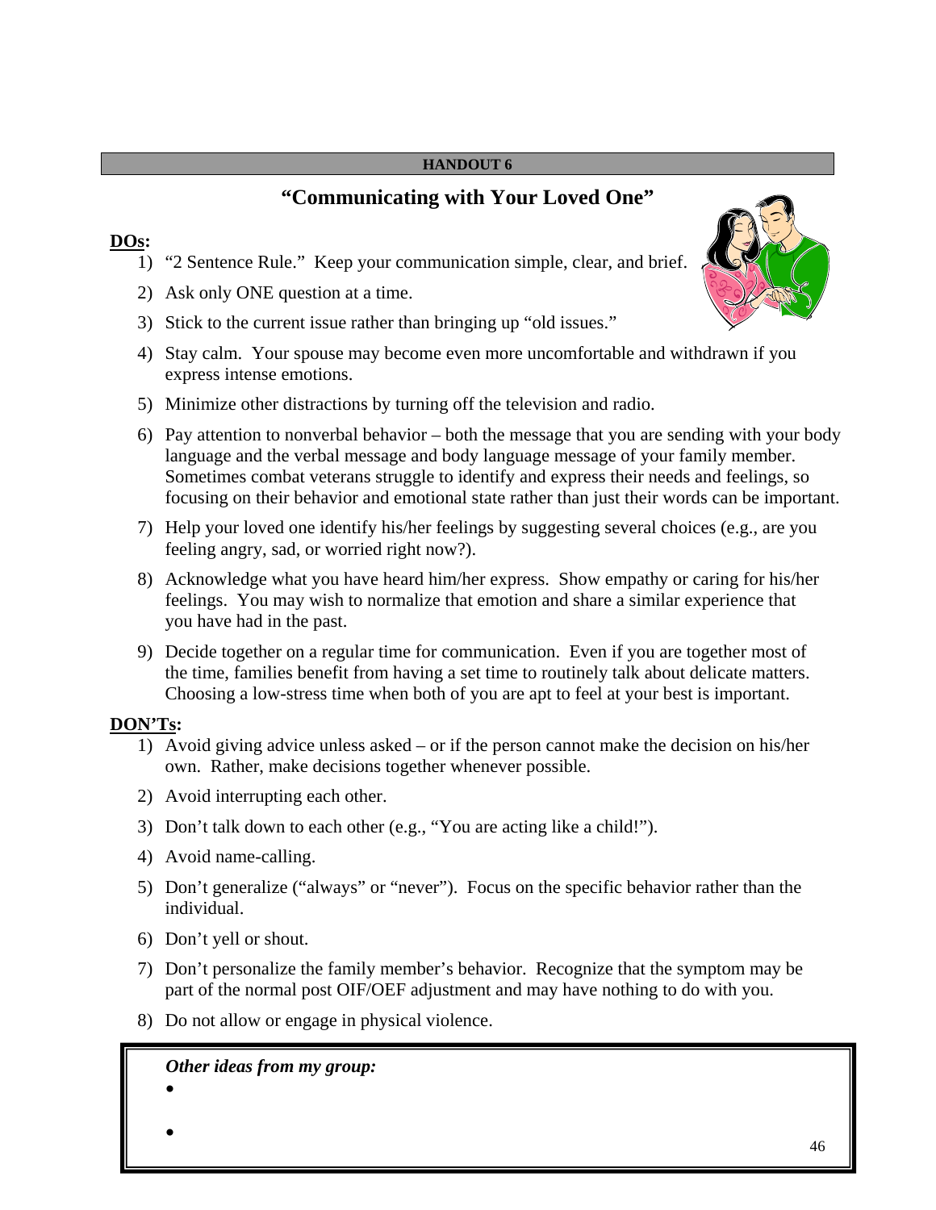**HANDOUT 6**

# "Communicating with Your Loved One"

**DOs:**

1) "2 Sentence Rule." Keep your communication simple, clear, and brief.
2) Ask only ONE question at a time.
3) Stick to the current issue rather than bringing up "old issues."
4) Stay calm. Your spouse may become even more uncomfortable and withdrawn if you express intense emotions.
5) Minimize other distractions by turning off the television and radio.
6) Pay attention to nonverbal behavior – both the message that you are sending with your body language and the verbal message and body language message of your family member. Sometimes combat veterans struggle to identify and express their needs and feelings, so focusing on their behavior and emotional state rather than just their words can be important.
7) Help your loved one identify his/her feelings by suggesting several choices (e.g., are you feeling angry, sad, or worried right now?).
8) Acknowledge what you have heard him/her express. Show empathy or caring for his/her feelings. You may wish to normalize that emotion and share a similar experience that you have had in the past.
9) Decide together on a regular time for communication. Even if you are together most of the time, families benefit from having a set time to routinely talk about delicate matters. Choosing a low-stress time when both of you are apt to feel at your best is important.

**DON'Ts:**

1) Avoid giving advice unless asked – or if the person cannot make the decision on his/her own. Rather, make decisions together whenever possible.
2) Avoid interrupting each other.
3) Don't talk down to each other (e.g., "You are acting like a child!").
4) Avoid name-calling.
5) Don't generalize ("always" or "never"). Focus on the specific behavior rather than the individual.
6) Don't yell or shout.
7) Don't personalize the family member's behavior. Recognize that the symptom may be part of the normal post OIF/OEF adjustment and may have nothing to do with you.
8) Do not allow or engage in physical violence.

***Other ideas from my group:***

-
-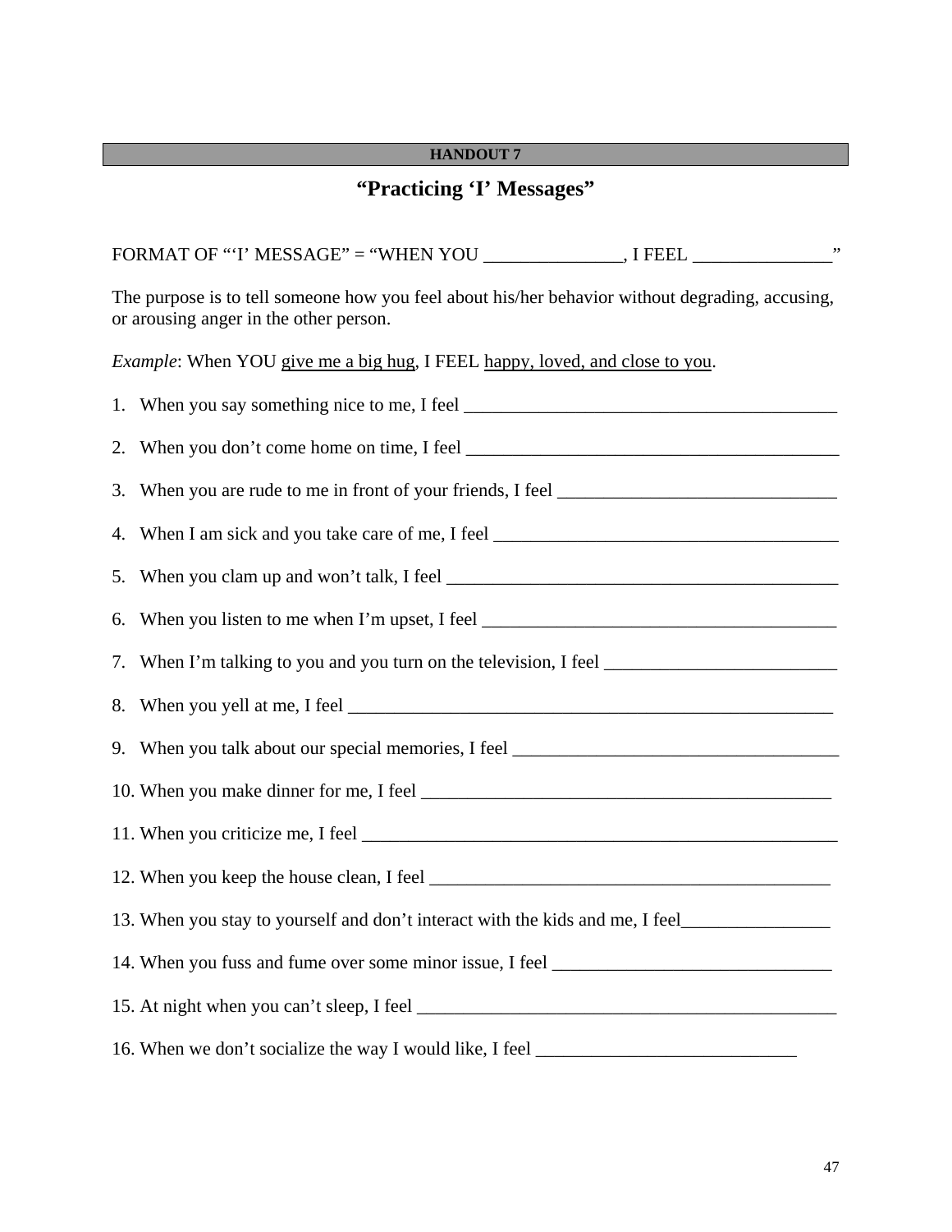**HANDOUT 7**

## "Practicing 'I' Messages"

FORMAT OF "'I' MESSAGE" = "WHEN YOU _______________, I FEEL _______________"

The purpose is to tell someone how you feel about his/her behavior without degrading, accusing, or arousing anger in the other person.

*Example*: When YOU give me a big hug, I FEEL happy, loved, and close to you.

1. When you say something nice to me, I feel _________________________________________
2. When you don't come home on time, I feel _________________________________________
3. When you are rude to me in front of your friends, I feel _______________________________
4. When I am sick and you take care of me, I feel ______________________________________
5. When you clam up and won't talk, I feel ___________________________________________
6. When you listen to me when I'm upset, I feel _______________________________________
7. When I'm talking to you and you turn on the television, I feel _________________________
8. When you yell at me, I feel ______________________________________________________
9. When you talk about our special memories, I feel ____________________________________
10. When you make dinner for me, I feel _____________________________________________
11. When you criticize me, I feel ____________________________________________________
12. When you keep the house clean, I feel ____________________________________________
13. When you stay to yourself and don't interact with the kids and me, I feel________________
14. When you fuss and fume over some minor issue, I feel _______________________________
15. At night when you can't sleep, I feel ______________________________________________
16. When we don't socialize the way I would like, I feel ____________________________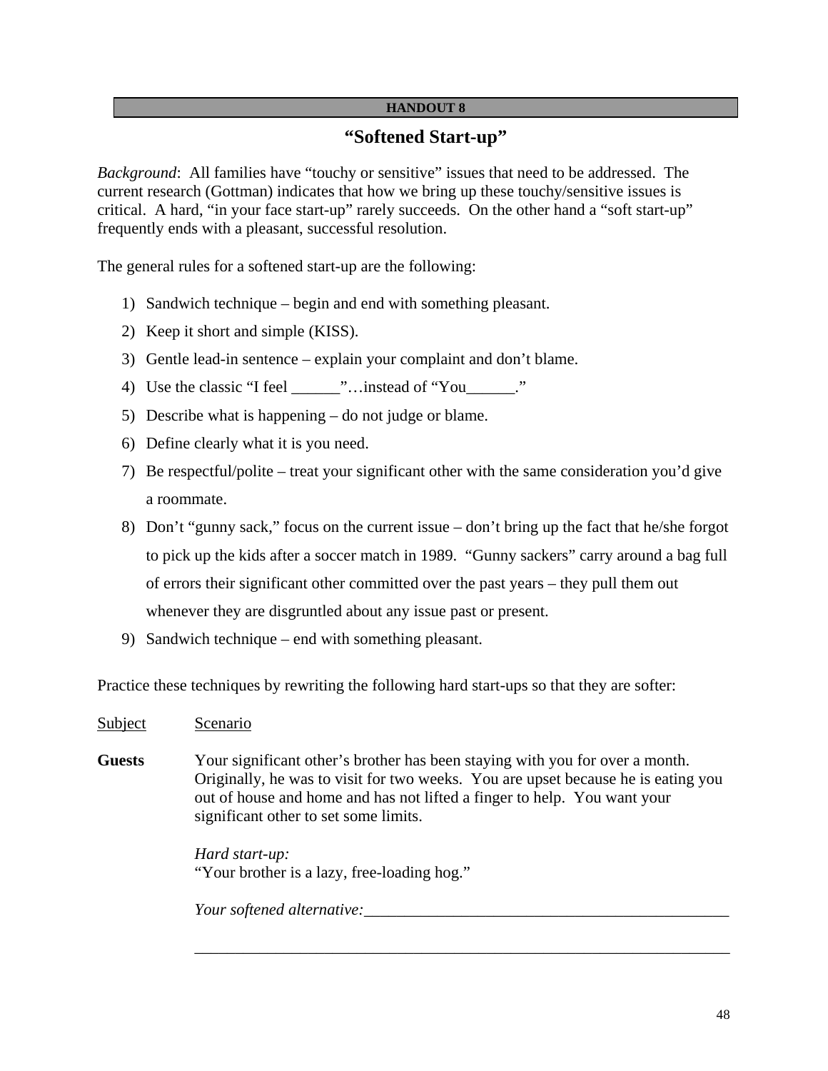**HANDOUT 8**

## "Softened Start-up"

*Background*: All families have "touchy or sensitive" issues that need to be addressed. The current research (Gottman) indicates that how we bring up these touchy/sensitive issues is critical. A hard, "in your face start-up" rarely succeeds. On the other hand a "soft start-up" frequently ends with a pleasant, successful resolution.

The general rules for a softened start-up are the following:

1) Sandwich technique – begin and end with something pleasant.
2) Keep it short and simple (KISS).
3) Gentle lead-in sentence – explain your complaint and don't blame.
4) Use the classic "I feel ______"…instead of "You______."
5) Describe what is happening – do not judge or blame.
6) Define clearly what it is you need.
7) Be respectful/polite – treat your significant other with the same consideration you'd give a roommate.
8) Don't "gunny sack," focus on the current issue – don't bring up the fact that he/she forgot to pick up the kids after a soccer match in 1989. "Gunny sackers" carry around a bag full of errors their significant other committed over the past years – they pull them out whenever they are disgruntled about any issue past or present.
9) Sandwich technique – end with something pleasant.

Practice these techniques by rewriting the following hard start-ups so that they are softer:

<u>Subject</u> <u>Scenario</u>

**Guests** Your significant other's brother has been staying with you for over a month. Originally, he was to visit for two weeks. You are upset because he is eating you out of house and home and has not lifted a finger to help. You want your significant other to set some limits.

*Hard start-up:*
"Your brother is a lazy, free-loading hog."

*Your softened alternative:*_______________________________________________

_____________________________________________________________________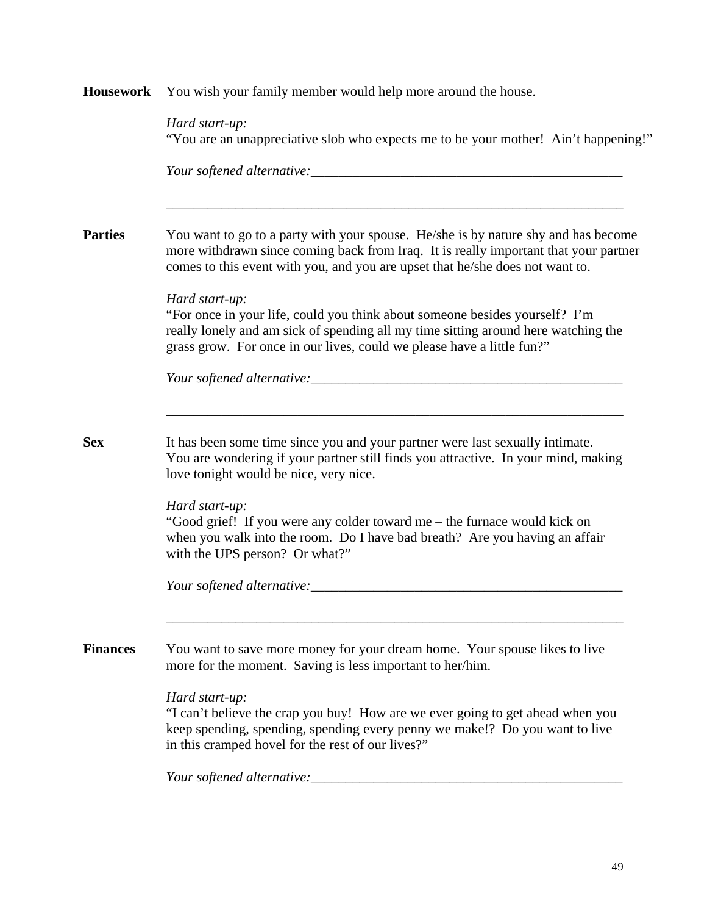**Housework** You wish your family member would help more around the house.

*Hard start-up:*
"You are an unappreciative slob who expects me to be your mother! Ain't happening!"

*Your softened alternative:*_______________________________________________

___________________________________________________________________

**Parties** You want to go to a party with your spouse. He/she is by nature shy and has become more withdrawn since coming back from Iraq. It is really important that your partner comes to this event with you, and you are upset that he/she does not want to.

*Hard start-up:*
"For once in your life, could you think about someone besides yourself? I'm really lonely and am sick of spending all my time sitting around here watching the grass grow. For once in our lives, could we please have a little fun?"

*Your softened alternative:*_______________________________________________

___________________________________________________________________

**Sex** It has been some time since you and your partner were last sexually intimate. You are wondering if your partner still finds you attractive. In your mind, making love tonight would be nice, very nice.

*Hard start-up:*
"Good grief! If you were any colder toward me – the furnace would kick on when you walk into the room. Do I have bad breath? Are you having an affair with the UPS person? Or what?"

*Your softened alternative:*_______________________________________________

___________________________________________________________________

**Finances** You want to save more money for your dream home. Your spouse likes to live more for the moment. Saving is less important to her/him.

*Hard start-up:*
"I can't believe the crap you buy! How are we ever going to get ahead when you keep spending, spending, spending every penny we make!? Do you want to live in this cramped hovel for the rest of our lives?"

*Your softened alternative:*_______________________________________________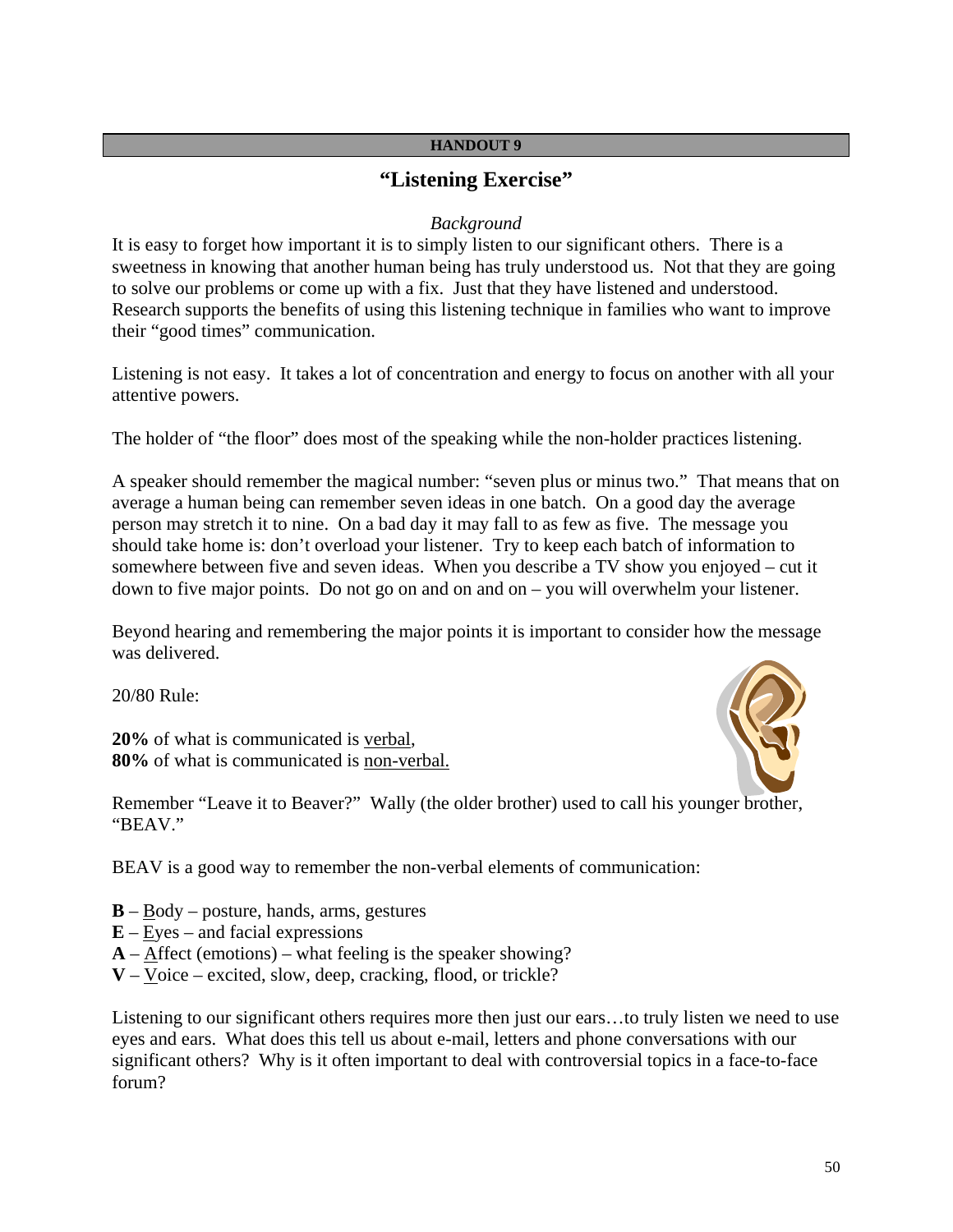**HANDOUT 9**

# "Listening Exercise"

*Background*

It is easy to forget how important it is to simply listen to our significant others. There is a sweetness in knowing that another human being has truly understood us. Not that they are going to solve our problems or come up with a fix. Just that they have listened and understood. Research supports the benefits of using this listening technique in families who want to improve their "good times" communication.

Listening is not easy. It takes a lot of concentration and energy to focus on another with all your attentive powers.

The holder of "the floor" does most of the speaking while the non-holder practices listening.

A speaker should remember the magical number: "seven plus or minus two." That means that on average a human being can remember seven ideas in one batch. On a good day the average person may stretch it to nine. On a bad day it may fall to as few as five. The message you should take home is: don't overload your listener. Try to keep each batch of information to somewhere between five and seven ideas. When you describe a TV show you enjoyed – cut it down to five major points. Do not go on and on and on – you will overwhelm your listener.

Beyond hearing and remembering the major points it is important to consider how the message was delivered.

20/80 Rule:

**20%** of what is communicated is verbal,
**80%** of what is communicated is non-verbal.

Remember "Leave it to Beaver?" Wally (the older brother) used to call his younger brother, "BEAV."

BEAV is a good way to remember the non-verbal elements of communication:

- **B** – Body – posture, hands, arms, gestures
- **E** – Eyes – and facial expressions
- **A** – Affect (emotions) – what feeling is the speaker showing?
- **V** – Voice – excited, slow, deep, cracking, flood, or trickle?

Listening to our significant others requires more then just our ears…to truly listen we need to use eyes and ears. What does this tell us about e-mail, letters and phone conversations with our significant others? Why is it often important to deal with controversial topics in a face-to-face forum?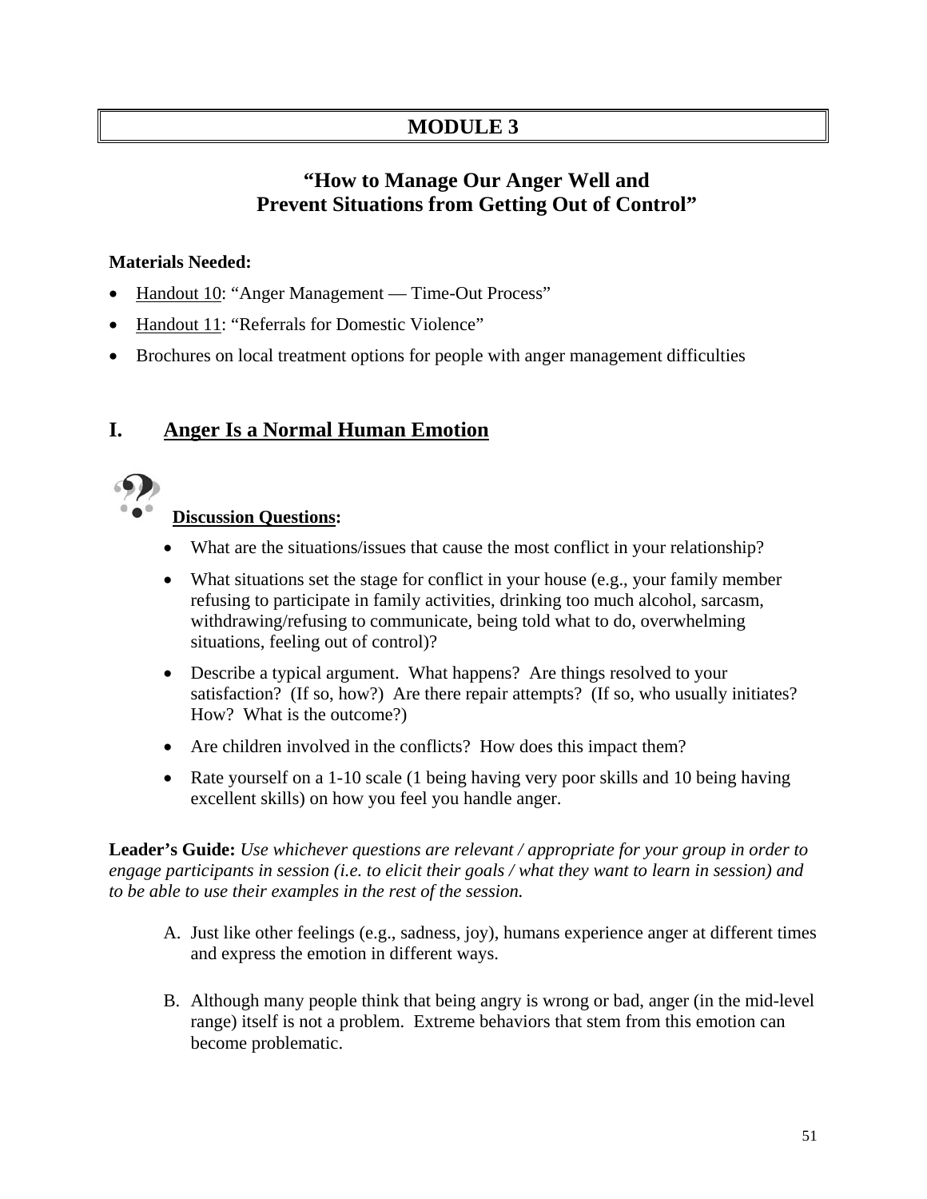# MODULE 3

## "How to Manage Our Anger Well and Prevent Situations from Getting Out of Control"

**Materials Needed:**

- Handout 10: "Anger Management — Time-Out Process"
- Handout 11: "Referrals for Domestic Violence"
- Brochures on local treatment options for people with anger management difficulties

## I. Anger Is a Normal Human Emotion

**Discussion Questions:**

- What are the situations/issues that cause the most conflict in your relationship?
- What situations set the stage for conflict in your house (e.g., your family member refusing to participate in family activities, drinking too much alcohol, sarcasm, withdrawing/refusing to communicate, being told what to do, overwhelming situations, feeling out of control)?
- Describe a typical argument. What happens? Are things resolved to your satisfaction? (If so, how?) Are there repair attempts? (If so, who usually initiates? How? What is the outcome?)
- Are children involved in the conflicts? How does this impact them?
- Rate yourself on a 1-10 scale (1 being having very poor skills and 10 being having excellent skills) on how you feel you handle anger.

**Leader's Guide:** *Use whichever questions are relevant / appropriate for your group in order to engage participants in session (i.e. to elicit their goals / what they want to learn in session) and to be able to use their examples in the rest of the session.*

A. Just like other feelings (e.g., sadness, joy), humans experience anger at different times and express the emotion in different ways.

B. Although many people think that being angry is wrong or bad, anger (in the mid-level range) itself is not a problem. Extreme behaviors that stem from this emotion can become problematic.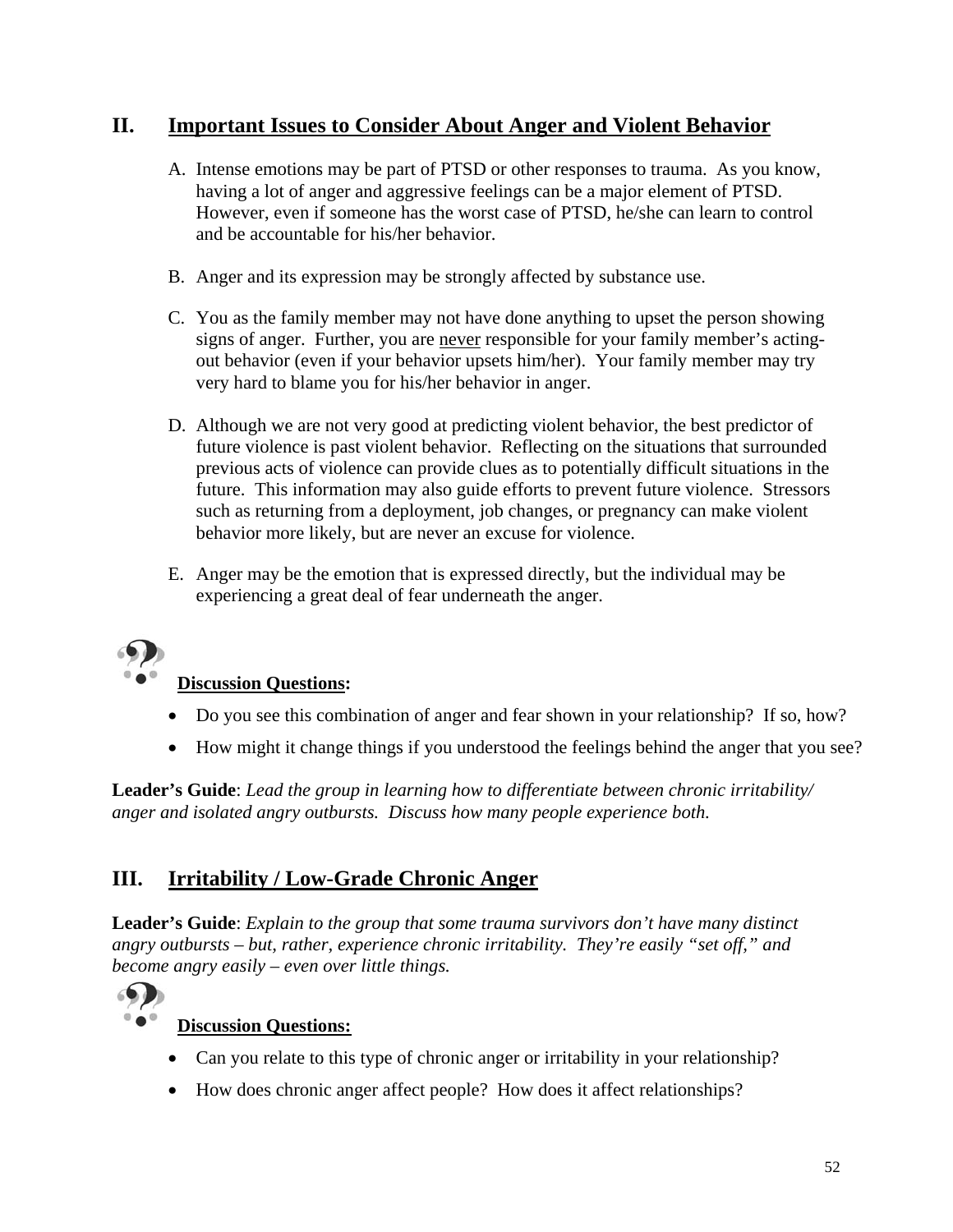## II. Important Issues to Consider About Anger and Violent Behavior

A. Intense emotions may be part of PTSD or other responses to trauma. As you know, having a lot of anger and aggressive feelings can be a major element of PTSD. However, even if someone has the worst case of PTSD, he/she can learn to control and be accountable for his/her behavior.

B. Anger and its expression may be strongly affected by substance use.

C. You as the family member may not have done anything to upset the person showing signs of anger. Further, you are never responsible for your family member's acting-out behavior (even if your behavior upsets him/her). Your family member may try very hard to blame you for his/her behavior in anger.

D. Although we are not very good at predicting violent behavior, the best predictor of future violence is past violent behavior. Reflecting on the situations that surrounded previous acts of violence can provide clues as to potentially difficult situations in the future. This information may also guide efforts to prevent future violence. Stressors such as returning from a deployment, job changes, or pregnancy can make violent behavior more likely, but are never an excuse for violence.

E. Anger may be the emotion that is expressed directly, but the individual may be experiencing a great deal of fear underneath the anger.

**Discussion Questions:**

- Do you see this combination of anger and fear shown in your relationship? If so, how?
- How might it change things if you understood the feelings behind the anger that you see?

**Leader's Guide**: *Lead the group in learning how to differentiate between chronic irritability/ anger and isolated angry outbursts. Discuss how many people experience both.*

## III. Irritability / Low-Grade Chronic Anger

**Leader's Guide**: *Explain to the group that some trauma survivors don't have many distinct angry outbursts – but, rather, experience chronic irritability. They're easily "set off," and become angry easily – even over little things.*

**Discussion Questions:**

- Can you relate to this type of chronic anger or irritability in your relationship?
- How does chronic anger affect people? How does it affect relationships?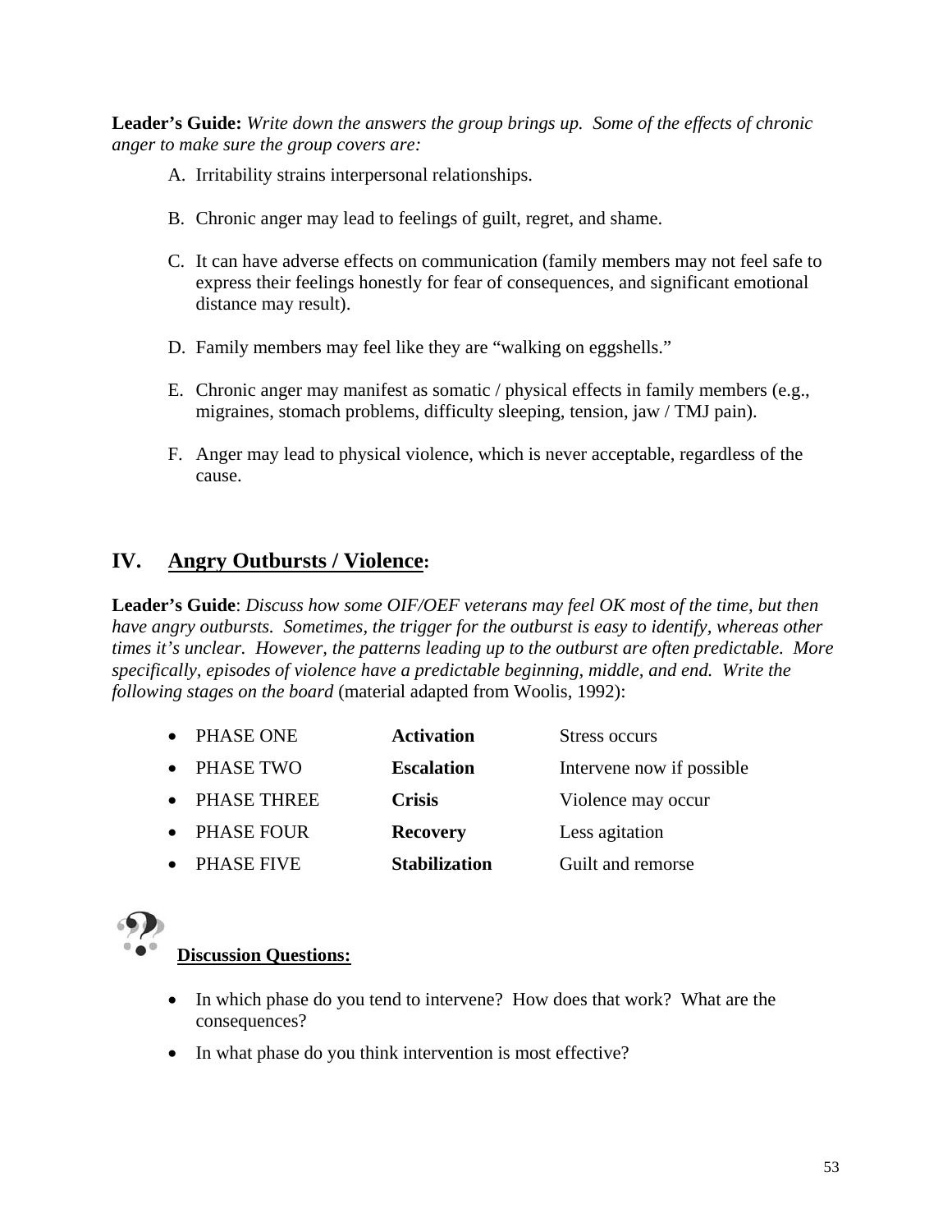**Leader's Guide:** *Write down the answers the group brings up. Some of the effects of chronic anger to make sure the group covers are:*

A. Irritability strains interpersonal relationships.

B. Chronic anger may lead to feelings of guilt, regret, and shame.

C. It can have adverse effects on communication (family members may not feel safe to express their feelings honestly for fear of consequences, and significant emotional distance may result).

D. Family members may feel like they are "walking on eggshells."

E. Chronic anger may manifest as somatic / physical effects in family members (e.g., migraines, stomach problems, difficulty sleeping, tension, jaw / TMJ pain).

F. Anger may lead to physical violence, which is never acceptable, regardless of the cause.

## IV. <u>Angry Outbursts / Violence</u>:

**Leader's Guide**: *Discuss how some OIF/OEF veterans may feel OK most of the time, but then have angry outbursts. Sometimes, the trigger for the outburst is easy to identify, whereas other times it's unclear. However, the patterns leading up to the outburst are often predictable. More specifically, episodes of violence have a predictable beginning, middle, and end. Write the following stages on the board* (material adapted from Woolis, 1992):

| | | |
|---|---|---|
| • PHASE ONE | **Activation** | Stress occurs |
| • PHASE TWO | **Escalation** | Intervene now if possible |
| • PHASE THREE | **Crisis** | Violence may occur |
| • PHASE FOUR | **Recovery** | Less agitation |
| • PHASE FIVE | **Stabilization** | Guilt and remorse |

**<u>Discussion Questions:</u>**

- In which phase do you tend to intervene? How does that work? What are the consequences?
- In what phase do you think intervention is most effective?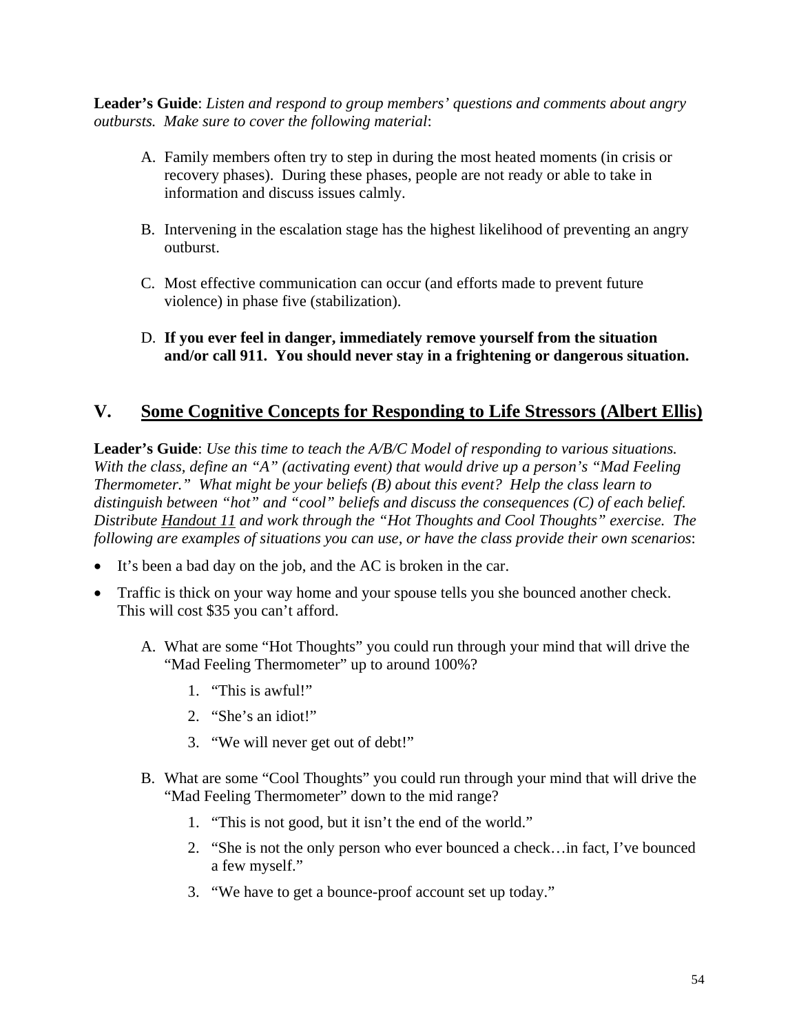**Leader's Guide**: *Listen and respond to group members' questions and comments about angry outbursts. Make sure to cover the following material*:

A. Family members often try to step in during the most heated moments (in crisis or recovery phases). During these phases, people are not ready or able to take in information and discuss issues calmly.

B. Intervening in the escalation stage has the highest likelihood of preventing an angry outburst.

C. Most effective communication can occur (and efforts made to prevent future violence) in phase five (stabilization).

D. **If you ever feel in danger, immediately remove yourself from the situation and/or call 911. You should never stay in a frightening or dangerous situation.**

## V. Some Cognitive Concepts for Responding to Life Stressors (Albert Ellis)

**Leader's Guide**: *Use this time to teach the A/B/C Model of responding to various situations. With the class, define an "A" (activating event) that would drive up a person's "Mad Feeling Thermometer." What might be your beliefs (B) about this event? Help the class learn to distinguish between "hot" and "cool" beliefs and discuss the consequences (C) of each belief. Distribute* Handout 11 *and work through the "Hot Thoughts and Cool Thoughts" exercise. The following are examples of situations you can use, or have the class provide their own scenarios*:

- It's been a bad day on the job, and the AC is broken in the car.
- Traffic is thick on your way home and your spouse tells you she bounced another check. This will cost $35 you can't afford.

A. What are some "Hot Thoughts" you could run through your mind that will drive the "Mad Feeling Thermometer" up to around 100%?

1. "This is awful!"
2. "She's an idiot!"
3. "We will never get out of debt!"

B. What are some "Cool Thoughts" you could run through your mind that will drive the "Mad Feeling Thermometer" down to the mid range?

1. "This is not good, but it isn't the end of the world."
2. "She is not the only person who ever bounced a check…in fact, I've bounced a few myself."
3. "We have to get a bounce-proof account set up today."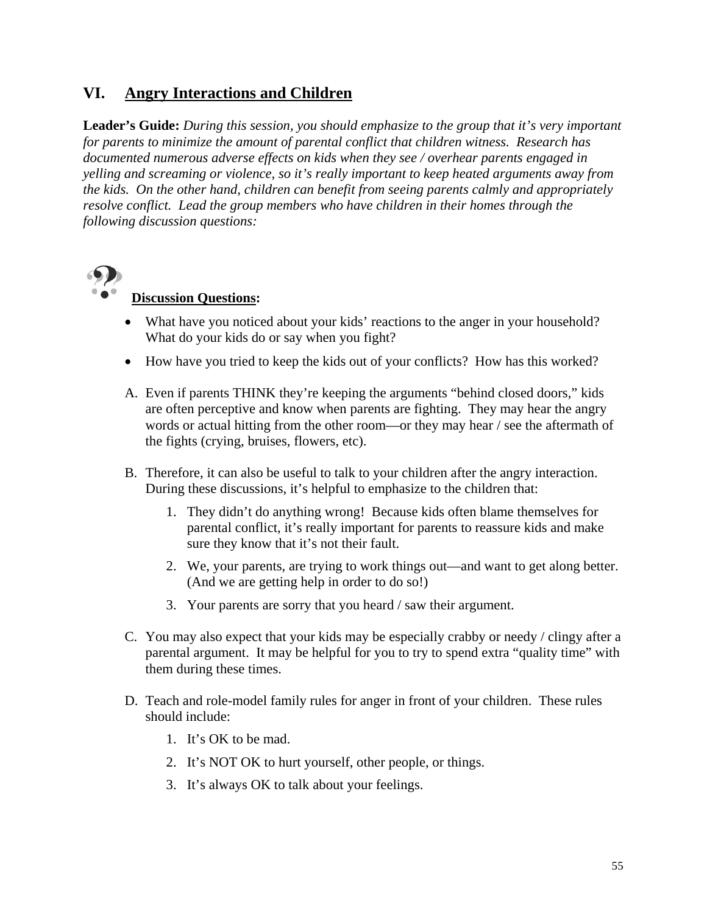## VI. Angry Interactions and Children

**Leader's Guide:** *During this session, you should emphasize to the group that it's very important for parents to minimize the amount of parental conflict that children witness. Research has documented numerous adverse effects on kids when they see / overhear parents engaged in yelling and screaming or violence, so it's really important to keep heated arguments away from the kids. On the other hand, children can benefit from seeing parents calmly and appropriately resolve conflict. Lead the group members who have children in their homes through the following discussion questions:*

**Discussion Questions:**

- What have you noticed about your kids' reactions to the anger in your household? What do your kids do or say when you fight?
- How have you tried to keep the kids out of your conflicts? How has this worked?

A. Even if parents THINK they're keeping the arguments "behind closed doors," kids are often perceptive and know when parents are fighting. They may hear the angry words or actual hitting from the other room—or they may hear / see the aftermath of the fights (crying, bruises, flowers, etc).

B. Therefore, it can also be useful to talk to your children after the angry interaction. During these discussions, it's helpful to emphasize to the children that:

   1. They didn't do anything wrong! Because kids often blame themselves for parental conflict, it's really important for parents to reassure kids and make sure they know that it's not their fault.
   2. We, your parents, are trying to work things out—and want to get along better. (And we are getting help in order to do so!)
   3. Your parents are sorry that you heard / saw their argument.

C. You may also expect that your kids may be especially crabby or needy / clingy after a parental argument. It may be helpful for you to try to spend extra "quality time" with them during these times.

D. Teach and role-model family rules for anger in front of your children. These rules should include:

   1. It's OK to be mad.
   2. It's NOT OK to hurt yourself, other people, or things.
   3. It's always OK to talk about your feelings.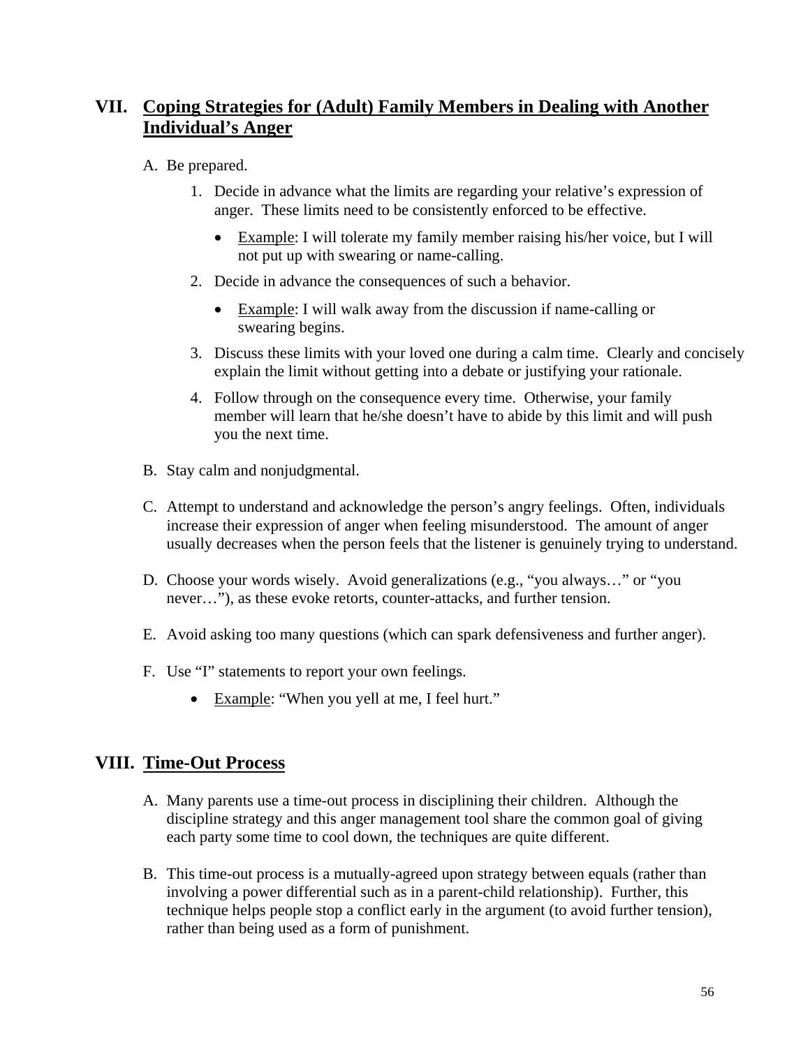## VII. Coping Strategies for (Adult) Family Members in Dealing with Another Individual's Anger

A. Be prepared.

1. Decide in advance what the limits are regarding your relative's expression of anger. These limits need to be consistently enforced to be effective.
   - Example: I will tolerate my family member raising his/her voice, but I will not put up with swearing or name-calling.
2. Decide in advance the consequences of such a behavior.
   - Example: I will walk away from the discussion if name-calling or swearing begins.
3. Discuss these limits with your loved one during a calm time. Clearly and concisely explain the limit without getting into a debate or justifying your rationale.
4. Follow through on the consequence every time. Otherwise, your family member will learn that he/she doesn't have to abide by this limit and will push you the next time.

B. Stay calm and nonjudgmental.

C. Attempt to understand and acknowledge the person's angry feelings. Often, individuals increase their expression of anger when feeling misunderstood. The amount of anger usually decreases when the person feels that the listener is genuinely trying to understand.

D. Choose your words wisely. Avoid generalizations (e.g., "you always…" or "you never…"), as these evoke retorts, counter-attacks, and further tension.

E. Avoid asking too many questions (which can spark defensiveness and further anger).

F. Use "I" statements to report your own feelings.

- Example: "When you yell at me, I feel hurt."

## VIII. Time-Out Process

A. Many parents use a time-out process in disciplining their children. Although the discipline strategy and this anger management tool share the common goal of giving each party some time to cool down, the techniques are quite different.

B. This time-out process is a mutually-agreed upon strategy between equals (rather than involving a power differential such as in a parent-child relationship). Further, this technique helps people stop a conflict early in the argument (to avoid further tension), rather than being used as a form of punishment.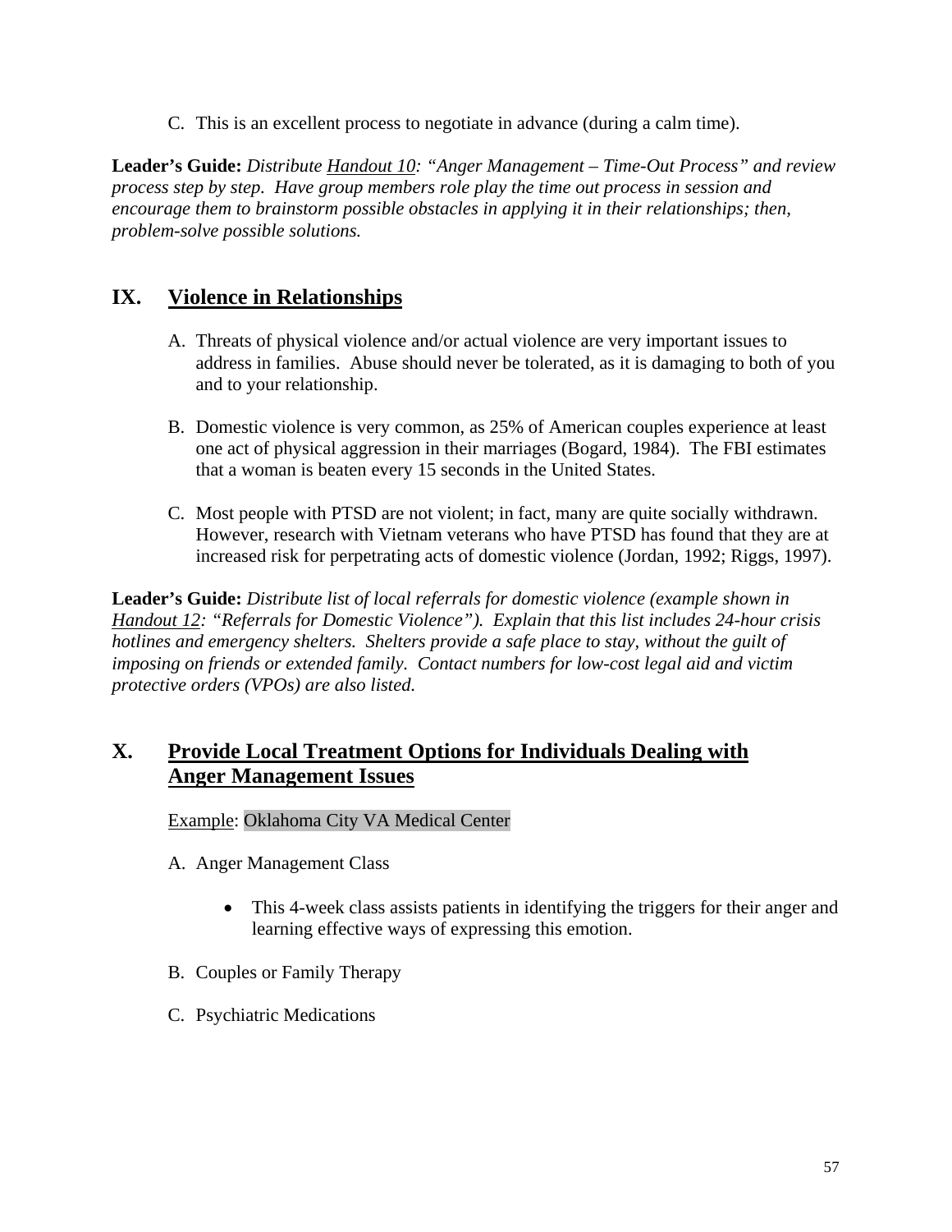C. This is an excellent process to negotiate in advance (during a calm time).

**Leader's Guide:** *Distribute Handout 10: "Anger Management – Time-Out Process" and review process step by step. Have group members role play the time out process in session and encourage them to brainstorm possible obstacles in applying it in their relationships; then, problem-solve possible solutions.*

## IX. Violence in Relationships

A. Threats of physical violence and/or actual violence are very important issues to address in families. Abuse should never be tolerated, as it is damaging to both of you and to your relationship.

B. Domestic violence is very common, as 25% of American couples experience at least one act of physical aggression in their marriages (Bogard, 1984). The FBI estimates that a woman is beaten every 15 seconds in the United States.

C. Most people with PTSD are not violent; in fact, many are quite socially withdrawn. However, research with Vietnam veterans who have PTSD has found that they are at increased risk for perpetrating acts of domestic violence (Jordan, 1992; Riggs, 1997).

**Leader's Guide:** *Distribute list of local referrals for domestic violence (example shown in Handout 12: "Referrals for Domestic Violence"). Explain that this list includes 24-hour crisis hotlines and emergency shelters. Shelters provide a safe place to stay, without the guilt of imposing on friends or extended family. Contact numbers for low-cost legal aid and victim protective orders (VPOs) are also listed.*

## X. Provide Local Treatment Options for Individuals Dealing with Anger Management Issues

Example: Oklahoma City VA Medical Center

A. Anger Management Class

- This 4-week class assists patients in identifying the triggers for their anger and learning effective ways of expressing this emotion.

B. Couples or Family Therapy

C. Psychiatric Medications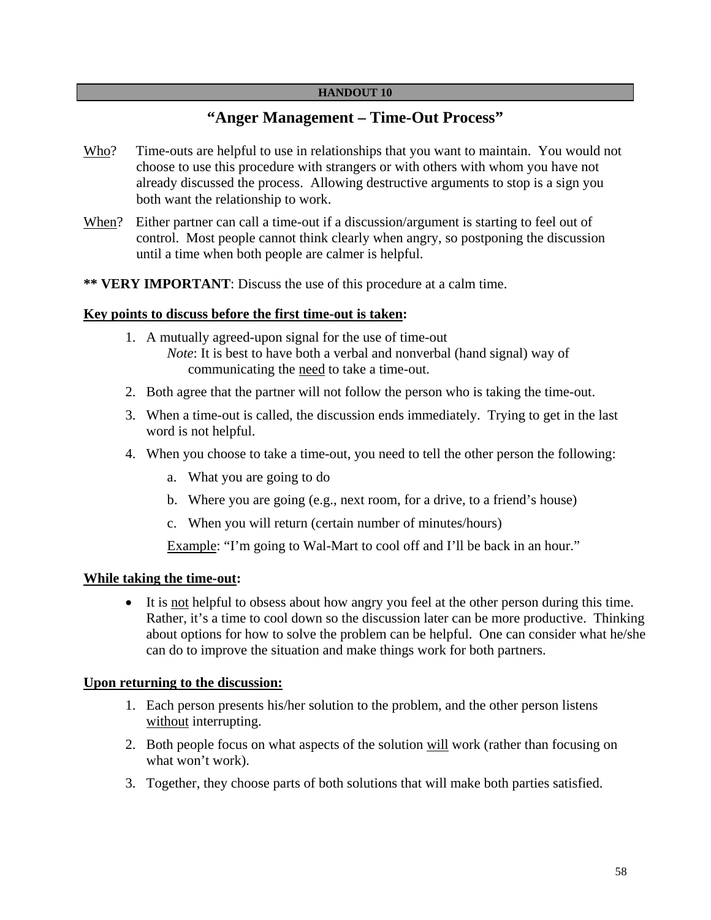**HANDOUT 10**

# "Anger Management – Time-Out Process"

<u>Who</u>? Time-outs are helpful to use in relationships that you want to maintain. You would not choose to use this procedure with strangers or with others with whom you have not already discussed the process. Allowing destructive arguments to stop is a sign you both want the relationship to work.

<u>When</u>? Either partner can call a time-out if a discussion/argument is starting to feel out of control. Most people cannot think clearly when angry, so postponing the discussion until a time when both people are calmer is helpful.

**** VERY IMPORTANT**: Discuss the use of this procedure at a calm time.

**<u>Key points to discuss before the first time-out is taken</u>:**

1. A mutually agreed-upon signal for the use of time-out
   *Note*: It is best to have both a verbal and nonverbal (hand signal) way of communicating the <u>need</u> to take a time-out.
2. Both agree that the partner will not follow the person who is taking the time-out.
3. When a time-out is called, the discussion ends immediately. Trying to get in the last word is not helpful.
4. When you choose to take a time-out, you need to tell the other person the following:
   a. What you are going to do
   b. Where you are going (e.g., next room, for a drive, to a friend's house)
   c. When you will return (certain number of minutes/hours)

   <u>Example</u>: "I'm going to Wal-Mart to cool off and I'll be back in an hour."

**<u>While taking the time-out</u>:**

- It is <u>not</u> helpful to obsess about how angry you feel at the other person during this time. Rather, it's a time to cool down so the discussion later can be more productive. Thinking about options for how to solve the problem can be helpful. One can consider what he/she can do to improve the situation and make things work for both partners.

**<u>Upon returning to the discussion:</u>**

1. Each person presents his/her solution to the problem, and the other person listens <u>without</u> interrupting.
2. Both people focus on what aspects of the solution <u>will</u> work (rather than focusing on what won't work).
3. Together, they choose parts of both solutions that will make both parties satisfied.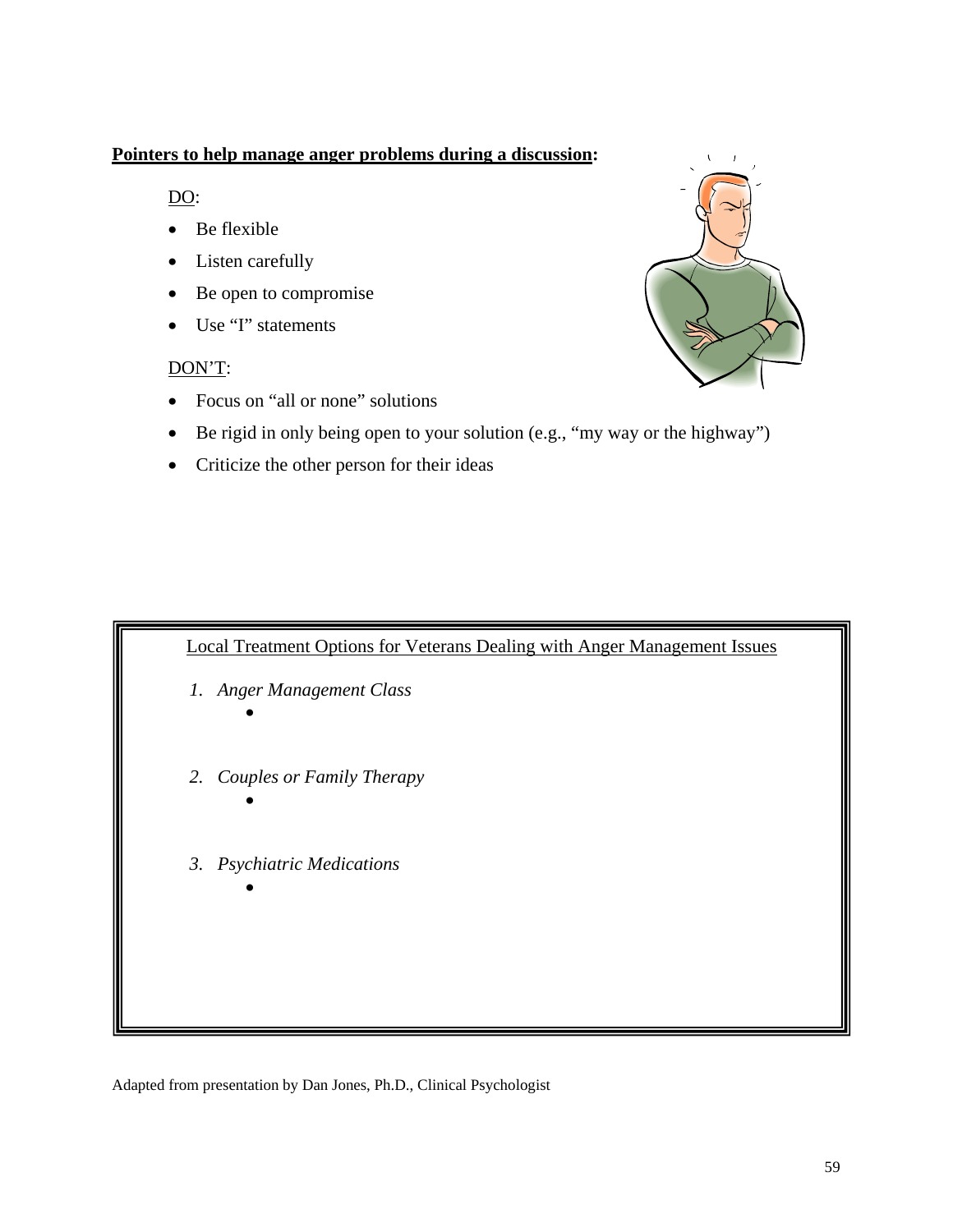**Pointers to help manage anger problems during a discussion:**

DO:

- Be flexible
- Listen carefully
- Be open to compromise
- Use "I" statements

DON'T:

- Focus on "all or none" solutions
- Be rigid in only being open to your solution (e.g., "my way or the highway")
- Criticize the other person for their ideas

Local Treatment Options for Veterans Dealing with Anger Management Issues

1. *Anger Management Class*
   - 

2. *Couples or Family Therapy*
   - 

3. *Psychiatric Medications*
   - 

Adapted from presentation by Dan Jones, Ph.D., Clinical Psychologist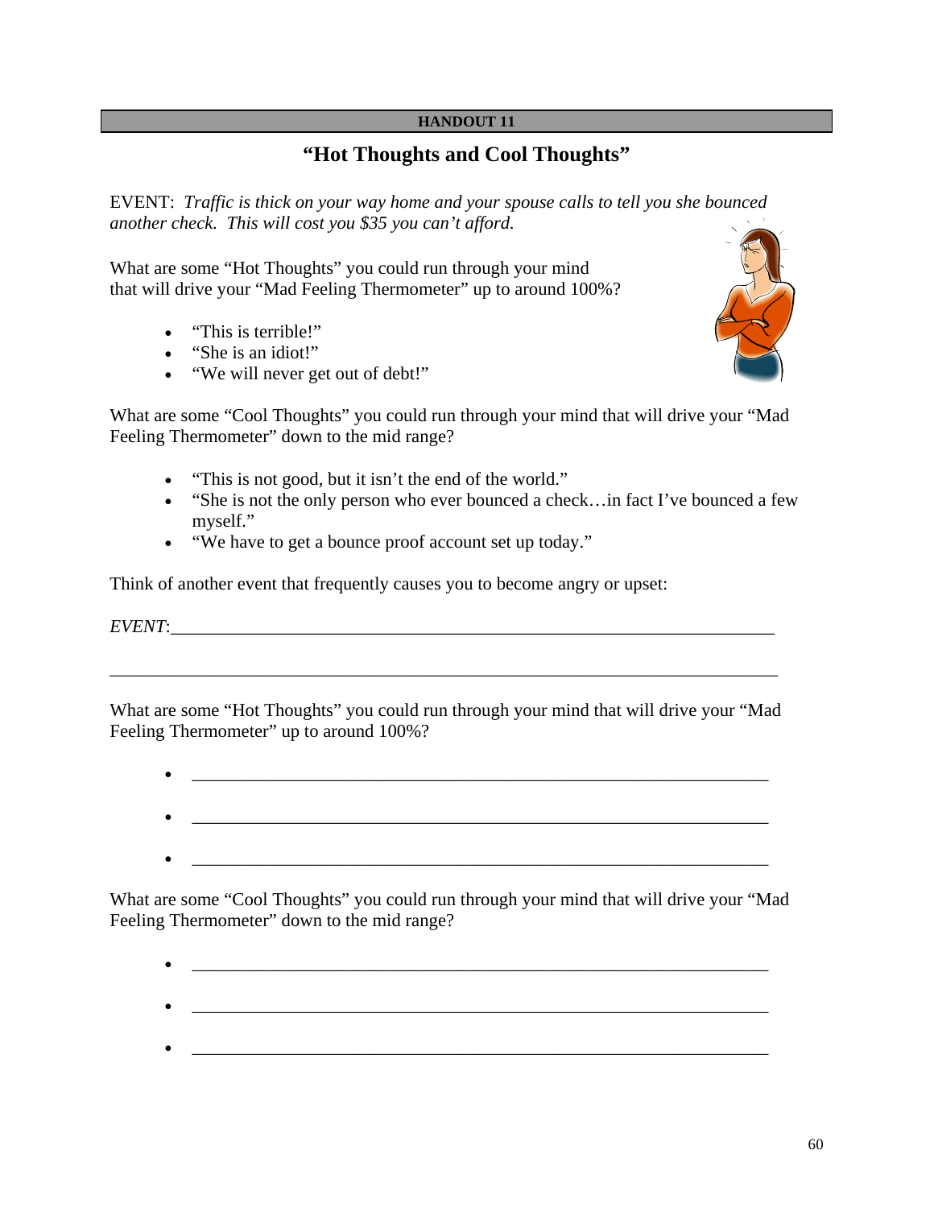**HANDOUT 11**

## "Hot Thoughts and Cool Thoughts"

EVENT: *Traffic is thick on your way home and your spouse calls to tell you she bounced another check. This will cost you $35 you can't afford.*

What are some "Hot Thoughts" you could run through your mind that will drive your "Mad Feeling Thermometer" up to around 100%?

- "This is terrible!"
- "She is an idiot!"
- "We will never get out of debt!"

What are some "Cool Thoughts" you could run through your mind that will drive your "Mad Feeling Thermometer" down to the mid range?

- "This is not good, but it isn't the end of the world."
- "She is not the only person who ever bounced a check…in fact I've bounced a few myself."
- "We have to get a bounce proof account set up today."

Think of another event that frequently causes you to become angry or upset:

*EVENT*:_______________________________________________________________________

_______________________________________________________________________________

What are some "Hot Thoughts" you could run through your mind that will drive your "Mad Feeling Thermometer" up to around 100%?

- _______________________________________________________________
- _______________________________________________________________
- _______________________________________________________________

What are some "Cool Thoughts" you could run through your mind that will drive your "Mad Feeling Thermometer" down to the mid range?

- _______________________________________________________________
- _______________________________________________________________
- _______________________________________________________________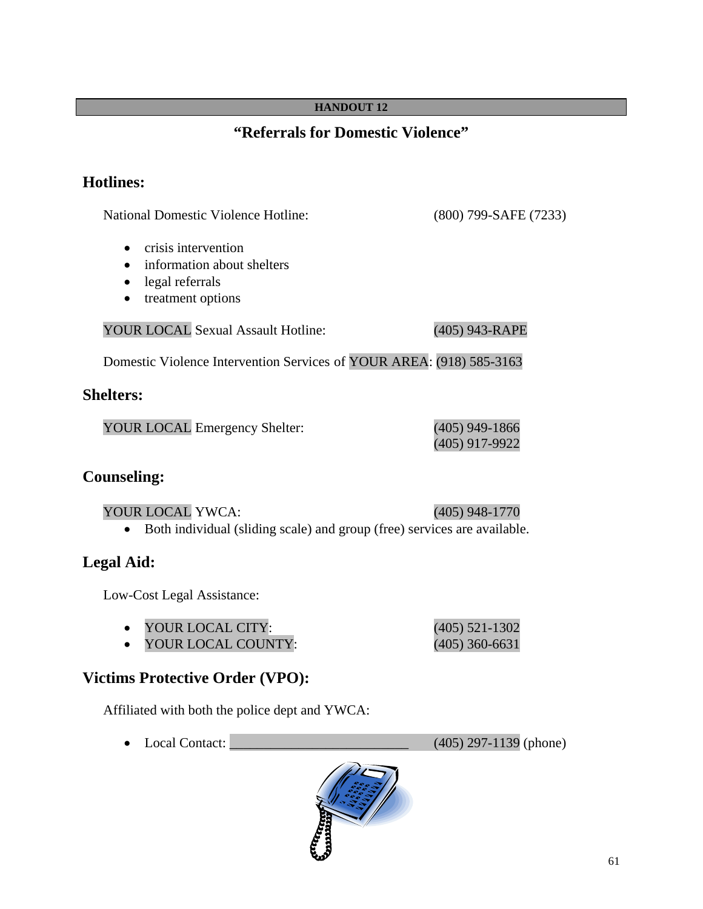**HANDOUT 12**

# "Referrals for Domestic Violence"

## Hotlines:

National Domestic Violence Hotline: (800) 799-SAFE (7233)

- crisis intervention
- information about shelters
- legal referrals
- treatment options

YOUR LOCAL Sexual Assault Hotline: (405) 943-RAPE

Domestic Violence Intervention Services of YOUR AREA: (918) 585-3163

## Shelters:

YOUR LOCAL Emergency Shelter: (405) 949-1866
(405) 917-9922

## Counseling:

YOUR LOCAL YWCA: (405) 948-1770

- Both individual (sliding scale) and group (free) services are available.

## Legal Aid:

Low-Cost Legal Assistance:

- YOUR LOCAL CITY: (405) 521-1302
- YOUR LOCAL COUNTY: (405) 360-6631

## Victims Protective Order (VPO):

Affiliated with both the police dept and YWCA:

- Local Contact: ___________________________ (405) 297-1139 (phone)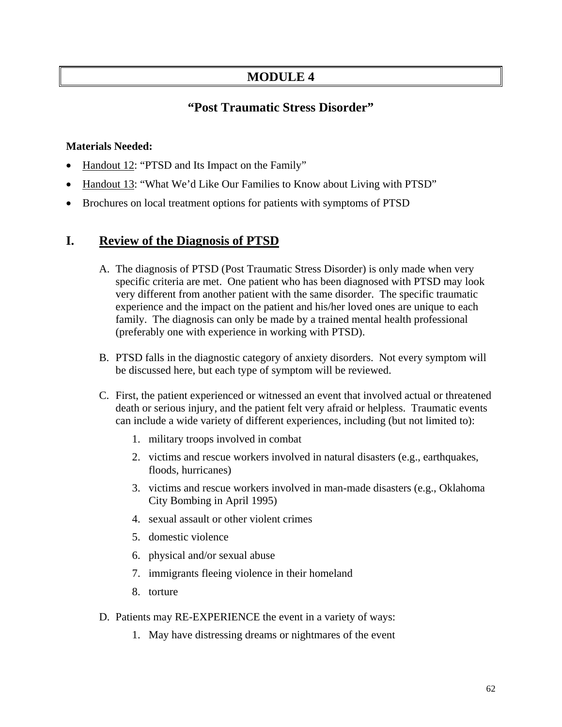# MODULE 4

## "Post Traumatic Stress Disorder"

**Materials Needed:**

- Handout 12: "PTSD and Its Impact on the Family"
- Handout 13: "What We'd Like Our Families to Know about Living with PTSD"
- Brochures on local treatment options for patients with symptoms of PTSD

## I. Review of the Diagnosis of PTSD

A. The diagnosis of PTSD (Post Traumatic Stress Disorder) is only made when very specific criteria are met. One patient who has been diagnosed with PTSD may look very different from another patient with the same disorder. The specific traumatic experience and the impact on the patient and his/her loved ones are unique to each family. The diagnosis can only be made by a trained mental health professional (preferably one with experience in working with PTSD).

B. PTSD falls in the diagnostic category of anxiety disorders. Not every symptom will be discussed here, but each type of symptom will be reviewed.

C. First, the patient experienced or witnessed an event that involved actual or threatened death or serious injury, and the patient felt very afraid or helpless. Traumatic events can include a wide variety of different experiences, including (but not limited to):

1. military troops involved in combat
2. victims and rescue workers involved in natural disasters (e.g., earthquakes, floods, hurricanes)
3. victims and rescue workers involved in man-made disasters (e.g., Oklahoma City Bombing in April 1995)
4. sexual assault or other violent crimes
5. domestic violence
6. physical and/or sexual abuse
7. immigrants fleeing violence in their homeland
8. torture

D. Patients may RE-EXPERIENCE the event in a variety of ways:

1. May have distressing dreams or nightmares of the event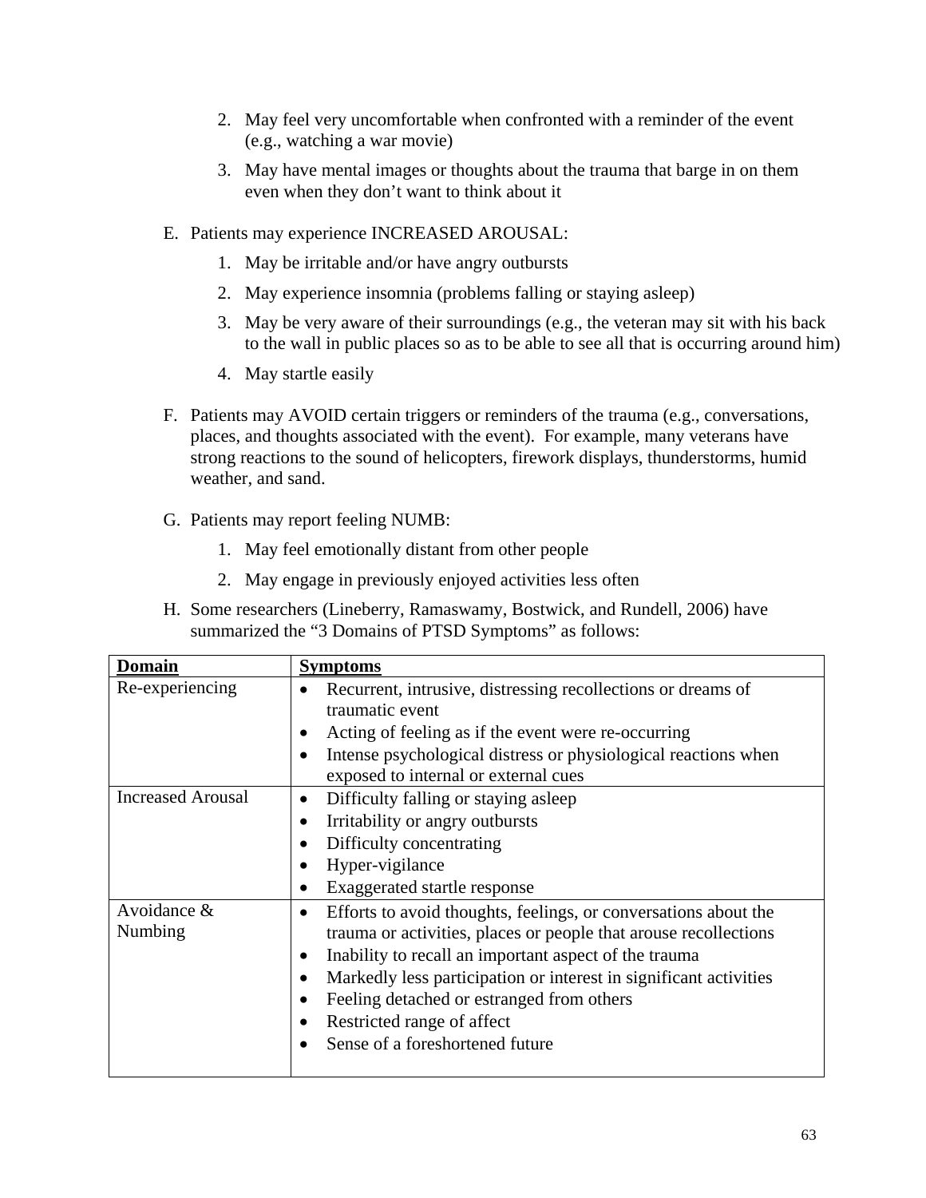2. May feel very uncomfortable when confronted with a reminder of the event (e.g., watching a war movie)

3. May have mental images or thoughts about the trauma that barge in on them even when they don't want to think about it

E. Patients may experience INCREASED AROUSAL:

1. May be irritable and/or have angry outbursts

2. May experience insomnia (problems falling or staying asleep)

3. May be very aware of their surroundings (e.g., the veteran may sit with his back to the wall in public places so as to be able to see all that is occurring around him)

4. May startle easily

F. Patients may AVOID certain triggers or reminders of the trauma (e.g., conversations, places, and thoughts associated with the event). For example, many veterans have strong reactions to the sound of helicopters, firework displays, thunderstorms, humid weather, and sand.

G. Patients may report feeling NUMB:

1. May feel emotionally distant from other people

2. May engage in previously enjoyed activities less often

H. Some researchers (Lineberry, Ramaswamy, Bostwick, and Rundell, 2006) have summarized the "3 Domains of PTSD Symptoms" as follows:

| **Domain** | **Symptoms** |
|---|---|
| Re-experiencing | • Recurrent, intrusive, distressing recollections or dreams of traumatic event<br>• Acting of feeling as if the event were re-occurring<br>• Intense psychological distress or physiological reactions when exposed to internal or external cues |
| Increased Arousal | • Difficulty falling or staying asleep<br>• Irritability or angry outbursts<br>• Difficulty concentrating<br>• Hyper-vigilance<br>• Exaggerated startle response |
| Avoidance & Numbing | • Efforts to avoid thoughts, feelings, or conversations about the trauma or activities, places or people that arouse recollections<br>• Inability to recall an important aspect of the trauma<br>• Markedly less participation or interest in significant activities<br>• Feeling detached or estranged from others<br>• Restricted range of affect<br>• Sense of a foreshortened future |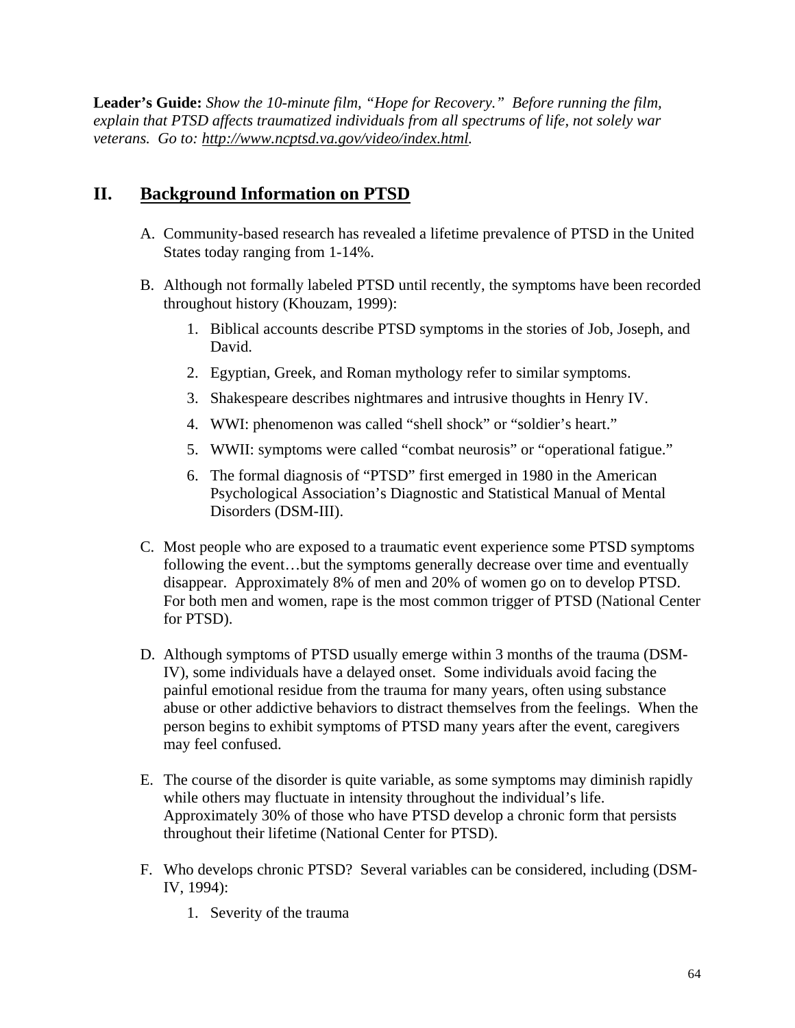**Leader's Guide:** *Show the 10-minute film, "Hope for Recovery." Before running the film, explain that PTSD affects traumatized individuals from all spectrums of life, not solely war veterans. Go to:* *http://www.ncptsd.va.gov/video/index.html.*

## II. Background Information on PTSD

A. Community-based research has revealed a lifetime prevalence of PTSD in the United States today ranging from 1-14%.

B. Although not formally labeled PTSD until recently, the symptoms have been recorded throughout history (Khouzam, 1999):

   1. Biblical accounts describe PTSD symptoms in the stories of Job, Joseph, and David.
   2. Egyptian, Greek, and Roman mythology refer to similar symptoms.
   3. Shakespeare describes nightmares and intrusive thoughts in Henry IV.
   4. WWI: phenomenon was called "shell shock" or "soldier's heart."
   5. WWII: symptoms were called "combat neurosis" or "operational fatigue."
   6. The formal diagnosis of "PTSD" first emerged in 1980 in the American Psychological Association's Diagnostic and Statistical Manual of Mental Disorders (DSM-III).

C. Most people who are exposed to a traumatic event experience some PTSD symptoms following the event…but the symptoms generally decrease over time and eventually disappear. Approximately 8% of men and 20% of women go on to develop PTSD. For both men and women, rape is the most common trigger of PTSD (National Center for PTSD).

D. Although symptoms of PTSD usually emerge within 3 months of the trauma (DSM-IV), some individuals have a delayed onset. Some individuals avoid facing the painful emotional residue from the trauma for many years, often using substance abuse or other addictive behaviors to distract themselves from the feelings. When the person begins to exhibit symptoms of PTSD many years after the event, caregivers may feel confused.

E. The course of the disorder is quite variable, as some symptoms may diminish rapidly while others may fluctuate in intensity throughout the individual's life. Approximately 30% of those who have PTSD develop a chronic form that persists throughout their lifetime (National Center for PTSD).

F. Who develops chronic PTSD? Several variables can be considered, including (DSM-IV, 1994):

   1. Severity of the trauma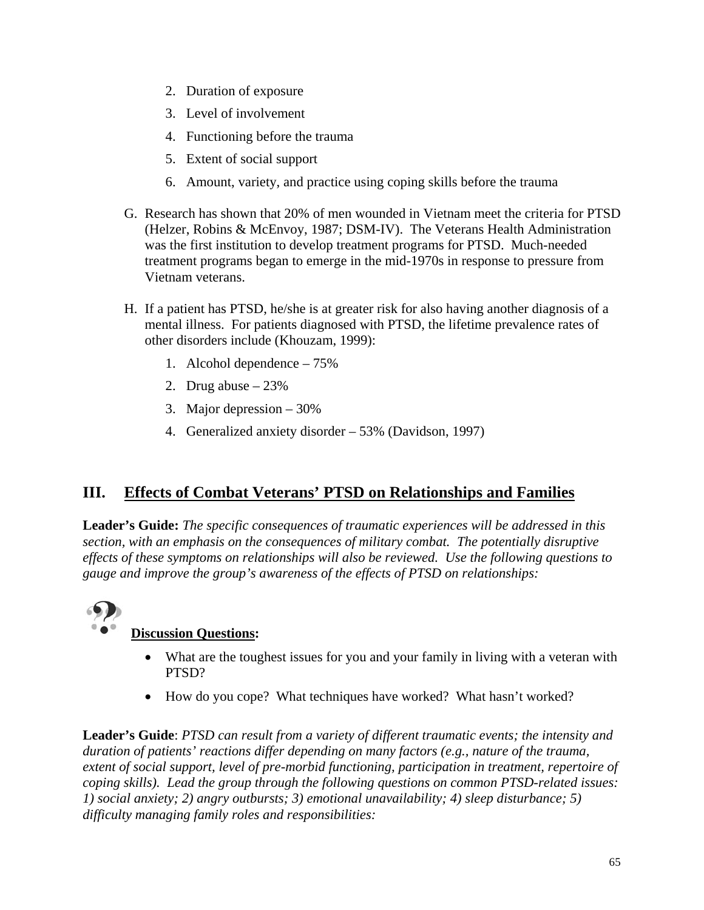2. Duration of exposure
3. Level of involvement
4. Functioning before the trauma
5. Extent of social support
6. Amount, variety, and practice using coping skills before the trauma

G. Research has shown that 20% of men wounded in Vietnam meet the criteria for PTSD (Helzer, Robins & McEnvoy, 1987; DSM-IV). The Veterans Health Administration was the first institution to develop treatment programs for PTSD. Much-needed treatment programs began to emerge in the mid-1970s in response to pressure from Vietnam veterans.

H. If a patient has PTSD, he/she is at greater risk for also having another diagnosis of a mental illness. For patients diagnosed with PTSD, the lifetime prevalence rates of other disorders include (Khouzam, 1999):

1. Alcohol dependence – 75%
2. Drug abuse – 23%
3. Major depression – 30%
4. Generalized anxiety disorder – 53% (Davidson, 1997)

## III. Effects of Combat Veterans' PTSD on Relationships and Families

**Leader's Guide:** *The specific consequences of traumatic experiences will be addressed in this section, with an emphasis on the consequences of military combat. The potentially disruptive effects of these symptoms on relationships will also be reviewed. Use the following questions to gauge and improve the group's awareness of the effects of PTSD on relationships:*

**Discussion Questions:**

- What are the toughest issues for you and your family in living with a veteran with PTSD?
- How do you cope? What techniques have worked? What hasn't worked?

**Leader's Guide**: *PTSD can result from a variety of different traumatic events; the intensity and duration of patients' reactions differ depending on many factors (e.g., nature of the trauma, extent of social support, level of pre-morbid functioning, participation in treatment, repertoire of coping skills). Lead the group through the following questions on common PTSD-related issues: 1) social anxiety; 2) angry outbursts; 3) emotional unavailability; 4) sleep disturbance; 5) difficulty managing family roles and responsibilities:*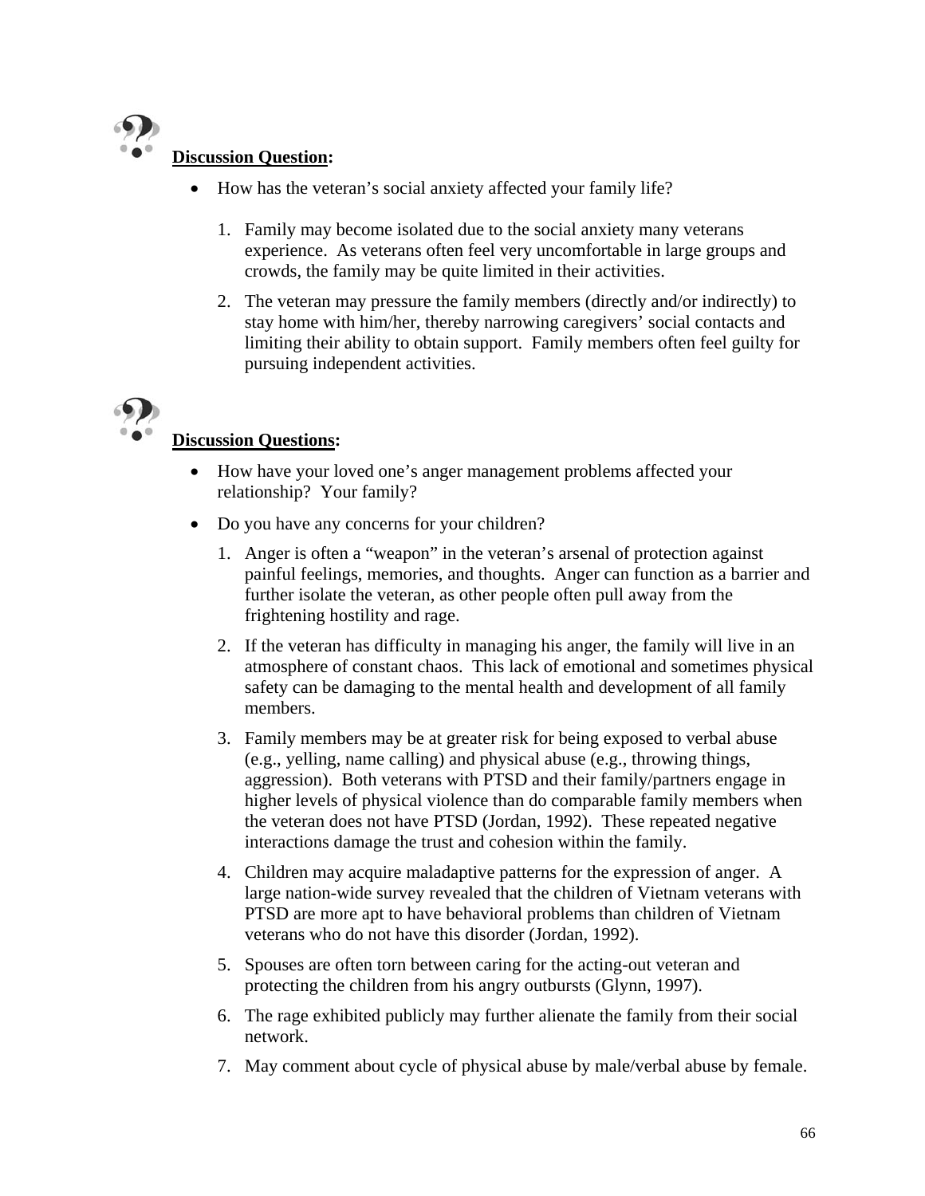**Discussion Question:**

- How has the veteran's social anxiety affected your family life?

  1. Family may become isolated due to the social anxiety many veterans experience. As veterans often feel very uncomfortable in large groups and crowds, the family may be quite limited in their activities.
  2. The veteran may pressure the family members (directly and/or indirectly) to stay home with him/her, thereby narrowing caregivers' social contacts and limiting their ability to obtain support. Family members often feel guilty for pursuing independent activities.

**Discussion Questions:**

- How have your loved one's anger management problems affected your relationship? Your family?
- Do you have any concerns for your children?

  1. Anger is often a "weapon" in the veteran's arsenal of protection against painful feelings, memories, and thoughts. Anger can function as a barrier and further isolate the veteran, as other people often pull away from the frightening hostility and rage.
  2. If the veteran has difficulty in managing his anger, the family will live in an atmosphere of constant chaos. This lack of emotional and sometimes physical safety can be damaging to the mental health and development of all family members.
  3. Family members may be at greater risk for being exposed to verbal abuse (e.g., yelling, name calling) and physical abuse (e.g., throwing things, aggression). Both veterans with PTSD and their family/partners engage in higher levels of physical violence than do comparable family members when the veteran does not have PTSD (Jordan, 1992). These repeated negative interactions damage the trust and cohesion within the family.
  4. Children may acquire maladaptive patterns for the expression of anger. A large nation-wide survey revealed that the children of Vietnam veterans with PTSD are more apt to have behavioral problems than children of Vietnam veterans who do not have this disorder (Jordan, 1992).
  5. Spouses are often torn between caring for the acting-out veteran and protecting the children from his angry outbursts (Glynn, 1997).
  6. The rage exhibited publicly may further alienate the family from their social network.
  7. May comment about cycle of physical abuse by male/verbal abuse by female.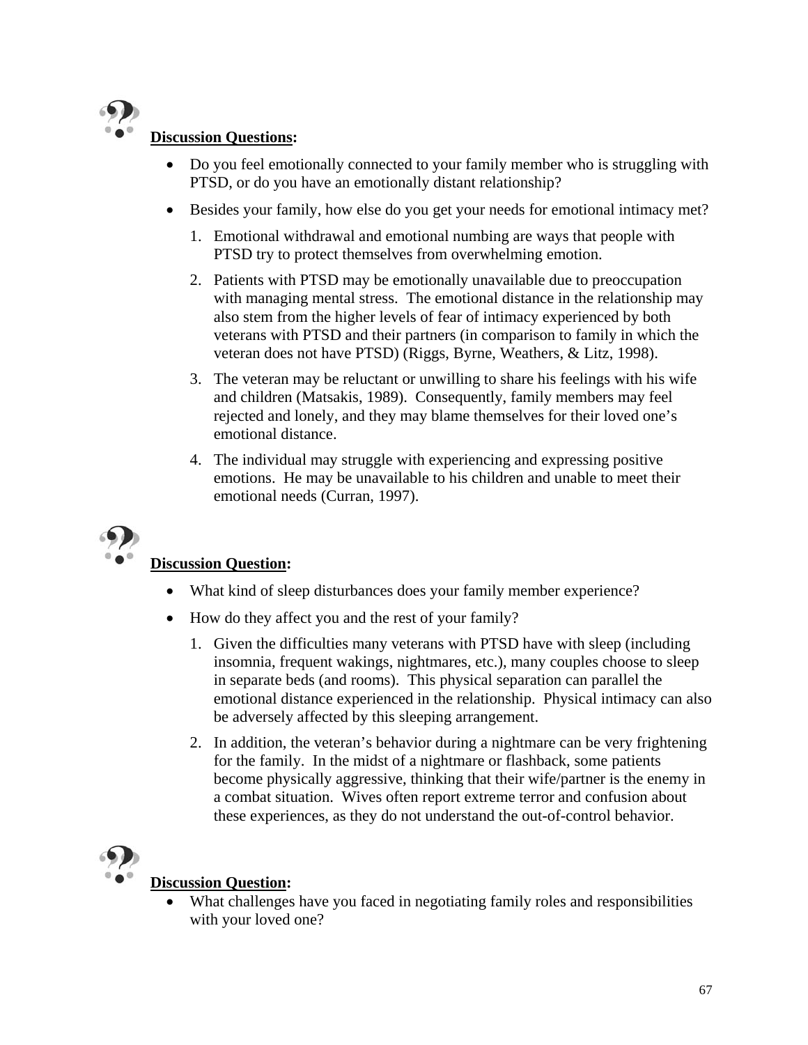**Discussion Questions:**

- Do you feel emotionally connected to your family member who is struggling with PTSD, or do you have an emotionally distant relationship?
- Besides your family, how else do you get your needs for emotional intimacy met?

1. Emotional withdrawal and emotional numbing are ways that people with PTSD try to protect themselves from overwhelming emotion.
2. Patients with PTSD may be emotionally unavailable due to preoccupation with managing mental stress. The emotional distance in the relationship may also stem from the higher levels of fear of intimacy experienced by both veterans with PTSD and their partners (in comparison to family in which the veteran does not have PTSD) (Riggs, Byrne, Weathers, & Litz, 1998).
3. The veteran may be reluctant or unwilling to share his feelings with his wife and children (Matsakis, 1989). Consequently, family members may feel rejected and lonely, and they may blame themselves for their loved one's emotional distance.
4. The individual may struggle with experiencing and expressing positive emotions. He may be unavailable to his children and unable to meet their emotional needs (Curran, 1997).

**Discussion Question:**

- What kind of sleep disturbances does your family member experience?
- How do they affect you and the rest of your family?

1. Given the difficulties many veterans with PTSD have with sleep (including insomnia, frequent wakings, nightmares, etc.), many couples choose to sleep in separate beds (and rooms). This physical separation can parallel the emotional distance experienced in the relationship. Physical intimacy can also be adversely affected by this sleeping arrangement.
2. In addition, the veteran's behavior during a nightmare can be very frightening for the family. In the midst of a nightmare or flashback, some patients become physically aggressive, thinking that their wife/partner is the enemy in a combat situation. Wives often report extreme terror and confusion about these experiences, as they do not understand the out-of-control behavior.

**Discussion Question:**

- What challenges have you faced in negotiating family roles and responsibilities with your loved one?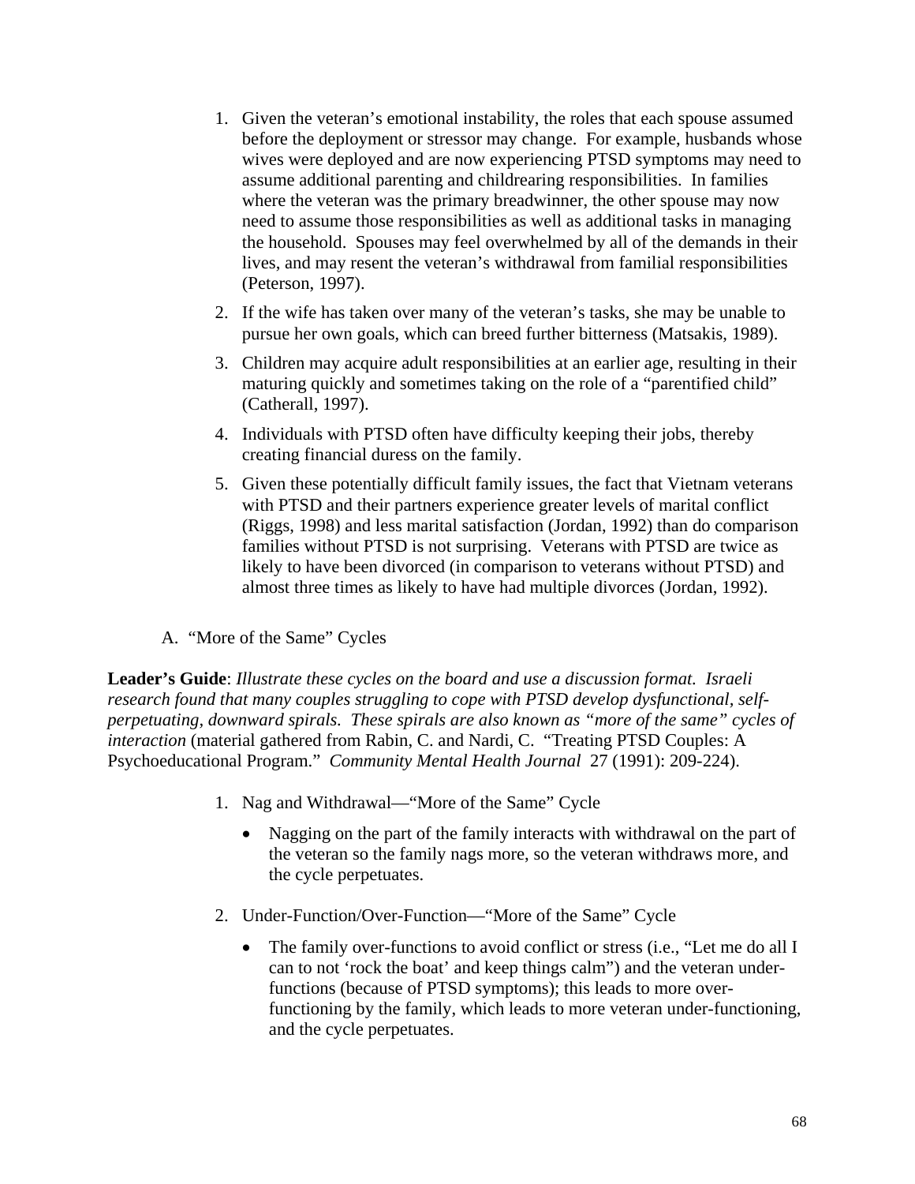1. Given the veteran's emotional instability, the roles that each spouse assumed before the deployment or stressor may change. For example, husbands whose wives were deployed and are now experiencing PTSD symptoms may need to assume additional parenting and childrearing responsibilities. In families where the veteran was the primary breadwinner, the other spouse may now need to assume those responsibilities as well as additional tasks in managing the household. Spouses may feel overwhelmed by all of the demands in their lives, and may resent the veteran's withdrawal from familial responsibilities (Peterson, 1997).
2. If the wife has taken over many of the veteran's tasks, she may be unable to pursue her own goals, which can breed further bitterness (Matsakis, 1989).
3. Children may acquire adult responsibilities at an earlier age, resulting in their maturing quickly and sometimes taking on the role of a "parentified child" (Catherall, 1997).
4. Individuals with PTSD often have difficulty keeping their jobs, thereby creating financial duress on the family.
5. Given these potentially difficult family issues, the fact that Vietnam veterans with PTSD and their partners experience greater levels of marital conflict (Riggs, 1998) and less marital satisfaction (Jordan, 1992) than do comparison families without PTSD is not surprising. Veterans with PTSD are twice as likely to have been divorced (in comparison to veterans without PTSD) and almost three times as likely to have had multiple divorces (Jordan, 1992).

A. "More of the Same" Cycles

**Leader's Guide**: *Illustrate these cycles on the board and use a discussion format. Israeli research found that many couples struggling to cope with PTSD develop dysfunctional, self-perpetuating, downward spirals. These spirals are also known as "more of the same" cycles of interaction* (material gathered from Rabin, C. and Nardi, C. "Treating PTSD Couples: A Psychoeducational Program." *Community Mental Health Journal* 27 (1991): 209-224).

1. Nag and Withdrawal—"More of the Same" Cycle
   - Nagging on the part of the family interacts with withdrawal on the part of the veteran so the family nags more, so the veteran withdraws more, and the cycle perpetuates.
2. Under-Function/Over-Function—"More of the Same" Cycle
   - The family over-functions to avoid conflict or stress (i.e., "Let me do all I can to not 'rock the boat' and keep things calm") and the veteran under-functions (because of PTSD symptoms); this leads to more over-functioning by the family, which leads to more veteran under-functioning, and the cycle perpetuates.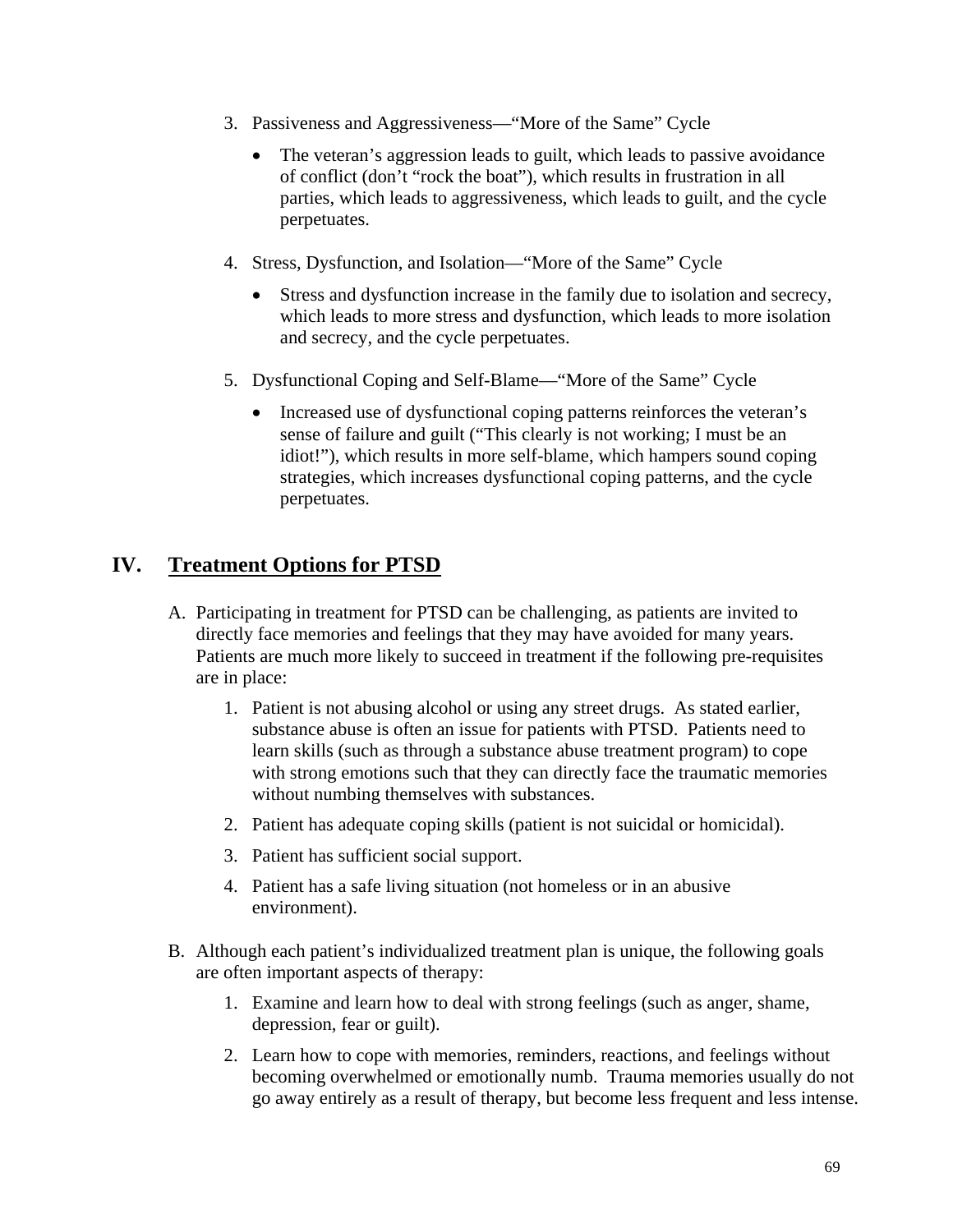3. Passiveness and Aggressiveness—"More of the Same" Cycle

   - The veteran's aggression leads to guilt, which leads to passive avoidance of conflict (don't "rock the boat"), which results in frustration in all parties, which leads to aggressiveness, which leads to guilt, and the cycle perpetuates.

4. Stress, Dysfunction, and Isolation—"More of the Same" Cycle

   - Stress and dysfunction increase in the family due to isolation and secrecy, which leads to more stress and dysfunction, which leads to more isolation and secrecy, and the cycle perpetuates.

5. Dysfunctional Coping and Self-Blame—"More of the Same" Cycle

   - Increased use of dysfunctional coping patterns reinforces the veteran's sense of failure and guilt ("This clearly is not working; I must be an idiot!"), which results in more self-blame, which hampers sound coping strategies, which increases dysfunctional coping patterns, and the cycle perpetuates.

## IV. <u>Treatment Options for PTSD</u>

A. Participating in treatment for PTSD can be challenging, as patients are invited to directly face memories and feelings that they may have avoided for many years. Patients are much more likely to succeed in treatment if the following pre-requisites are in place:

   1. Patient is not abusing alcohol or using any street drugs. As stated earlier, substance abuse is often an issue for patients with PTSD. Patients need to learn skills (such as through a substance abuse treatment program) to cope with strong emotions such that they can directly face the traumatic memories without numbing themselves with substances.
   2. Patient has adequate coping skills (patient is not suicidal or homicidal).
   3. Patient has sufficient social support.
   4. Patient has a safe living situation (not homeless or in an abusive environment).

B. Although each patient's individualized treatment plan is unique, the following goals are often important aspects of therapy:

   1. Examine and learn how to deal with strong feelings (such as anger, shame, depression, fear or guilt).
   2. Learn how to cope with memories, reminders, reactions, and feelings without becoming overwhelmed or emotionally numb. Trauma memories usually do not go away entirely as a result of therapy, but become less frequent and less intense.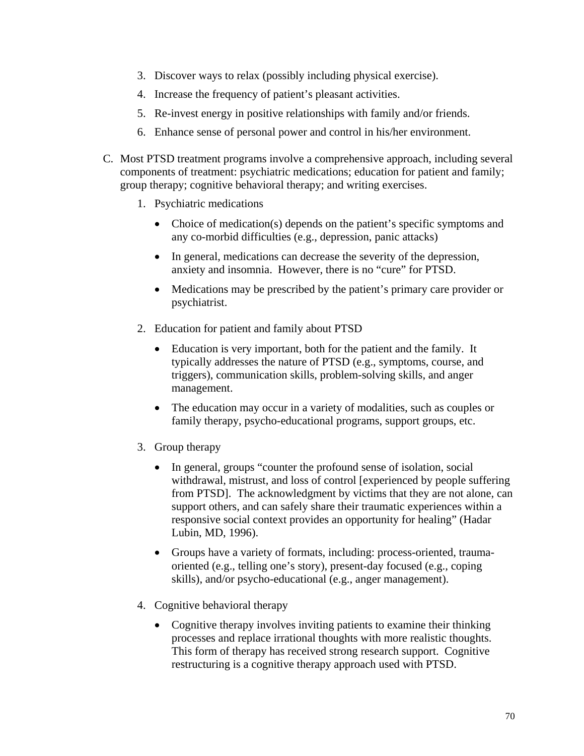3. Discover ways to relax (possibly including physical exercise).
4. Increase the frequency of patient's pleasant activities.
5. Re-invest energy in positive relationships with family and/or friends.
6. Enhance sense of personal power and control in his/her environment.

C. Most PTSD treatment programs involve a comprehensive approach, including several components of treatment: psychiatric medications; education for patient and family; group therapy; cognitive behavioral therapy; and writing exercises.

1. Psychiatric medications

   - Choice of medication(s) depends on the patient's specific symptoms and any co-morbid difficulties (e.g., depression, panic attacks)
   - In general, medications can decrease the severity of the depression, anxiety and insomnia. However, there is no "cure" for PTSD.
   - Medications may be prescribed by the patient's primary care provider or psychiatrist.

2. Education for patient and family about PTSD

   - Education is very important, both for the patient and the family. It typically addresses the nature of PTSD (e.g., symptoms, course, and triggers), communication skills, problem-solving skills, and anger management.
   - The education may occur in a variety of modalities, such as couples or family therapy, psycho-educational programs, support groups, etc.

3. Group therapy

   - In general, groups "counter the profound sense of isolation, social withdrawal, mistrust, and loss of control [experienced by people suffering from PTSD]. The acknowledgment by victims that they are not alone, can support others, and can safely share their traumatic experiences within a responsive social context provides an opportunity for healing" (Hadar Lubin, MD, 1996).
   - Groups have a variety of formats, including: process-oriented, trauma-oriented (e.g., telling one's story), present-day focused (e.g., coping skills), and/or psycho-educational (e.g., anger management).

4. Cognitive behavioral therapy

   - Cognitive therapy involves inviting patients to examine their thinking processes and replace irrational thoughts with more realistic thoughts. This form of therapy has received strong research support. Cognitive restructuring is a cognitive therapy approach used with PTSD.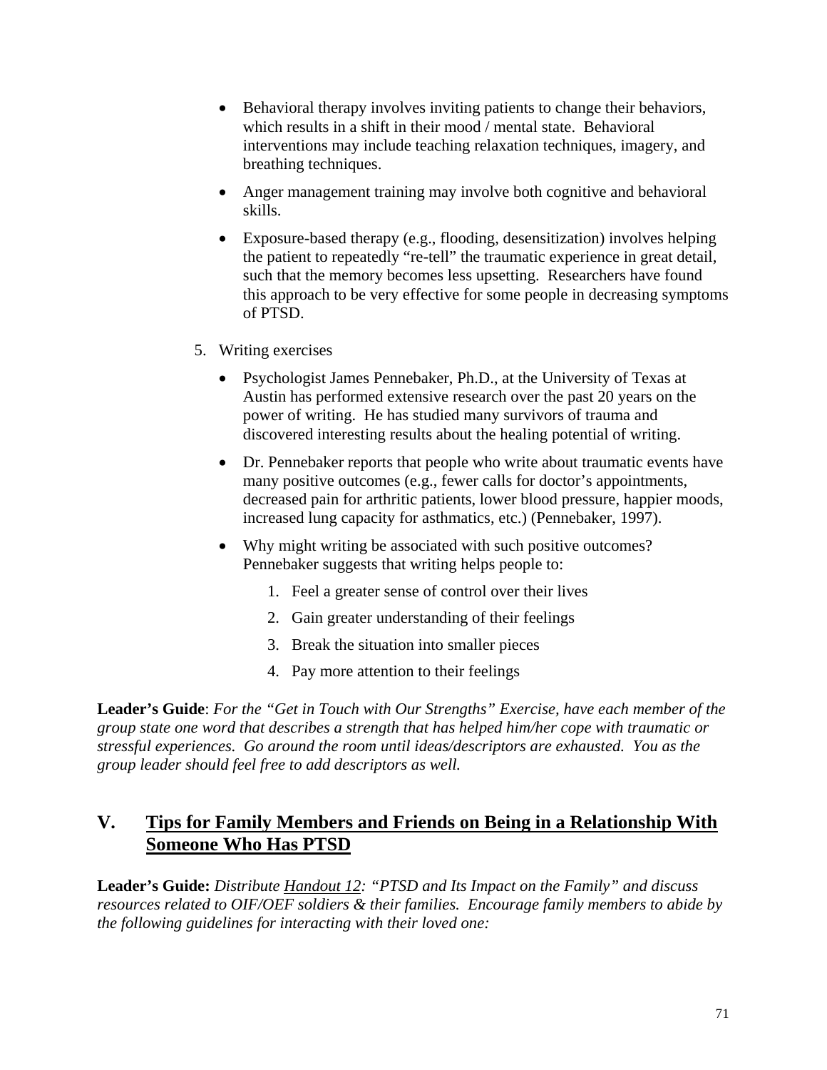- Behavioral therapy involves inviting patients to change their behaviors, which results in a shift in their mood / mental state. Behavioral interventions may include teaching relaxation techniques, imagery, and breathing techniques.
- Anger management training may involve both cognitive and behavioral skills.
- Exposure-based therapy (e.g., flooding, desensitization) involves helping the patient to repeatedly "re-tell" the traumatic experience in great detail, such that the memory becomes less upsetting. Researchers have found this approach to be very effective for some people in decreasing symptoms of PTSD.

5. Writing exercises

   - Psychologist James Pennebaker, Ph.D., at the University of Texas at Austin has performed extensive research over the past 20 years on the power of writing. He has studied many survivors of trauma and discovered interesting results about the healing potential of writing.
   - Dr. Pennebaker reports that people who write about traumatic events have many positive outcomes (e.g., fewer calls for doctor's appointments, decreased pain for arthritic patients, lower blood pressure, happier moods, increased lung capacity for asthmatics, etc.) (Pennebaker, 1997).
   - Why might writing be associated with such positive outcomes? Pennebaker suggests that writing helps people to:
     1. Feel a greater sense of control over their lives
     2. Gain greater understanding of their feelings
     3. Break the situation into smaller pieces
     4. Pay more attention to their feelings

**Leader's Guide**: *For the "Get in Touch with Our Strengths" Exercise, have each member of the group state one word that describes a strength that has helped him/her cope with traumatic or stressful experiences. Go around the room until ideas/descriptors are exhausted. You as the group leader should feel free to add descriptors as well.*

## V. Tips for Family Members and Friends on Being in a Relationship With Someone Who Has PTSD

**Leader's Guide:** *Distribute Handout 12: "PTSD and Its Impact on the Family" and discuss resources related to OIF/OEF soldiers & their families. Encourage family members to abide by the following guidelines for interacting with their loved one:*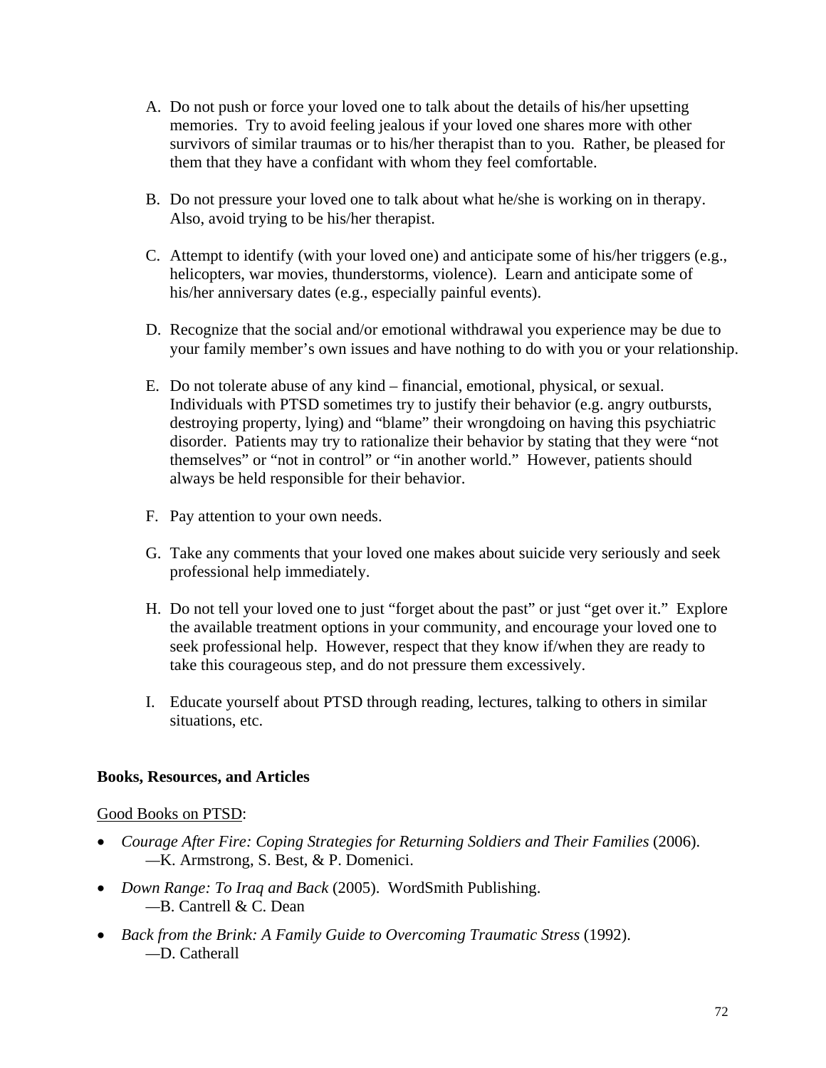A. Do not push or force your loved one to talk about the details of his/her upsetting memories. Try to avoid feeling jealous if your loved one shares more with other survivors of similar traumas or to his/her therapist than to you. Rather, be pleased for them that they have a confidant with whom they feel comfortable.

B. Do not pressure your loved one to talk about what he/she is working on in therapy. Also, avoid trying to be his/her therapist.

C. Attempt to identify (with your loved one) and anticipate some of his/her triggers (e.g., helicopters, war movies, thunderstorms, violence). Learn and anticipate some of his/her anniversary dates (e.g., especially painful events).

D. Recognize that the social and/or emotional withdrawal you experience may be due to your family member's own issues and have nothing to do with you or your relationship.

E. Do not tolerate abuse of any kind – financial, emotional, physical, or sexual. Individuals with PTSD sometimes try to justify their behavior (e.g. angry outbursts, destroying property, lying) and "blame" their wrongdoing on having this psychiatric disorder. Patients may try to rationalize their behavior by stating that they were "not themselves" or "not in control" or "in another world." However, patients should always be held responsible for their behavior.

F. Pay attention to your own needs.

G. Take any comments that your loved one makes about suicide very seriously and seek professional help immediately.

H. Do not tell your loved one to just "forget about the past" or just "get over it." Explore the available treatment options in your community, and encourage your loved one to seek professional help. However, respect that they know if/when they are ready to take this courageous step, and do not pressure them excessively.

I. Educate yourself about PTSD through reading, lectures, talking to others in similar situations, etc.

**Books, Resources, and Articles**

<u>Good Books on PTSD</u>:

- *Courage After Fire: Coping Strategies for Returning Soldiers and Their Families* (2006).
  —K. Armstrong, S. Best, & P. Domenici.
- *Down Range: To Iraq and Back* (2005). WordSmith Publishing.
  —B. Cantrell & C. Dean
- *Back from the Brink: A Family Guide to Overcoming Traumatic Stress* (1992).
  —D. Catherall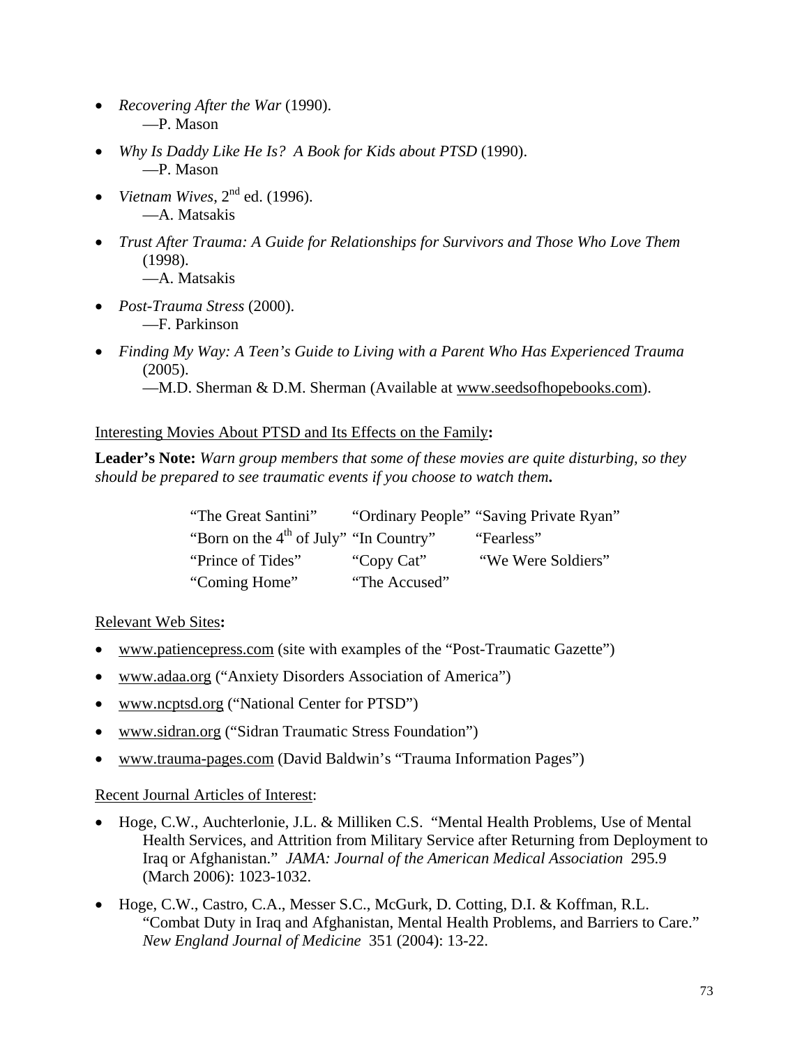- *Recovering After the War* (1990).
  —P. Mason

- *Why Is Daddy Like He Is? A Book for Kids about PTSD* (1990).
  —P. Mason

- *Vietnam Wives*, 2nd ed. (1996).
  —A. Matsakis

- *Trust After Trauma: A Guide for Relationships for Survivors and Those Who Love Them* (1998).
  —A. Matsakis

- *Post-Trauma Stress* (2000).
  —F. Parkinson

- *Finding My Way: A Teen's Guide to Living with a Parent Who Has Experienced Trauma* (2005).
  —M.D. Sherman & D.M. Sherman (Available at www.seedsofhopebooks.com).

Interesting Movies About PTSD and Its Effects on the Family**:**

**Leader's Note:** *Warn group members that some of these movies are quite disturbing, so they should be prepared to see traumatic events if you choose to watch them***.**

| | | |
|---|---|---|
| "The Great Santini" | "Ordinary People" | "Saving Private Ryan" |
| "Born on the 4th of July" | "In Country" | "Fearless" |
| "Prince of Tides" | "Copy Cat" | "We Were Soldiers" |
| "Coming Home" | "The Accused" | |

Relevant Web Sites**:**

- www.patiencepress.com (site with examples of the "Post-Traumatic Gazette")
- www.adaa.org ("Anxiety Disorders Association of America")
- www.ncptsd.org ("National Center for PTSD")
- www.sidran.org ("Sidran Traumatic Stress Foundation")
- www.trauma-pages.com (David Baldwin's "Trauma Information Pages")

Recent Journal Articles of Interest:

- Hoge, C.W., Auchterlonie, J.L. & Milliken C.S. "Mental Health Problems, Use of Mental Health Services, and Attrition from Military Service after Returning from Deployment to Iraq or Afghanistan." *JAMA: Journal of the American Medical Association* 295.9 (March 2006): 1023-1032.

- Hoge, C.W., Castro, C.A., Messer S.C., McGurk, D. Cotting, D.I. & Koffman, R.L. "Combat Duty in Iraq and Afghanistan, Mental Health Problems, and Barriers to Care." *New England Journal of Medicine* 351 (2004): 13-22.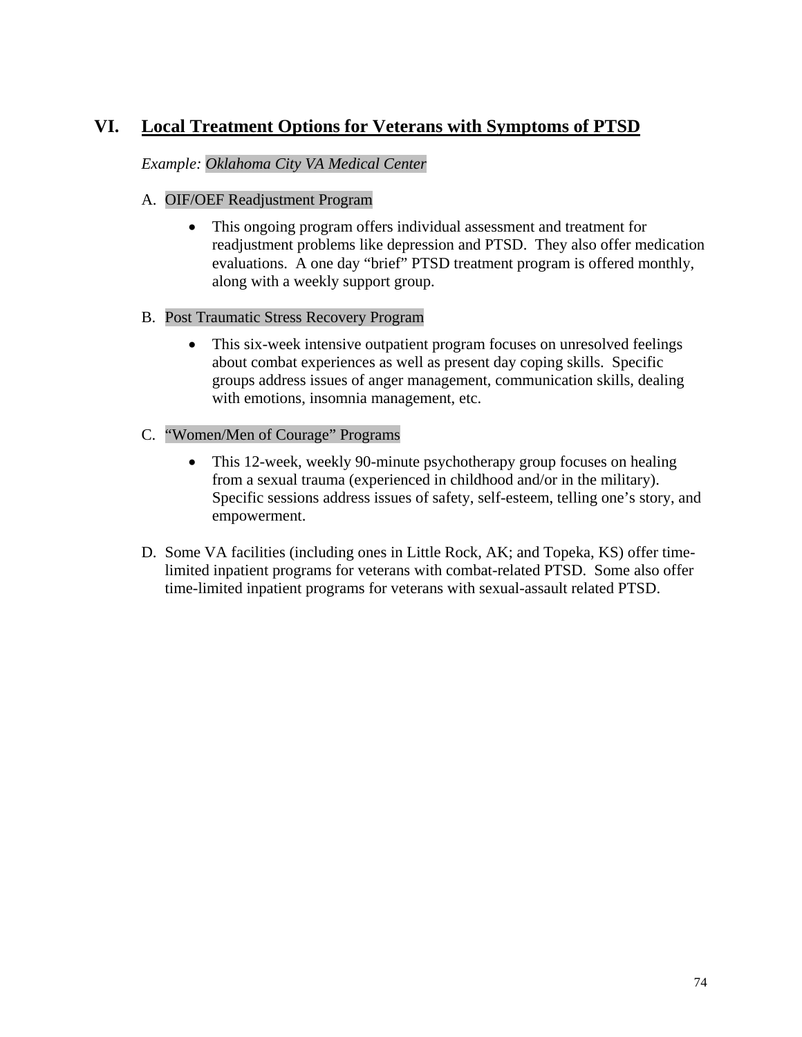## VI. Local Treatment Options for Veterans with Symptoms of PTSD

*Example: Oklahoma City VA Medical Center*

A. OIF/OEF Readjustment Program

- This ongoing program offers individual assessment and treatment for readjustment problems like depression and PTSD. They also offer medication evaluations. A one day "brief" PTSD treatment program is offered monthly, along with a weekly support group.

B. Post Traumatic Stress Recovery Program

- This six-week intensive outpatient program focuses on unresolved feelings about combat experiences as well as present day coping skills. Specific groups address issues of anger management, communication skills, dealing with emotions, insomnia management, etc.

C. "Women/Men of Courage" Programs

- This 12-week, weekly 90-minute psychotherapy group focuses on healing from a sexual trauma (experienced in childhood and/or in the military). Specific sessions address issues of safety, self-esteem, telling one's story, and empowerment.

D. Some VA facilities (including ones in Little Rock, AK; and Topeka, KS) offer time-limited inpatient programs for veterans with combat-related PTSD. Some also offer time-limited inpatient programs for veterans with sexual-assault related PTSD.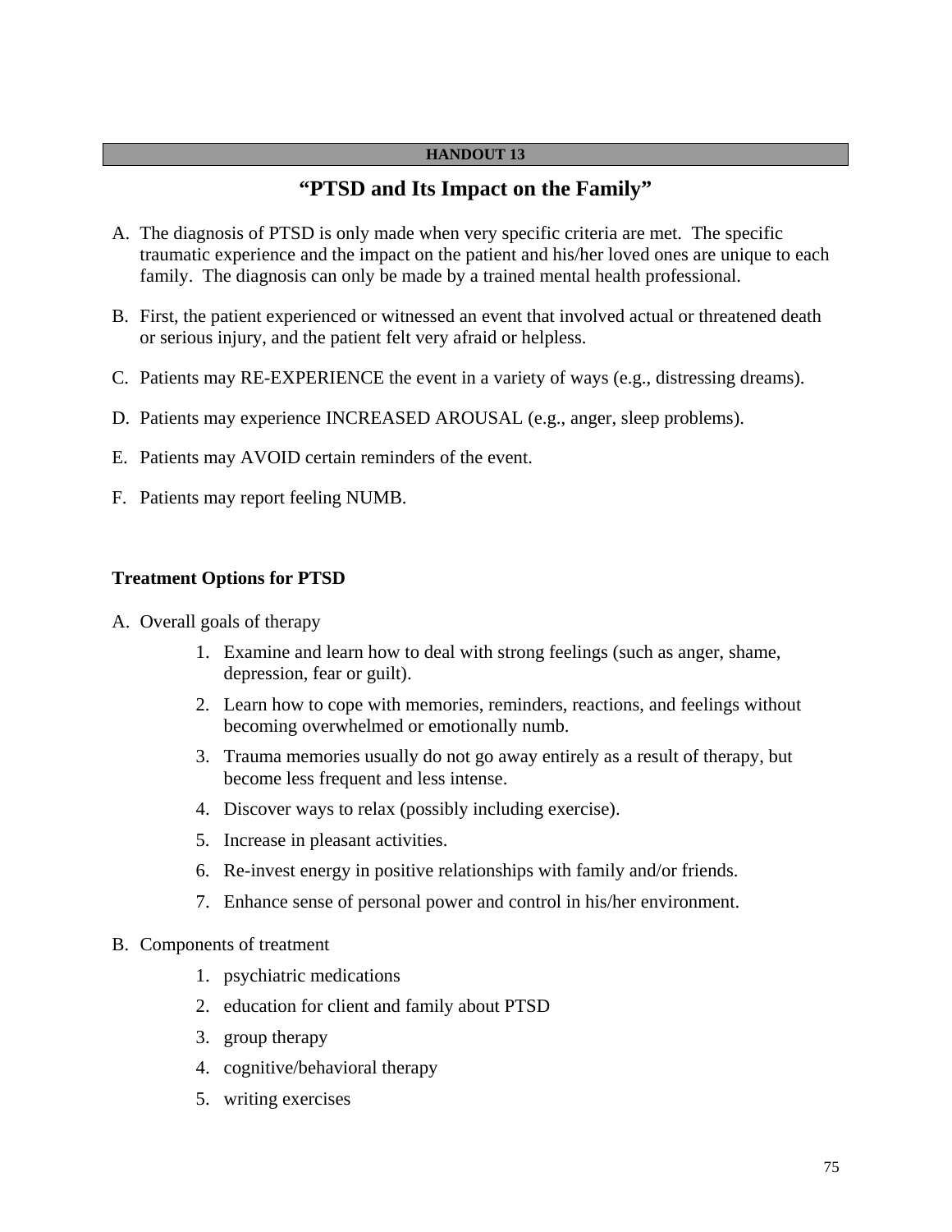**HANDOUT 13**

# "PTSD and Its Impact on the Family"

A. The diagnosis of PTSD is only made when very specific criteria are met. The specific traumatic experience and the impact on the patient and his/her loved ones are unique to each family. The diagnosis can only be made by a trained mental health professional.

B. First, the patient experienced or witnessed an event that involved actual or threatened death or serious injury, and the patient felt very afraid or helpless.

C. Patients may RE-EXPERIENCE the event in a variety of ways (e.g., distressing dreams).

D. Patients may experience INCREASED AROUSAL (e.g., anger, sleep problems).

E. Patients may AVOID certain reminders of the event.

F. Patients may report feeling NUMB.

## Treatment Options for PTSD

A. Overall goals of therapy

1. Examine and learn how to deal with strong feelings (such as anger, shame, depression, fear or guilt).
2. Learn how to cope with memories, reminders, reactions, and feelings without becoming overwhelmed or emotionally numb.
3. Trauma memories usually do not go away entirely as a result of therapy, but become less frequent and less intense.
4. Discover ways to relax (possibly including exercise).
5. Increase in pleasant activities.
6. Re-invest energy in positive relationships with family and/or friends.
7. Enhance sense of personal power and control in his/her environment.

B. Components of treatment

1. psychiatric medications
2. education for client and family about PTSD
3. group therapy
4. cognitive/behavioral therapy
5. writing exercises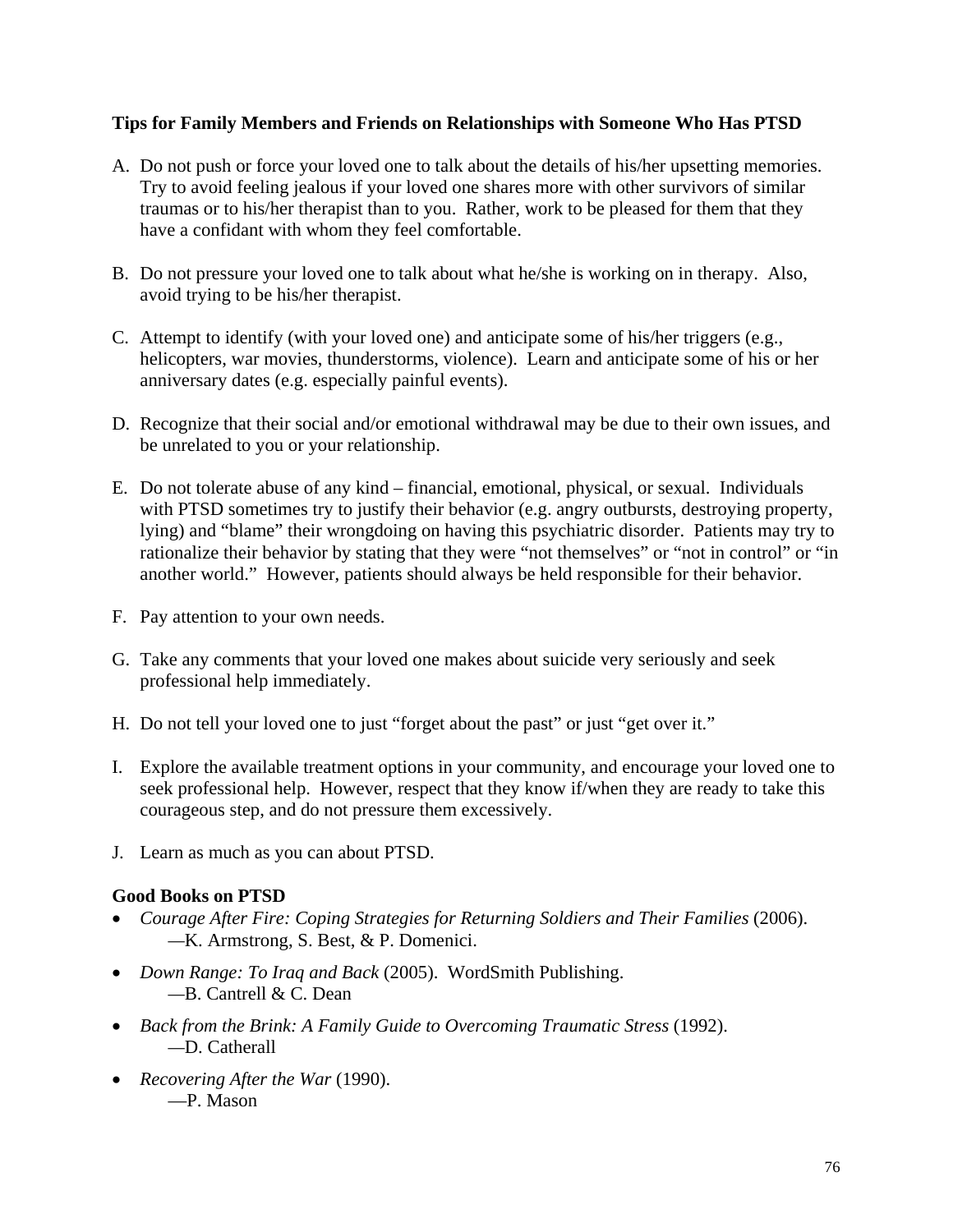**Tips for Family Members and Friends on Relationships with Someone Who Has PTSD**

A. Do not push or force your loved one to talk about the details of his/her upsetting memories. Try to avoid feeling jealous if your loved one shares more with other survivors of similar traumas or to his/her therapist than to you. Rather, work to be pleased for them that they have a confidant with whom they feel comfortable.

B. Do not pressure your loved one to talk about what he/she is working on in therapy. Also, avoid trying to be his/her therapist.

C. Attempt to identify (with your loved one) and anticipate some of his/her triggers (e.g., helicopters, war movies, thunderstorms, violence). Learn and anticipate some of his or her anniversary dates (e.g. especially painful events).

D. Recognize that their social and/or emotional withdrawal may be due to their own issues, and be unrelated to you or your relationship.

E. Do not tolerate abuse of any kind – financial, emotional, physical, or sexual. Individuals with PTSD sometimes try to justify their behavior (e.g. angry outbursts, destroying property, lying) and "blame" their wrongdoing on having this psychiatric disorder. Patients may try to rationalize their behavior by stating that they were "not themselves" or "not in control" or "in another world." However, patients should always be held responsible for their behavior.

F. Pay attention to your own needs.

G. Take any comments that your loved one makes about suicide very seriously and seek professional help immediately.

H. Do not tell your loved one to just "forget about the past" or just "get over it."

I. Explore the available treatment options in your community, and encourage your loved one to seek professional help. However, respect that they know if/when they are ready to take this courageous step, and do not pressure them excessively.

J. Learn as much as you can about PTSD.

**Good Books on PTSD**

- *Courage After Fire: Coping Strategies for Returning Soldiers and Their Families* (2006).
  —K. Armstrong, S. Best, & P. Domenici.
- *Down Range: To Iraq and Back* (2005). WordSmith Publishing.
  —B. Cantrell & C. Dean
- *Back from the Brink: A Family Guide to Overcoming Traumatic Stress* (1992).
  —D. Catherall
- *Recovering After the War* (1990).
  —P. Mason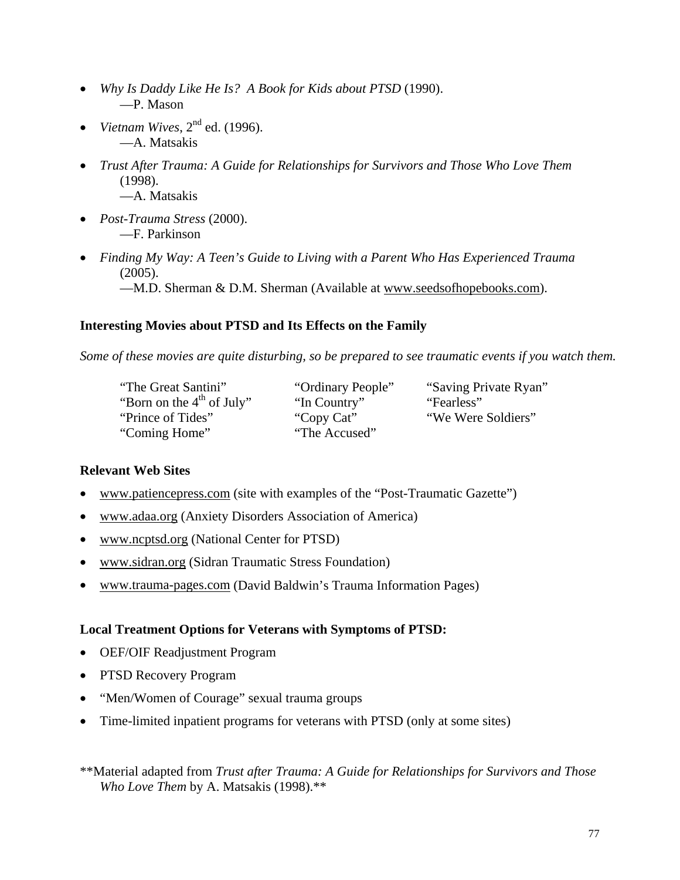- *Why Is Daddy Like He Is? A Book for Kids about PTSD* (1990).
  —P. Mason
- *Vietnam Wives*, 2nd ed. (1996).
  —A. Matsakis
- *Trust After Trauma: A Guide for Relationships for Survivors and Those Who Love Them* (1998).
  —A. Matsakis
- *Post-Trauma Stress* (2000).
  —F. Parkinson
- *Finding My Way: A Teen's Guide to Living with a Parent Who Has Experienced Trauma* (2005).
  —M.D. Sherman & D.M. Sherman (Available at www.seedsofhopebooks.com).

**Interesting Movies about PTSD and Its Effects on the Family**

*Some of these movies are quite disturbing, so be prepared to see traumatic events if you watch them.*

| | | |
|---|---|---|
| "The Great Santini" | "Ordinary People" | "Saving Private Ryan" |
| "Born on the 4th of July" | "In Country" | "Fearless" |
| "Prince of Tides" | "Copy Cat" | "We Were Soldiers" |
| "Coming Home" | "The Accused" | |

**Relevant Web Sites**

- www.patiencepress.com (site with examples of the "Post-Traumatic Gazette")
- www.adaa.org (Anxiety Disorders Association of America)
- www.ncptsd.org (National Center for PTSD)
- www.sidran.org (Sidran Traumatic Stress Foundation)
- www.trauma-pages.com (David Baldwin's Trauma Information Pages)

**Local Treatment Options for Veterans with Symptoms of PTSD:**

- OEF/OIF Readjustment Program
- PTSD Recovery Program
- "Men/Women of Courage" sexual trauma groups
- Time-limited inpatient programs for veterans with PTSD (only at some sites)

\*\*Material adapted from *Trust after Trauma: A Guide for Relationships for Survivors and Those Who Love Them* by A. Matsakis (1998).\*\*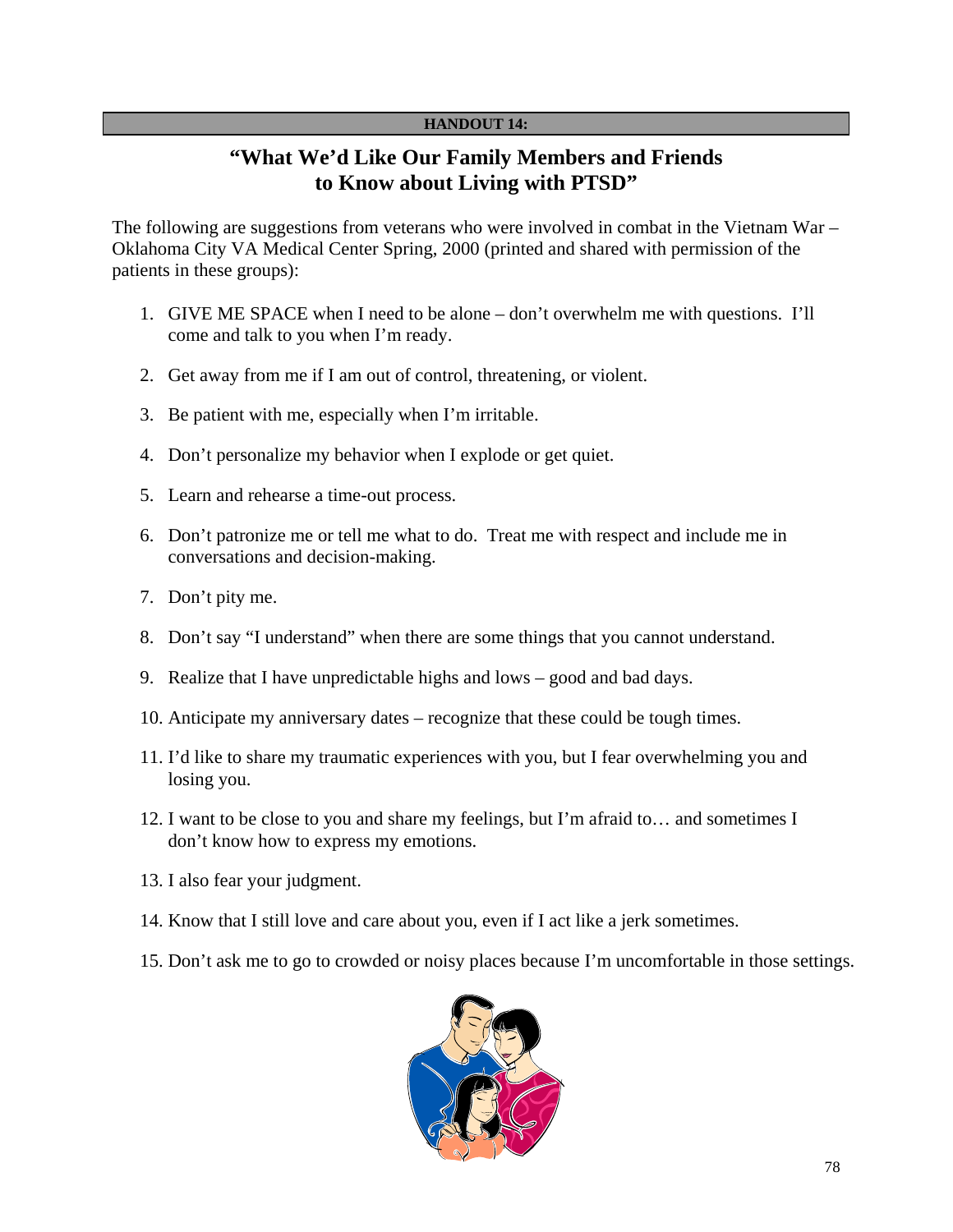**HANDOUT 14:**

# "What We'd Like Our Family Members and Friends to Know about Living with PTSD"

The following are suggestions from veterans who were involved in combat in the Vietnam War – Oklahoma City VA Medical Center Spring, 2000 (printed and shared with permission of the patients in these groups):

1. GIVE ME SPACE when I need to be alone – don't overwhelm me with questions. I'll come and talk to you when I'm ready.
2. Get away from me if I am out of control, threatening, or violent.
3. Be patient with me, especially when I'm irritable.
4. Don't personalize my behavior when I explode or get quiet.
5. Learn and rehearse a time-out process.
6. Don't patronize me or tell me what to do. Treat me with respect and include me in conversations and decision-making.
7. Don't pity me.
8. Don't say "I understand" when there are some things that you cannot understand.
9. Realize that I have unpredictable highs and lows – good and bad days.
10. Anticipate my anniversary dates – recognize that these could be tough times.
11. I'd like to share my traumatic experiences with you, but I fear overwhelming you and losing you.
12. I want to be close to you and share my feelings, but I'm afraid to… and sometimes I don't know how to express my emotions.
13. I also fear your judgment.
14. Know that I still love and care about you, even if I act like a jerk sometimes.
15. Don't ask me to go to crowded or noisy places because I'm uncomfortable in those settings.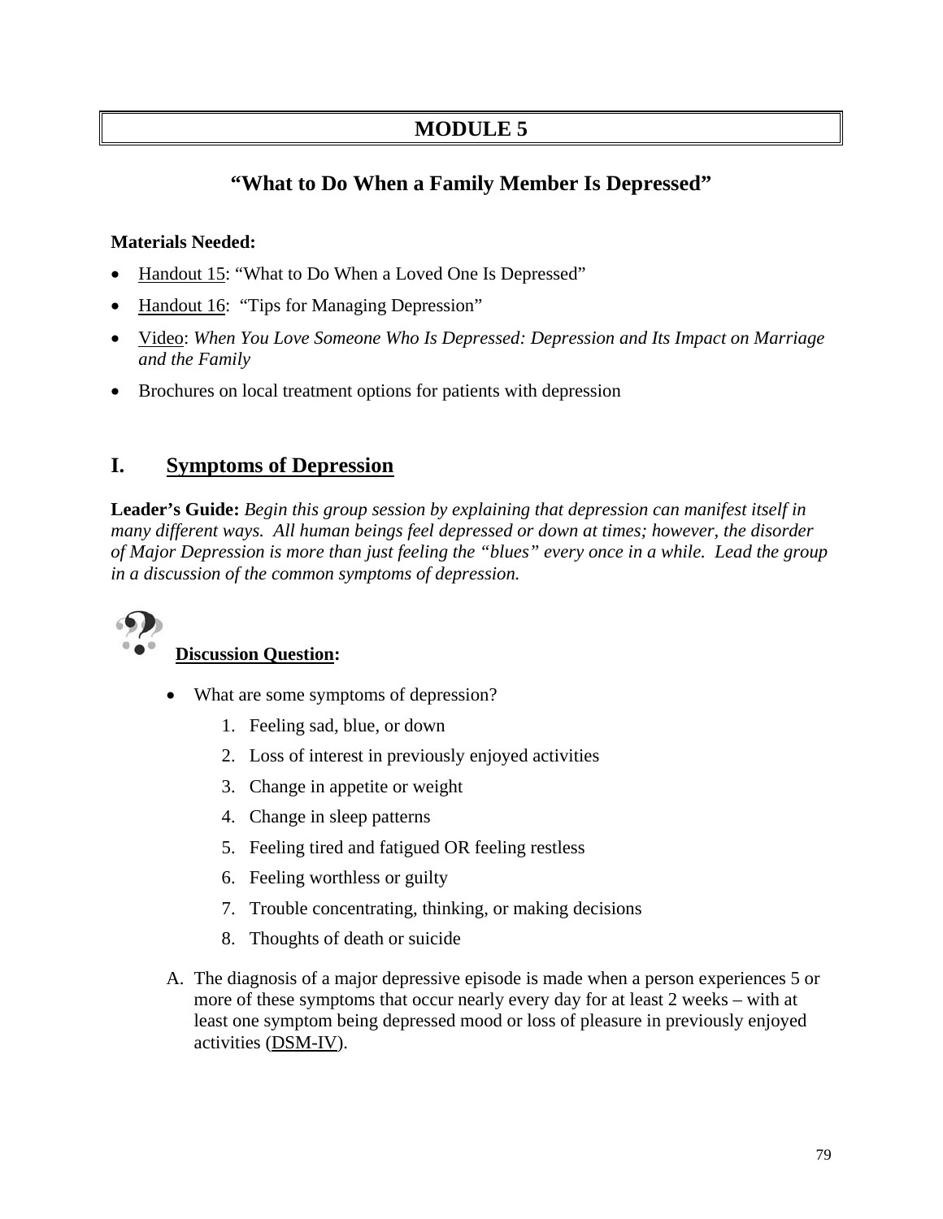# MODULE 5

## "What to Do When a Family Member Is Depressed"

**Materials Needed:**

- Handout 15: "What to Do When a Loved One Is Depressed"
- Handout 16: "Tips for Managing Depression"
- Video: *When You Love Someone Who Is Depressed: Depression and Its Impact on Marriage and the Family*
- Brochures on local treatment options for patients with depression

## I. Symptoms of Depression

**Leader's Guide:** *Begin this group session by explaining that depression can manifest itself in many different ways. All human beings feel depressed or down at times; however, the disorder of Major Depression is more than just feeling the "blues" every once in a while. Lead the group in a discussion of the common symptoms of depression.*

**Discussion Question:**

- What are some symptoms of depression?
    1. Feeling sad, blue, or down
    2. Loss of interest in previously enjoyed activities
    3. Change in appetite or weight
    4. Change in sleep patterns
    5. Feeling tired and fatigued OR feeling restless
    6. Feeling worthless or guilty
    7. Trouble concentrating, thinking, or making decisions
    8. Thoughts of death or suicide

A. The diagnosis of a major depressive episode is made when a person experiences 5 or more of these symptoms that occur nearly every day for at least 2 weeks – with at least one symptom being depressed mood or loss of pleasure in previously enjoyed activities (DSM-IV).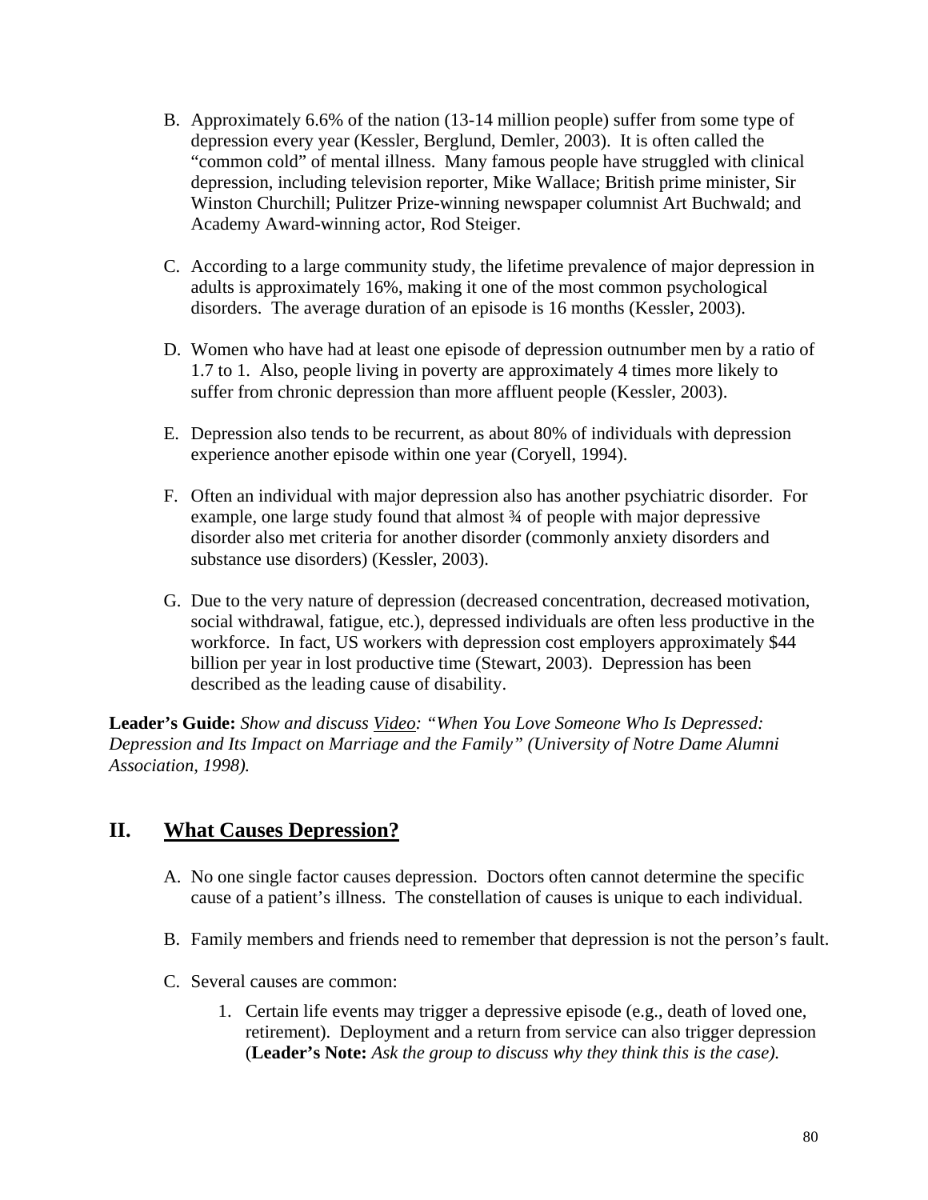B. Approximately 6.6% of the nation (13-14 million people) suffer from some type of depression every year (Kessler, Berglund, Demler, 2003). It is often called the "common cold" of mental illness. Many famous people have struggled with clinical depression, including television reporter, Mike Wallace; British prime minister, Sir Winston Churchill; Pulitzer Prize-winning newspaper columnist Art Buchwald; and Academy Award-winning actor, Rod Steiger.

C. According to a large community study, the lifetime prevalence of major depression in adults is approximately 16%, making it one of the most common psychological disorders. The average duration of an episode is 16 months (Kessler, 2003).

D. Women who have had at least one episode of depression outnumber men by a ratio of 1.7 to 1. Also, people living in poverty are approximately 4 times more likely to suffer from chronic depression than more affluent people (Kessler, 2003).

E. Depression also tends to be recurrent, as about 80% of individuals with depression experience another episode within one year (Coryell, 1994).

F. Often an individual with major depression also has another psychiatric disorder. For example, one large study found that almost ¾ of people with major depressive disorder also met criteria for another disorder (commonly anxiety disorders and substance use disorders) (Kessler, 2003).

G. Due to the very nature of depression (decreased concentration, decreased motivation, social withdrawal, fatigue, etc.), depressed individuals are often less productive in the workforce. In fact, US workers with depression cost employers approximately $44 billion per year in lost productive time (Stewart, 2003). Depression has been described as the leading cause of disability.

**Leader's Guide:** *Show and discuss* Video*: "When You Love Someone Who Is Depressed: Depression and Its Impact on Marriage and the Family" (University of Notre Dame Alumni Association, 1998).*

## II. What Causes Depression?

A. No one single factor causes depression. Doctors often cannot determine the specific cause of a patient's illness. The constellation of causes is unique to each individual.

B. Family members and friends need to remember that depression is not the person's fault.

C. Several causes are common:

1. Certain life events may trigger a depressive episode (e.g., death of loved one, retirement). Deployment and a return from service can also trigger depression (**Leader's Note:** *Ask the group to discuss why they think this is the case).*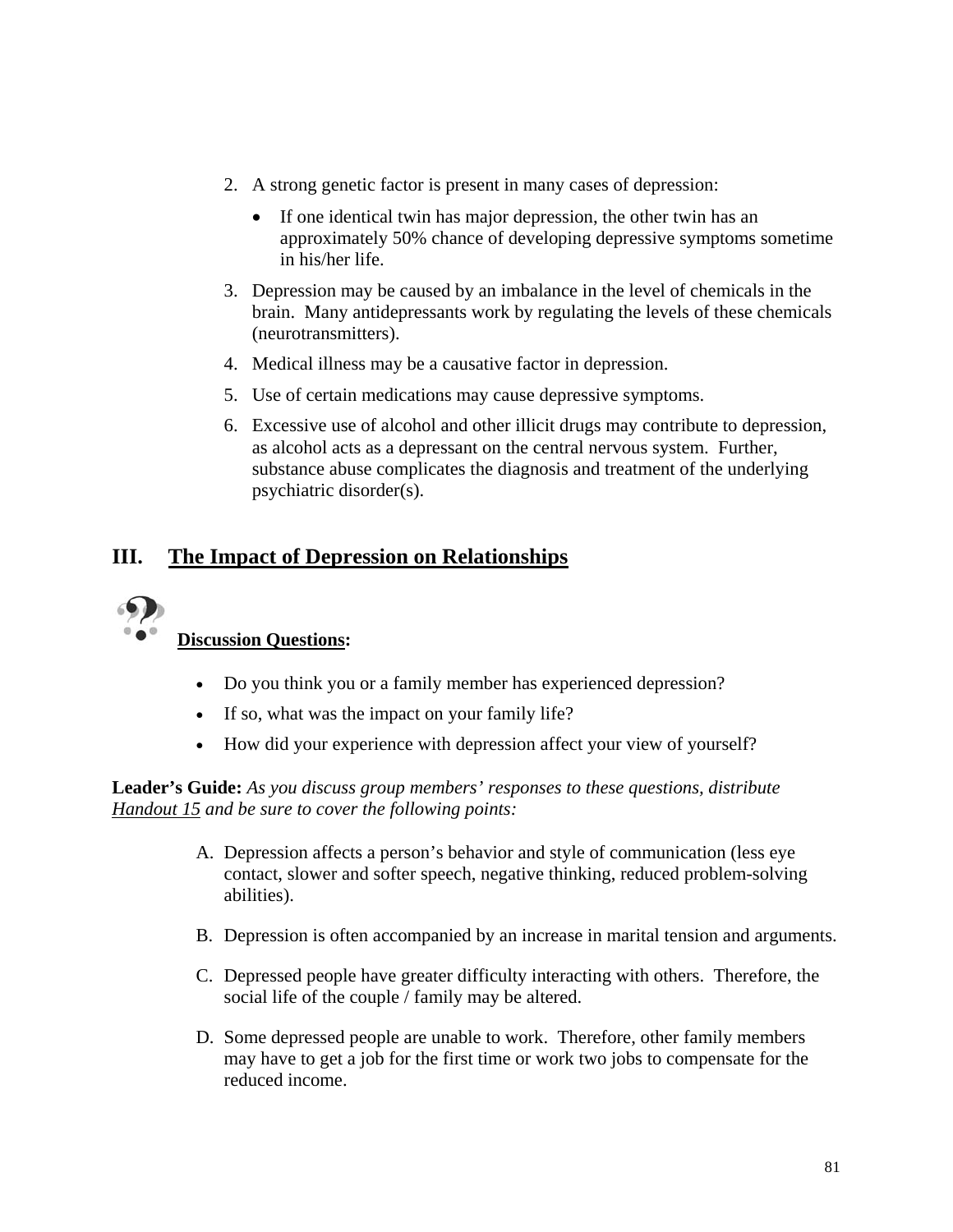2. A strong genetic factor is present in many cases of depression:
    - If one identical twin has major depression, the other twin has an approximately 50% chance of developing depressive symptoms sometime in his/her life.
3. Depression may be caused by an imbalance in the level of chemicals in the brain. Many antidepressants work by regulating the levels of these chemicals (neurotransmitters).
4. Medical illness may be a causative factor in depression.
5. Use of certain medications may cause depressive symptoms.
6. Excessive use of alcohol and other illicit drugs may contribute to depression, as alcohol acts as a depressant on the central nervous system. Further, substance abuse complicates the diagnosis and treatment of the underlying psychiatric disorder(s).

## III. The Impact of Depression on Relationships

**Discussion Questions:**

- Do you think you or a family member has experienced depression?
- If so, what was the impact on your family life?
- How did your experience with depression affect your view of yourself?

**Leader's Guide:** *As you discuss group members' responses to these questions, distribute Handout 15 and be sure to cover the following points:*

A. Depression affects a person's behavior and style of communication (less eye contact, slower and softer speech, negative thinking, reduced problem-solving abilities).

B. Depression is often accompanied by an increase in marital tension and arguments.

C. Depressed people have greater difficulty interacting with others. Therefore, the social life of the couple / family may be altered.

D. Some depressed people are unable to work. Therefore, other family members may have to get a job for the first time or work two jobs to compensate for the reduced income.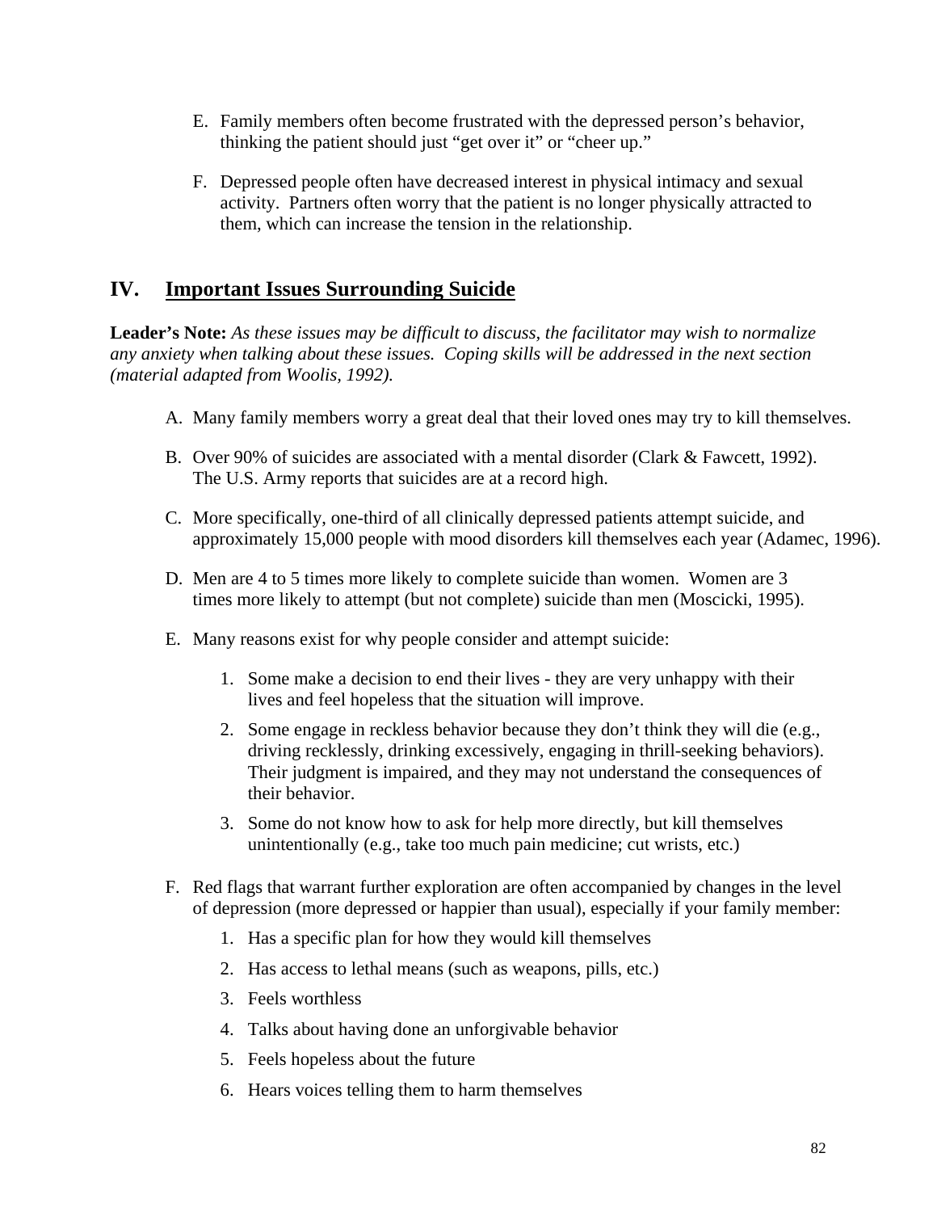E. Family members often become frustrated with the depressed person's behavior, thinking the patient should just "get over it" or "cheer up."

F. Depressed people often have decreased interest in physical intimacy and sexual activity. Partners often worry that the patient is no longer physically attracted to them, which can increase the tension in the relationship.

## IV. <u>Important Issues Surrounding Suicide</u>

**Leader's Note:** *As these issues may be difficult to discuss, the facilitator may wish to normalize any anxiety when talking about these issues. Coping skills will be addressed in the next section (material adapted from Woolis, 1992).*

A. Many family members worry a great deal that their loved ones may try to kill themselves.

B. Over 90% of suicides are associated with a mental disorder (Clark & Fawcett, 1992). The U.S. Army reports that suicides are at a record high.

C. More specifically, one-third of all clinically depressed patients attempt suicide, and approximately 15,000 people with mood disorders kill themselves each year (Adamec, 1996).

D. Men are 4 to 5 times more likely to complete suicide than women. Women are 3 times more likely to attempt (but not complete) suicide than men (Moscicki, 1995).

E. Many reasons exist for why people consider and attempt suicide:

   1. Some make a decision to end their lives - they are very unhappy with their lives and feel hopeless that the situation will improve.
   2. Some engage in reckless behavior because they don't think they will die (e.g., driving recklessly, drinking excessively, engaging in thrill-seeking behaviors). Their judgment is impaired, and they may not understand the consequences of their behavior.
   3. Some do not know how to ask for help more directly, but kill themselves unintentionally (e.g., take too much pain medicine; cut wrists, etc.)

F. Red flags that warrant further exploration are often accompanied by changes in the level of depression (more depressed or happier than usual), especially if your family member:

   1. Has a specific plan for how they would kill themselves
   2. Has access to lethal means (such as weapons, pills, etc.)
   3. Feels worthless
   4. Talks about having done an unforgivable behavior
   5. Feels hopeless about the future
   6. Hears voices telling them to harm themselves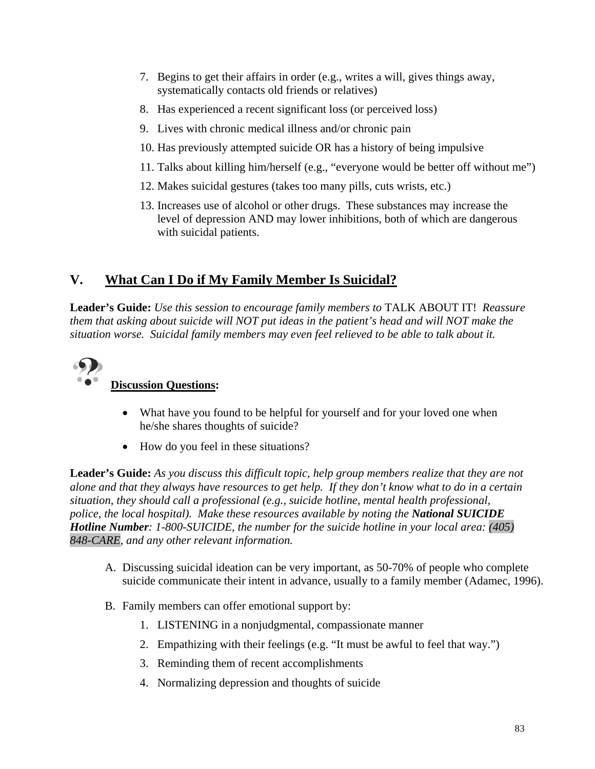7. Begins to get their affairs in order (e.g., writes a will, gives things away, systematically contacts old friends or relatives)
8. Has experienced a recent significant loss (or perceived loss)
9. Lives with chronic medical illness and/or chronic pain
10. Has previously attempted suicide OR has a history of being impulsive
11. Talks about killing him/herself (e.g., "everyone would be better off without me")
12. Makes suicidal gestures (takes too many pills, cuts wrists, etc.)
13. Increases use of alcohol or other drugs. These substances may increase the level of depression AND may lower inhibitions, both of which are dangerous with suicidal patients.

## V. What Can I Do if My Family Member Is Suicidal?

**Leader's Guide:** *Use this session to encourage family members to* TALK ABOUT IT! *Reassure them that asking about suicide will NOT put ideas in the patient's head and will NOT make the situation worse. Suicidal family members may even feel relieved to be able to talk about it.*

**Discussion Questions:**

- What have you found to be helpful for yourself and for your loved one when he/she shares thoughts of suicide?
- How do you feel in these situations?

**Leader's Guide:** *As you discuss this difficult topic, help group members realize that they are not alone and that they always have resources to get help. If they don't know what to do in a certain situation, they should call a professional (e.g., suicide hotline, mental health professional, police, the local hospital). Make these resources available by noting the* ***National SUICIDE Hotline Number****: 1-800-SUICIDE, the number for the suicide hotline in your local area: (405) 848-CARE, and any other relevant information.*

A. Discussing suicidal ideation can be very important, as 50-70% of people who complete suicide communicate their intent in advance, usually to a family member (Adamec, 1996).

B. Family members can offer emotional support by:
   1. LISTENING in a nonjudgmental, compassionate manner
   2. Empathizing with their feelings (e.g. "It must be awful to feel that way.")
   3. Reminding them of recent accomplishments
   4. Normalizing depression and thoughts of suicide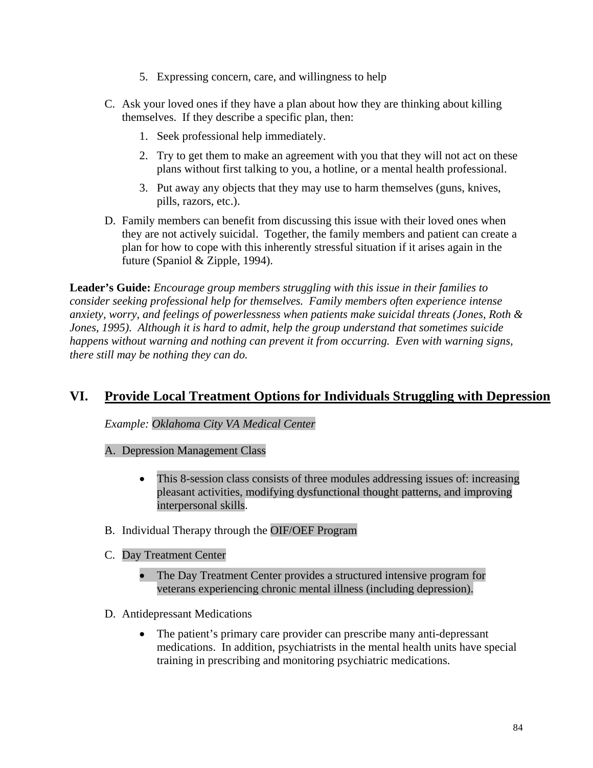5. Expressing concern, care, and willingness to help

C. Ask your loved ones if they have a plan about how they are thinking about killing themselves. If they describe a specific plan, then:

   1. Seek professional help immediately.
   2. Try to get them to make an agreement with you that they will not act on these plans without first talking to you, a hotline, or a mental health professional.
   3. Put away any objects that they may use to harm themselves (guns, knives, pills, razors, etc.).

D. Family members can benefit from discussing this issue with their loved ones when they are not actively suicidal. Together, the family members and patient can create a plan for how to cope with this inherently stressful situation if it arises again in the future (Spaniol & Zipple, 1994).

**Leader's Guide:** *Encourage group members struggling with this issue in their families to consider seeking professional help for themselves. Family members often experience intense anxiety, worry, and feelings of powerlessness when patients make suicidal threats (Jones, Roth & Jones, 1995). Although it is hard to admit, help the group understand that sometimes suicide happens without warning and nothing can prevent it from occurring. Even with warning signs, there still may be nothing they can do.*

## VI. Provide Local Treatment Options for Individuals Struggling with Depression

*Example: Oklahoma City VA Medical Center*

A. Depression Management Class

- This 8-session class consists of three modules addressing issues of: increasing pleasant activities, modifying dysfunctional thought patterns, and improving interpersonal skills.

B. Individual Therapy through the OIF/OEF Program

C. Day Treatment Center

- The Day Treatment Center provides a structured intensive program for veterans experiencing chronic mental illness (including depression).

D. Antidepressant Medications

- The patient's primary care provider can prescribe many anti-depressant medications. In addition, psychiatrists in the mental health units have special training in prescribing and monitoring psychiatric medications.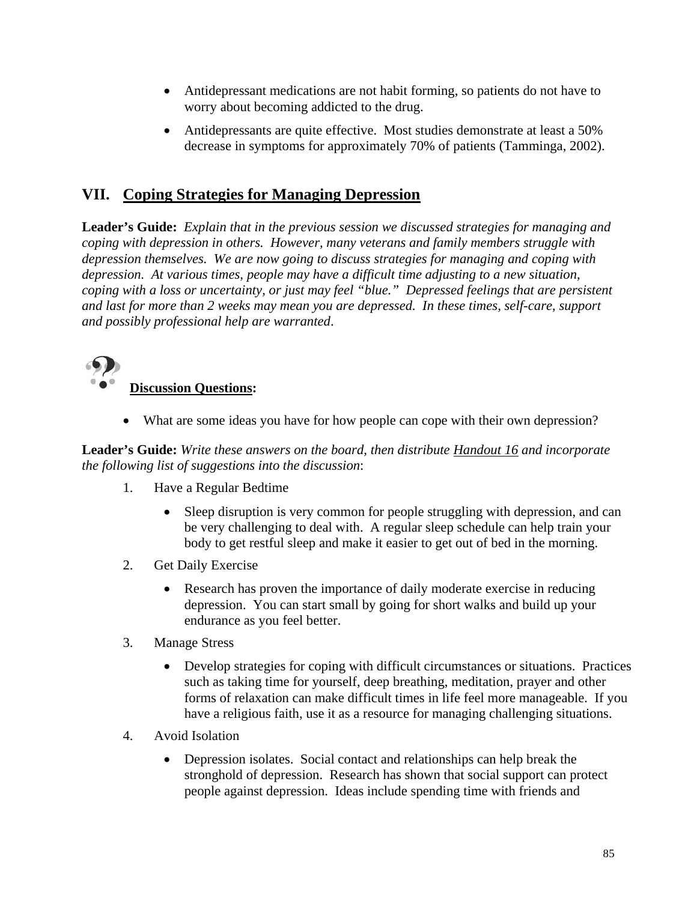- Antidepressant medications are not habit forming, so patients do not have to worry about becoming addicted to the drug.
- Antidepressants are quite effective. Most studies demonstrate at least a 50% decrease in symptoms for approximately 70% of patients (Tamminga, 2002).

## VII. Coping Strategies for Managing Depression

**Leader's Guide:** *Explain that in the previous session we discussed strategies for managing and coping with depression in others. However, many veterans and family members struggle with depression themselves. We are now going to discuss strategies for managing and coping with depression. At various times, people may have a difficult time adjusting to a new situation, coping with a loss or uncertainty, or just may feel "blue." Depressed feelings that are persistent and last for more than 2 weeks may mean you are depressed. In these times, self-care, support and possibly professional help are warranted*.

**Discussion Questions:**

- What are some ideas you have for how people can cope with their own depression?

**Leader's Guide:** *Write these answers on the board, then distribute Handout 16 and incorporate the following list of suggestions into the discussion*:

1. Have a Regular Bedtime
   - Sleep disruption is very common for people struggling with depression, and can be very challenging to deal with. A regular sleep schedule can help train your body to get restful sleep and make it easier to get out of bed in the morning.
2. Get Daily Exercise
   - Research has proven the importance of daily moderate exercise in reducing depression. You can start small by going for short walks and build up your endurance as you feel better.
3. Manage Stress
   - Develop strategies for coping with difficult circumstances or situations. Practices such as taking time for yourself, deep breathing, meditation, prayer and other forms of relaxation can make difficult times in life feel more manageable. If you have a religious faith, use it as a resource for managing challenging situations.
4. Avoid Isolation
   - Depression isolates. Social contact and relationships can help break the stronghold of depression. Research has shown that social support can protect people against depression. Ideas include spending time with friends and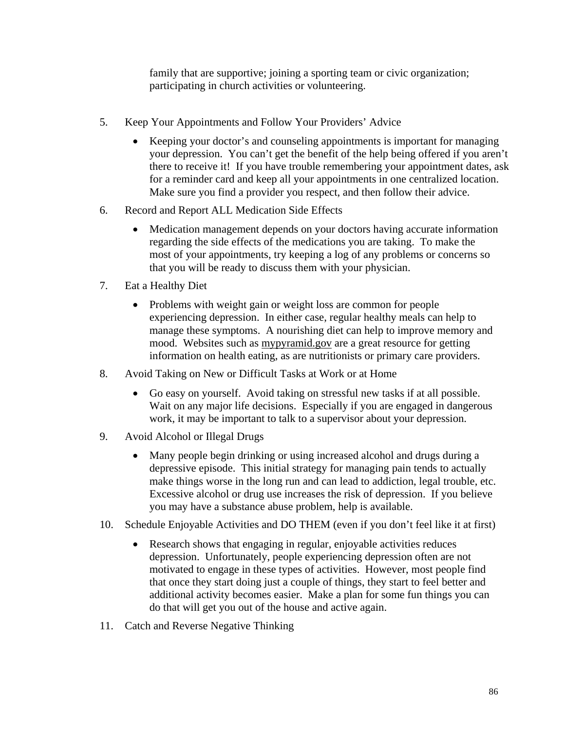family that are supportive; joining a sporting team or civic organization; participating in church activities or volunteering.

5. Keep Your Appointments and Follow Your Providers' Advice

   - Keeping your doctor's and counseling appointments is important for managing your depression. You can't get the benefit of the help being offered if you aren't there to receive it! If you have trouble remembering your appointment dates, ask for a reminder card and keep all your appointments in one centralized location. Make sure you find a provider you respect, and then follow their advice.

6. Record and Report ALL Medication Side Effects

   - Medication management depends on your doctors having accurate information regarding the side effects of the medications you are taking. To make the most of your appointments, try keeping a log of any problems or concerns so that you will be ready to discuss them with your physician.

7. Eat a Healthy Diet

   - Problems with weight gain or weight loss are common for people experiencing depression. In either case, regular healthy meals can help to manage these symptoms. A nourishing diet can help to improve memory and mood. Websites such as mypyramid.gov are a great resource for getting information on health eating, as are nutritionists or primary care providers.

8. Avoid Taking on New or Difficult Tasks at Work or at Home

   - Go easy on yourself. Avoid taking on stressful new tasks if at all possible. Wait on any major life decisions. Especially if you are engaged in dangerous work, it may be important to talk to a supervisor about your depression.

9. Avoid Alcohol or Illegal Drugs

   - Many people begin drinking or using increased alcohol and drugs during a depressive episode. This initial strategy for managing pain tends to actually make things worse in the long run and can lead to addiction, legal trouble, etc. Excessive alcohol or drug use increases the risk of depression. If you believe you may have a substance abuse problem, help is available.

10. Schedule Enjoyable Activities and DO THEM (even if you don't feel like it at first)

    - Research shows that engaging in regular, enjoyable activities reduces depression. Unfortunately, people experiencing depression often are not motivated to engage in these types of activities. However, most people find that once they start doing just a couple of things, they start to feel better and additional activity becomes easier. Make a plan for some fun things you can do that will get you out of the house and active again.

11. Catch and Reverse Negative Thinking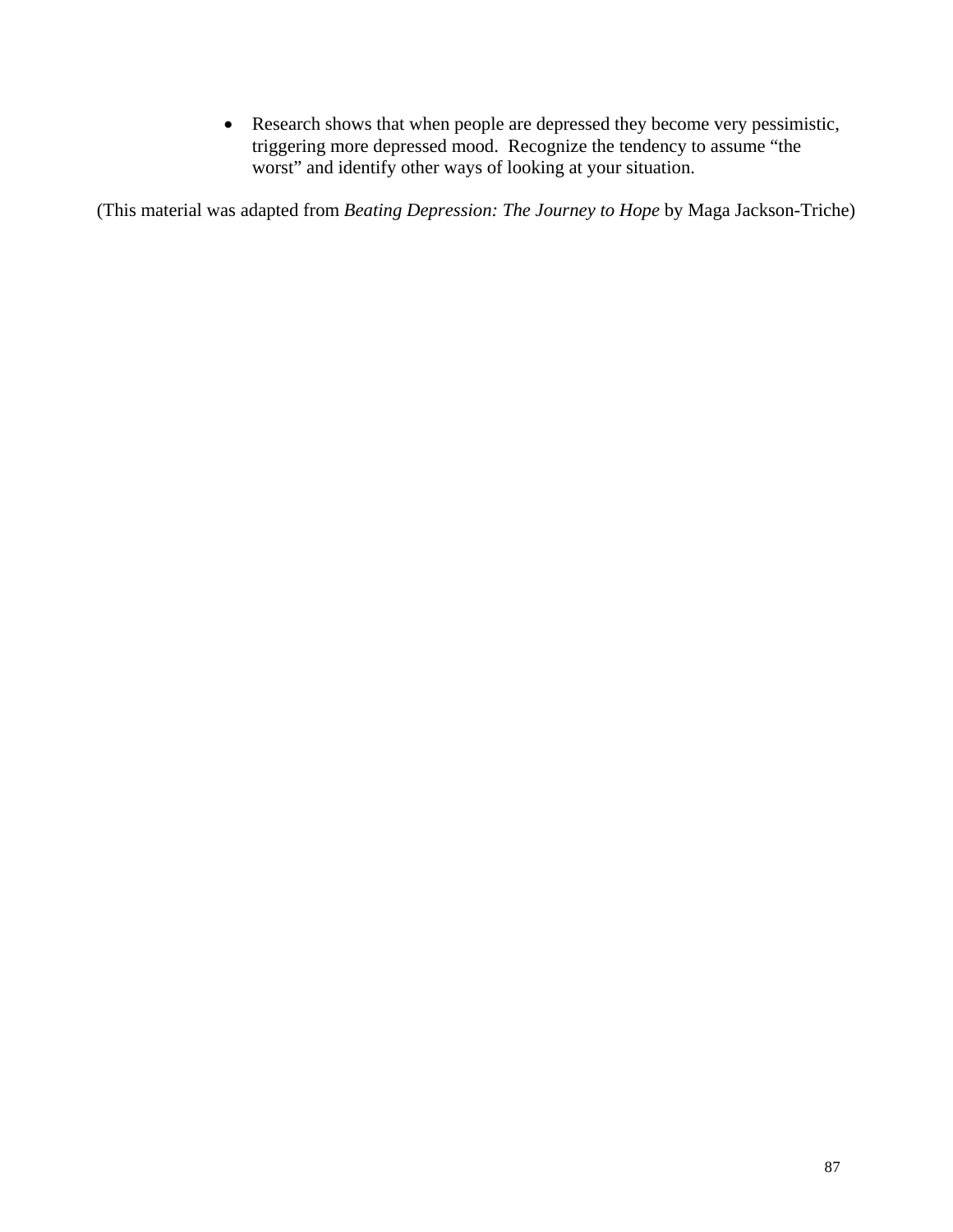- Research shows that when people are depressed they become very pessimistic, triggering more depressed mood. Recognize the tendency to assume "the worst" and identify other ways of looking at your situation.

(This material was adapted from *Beating Depression: The Journey to Hope* by Maga Jackson-Triche)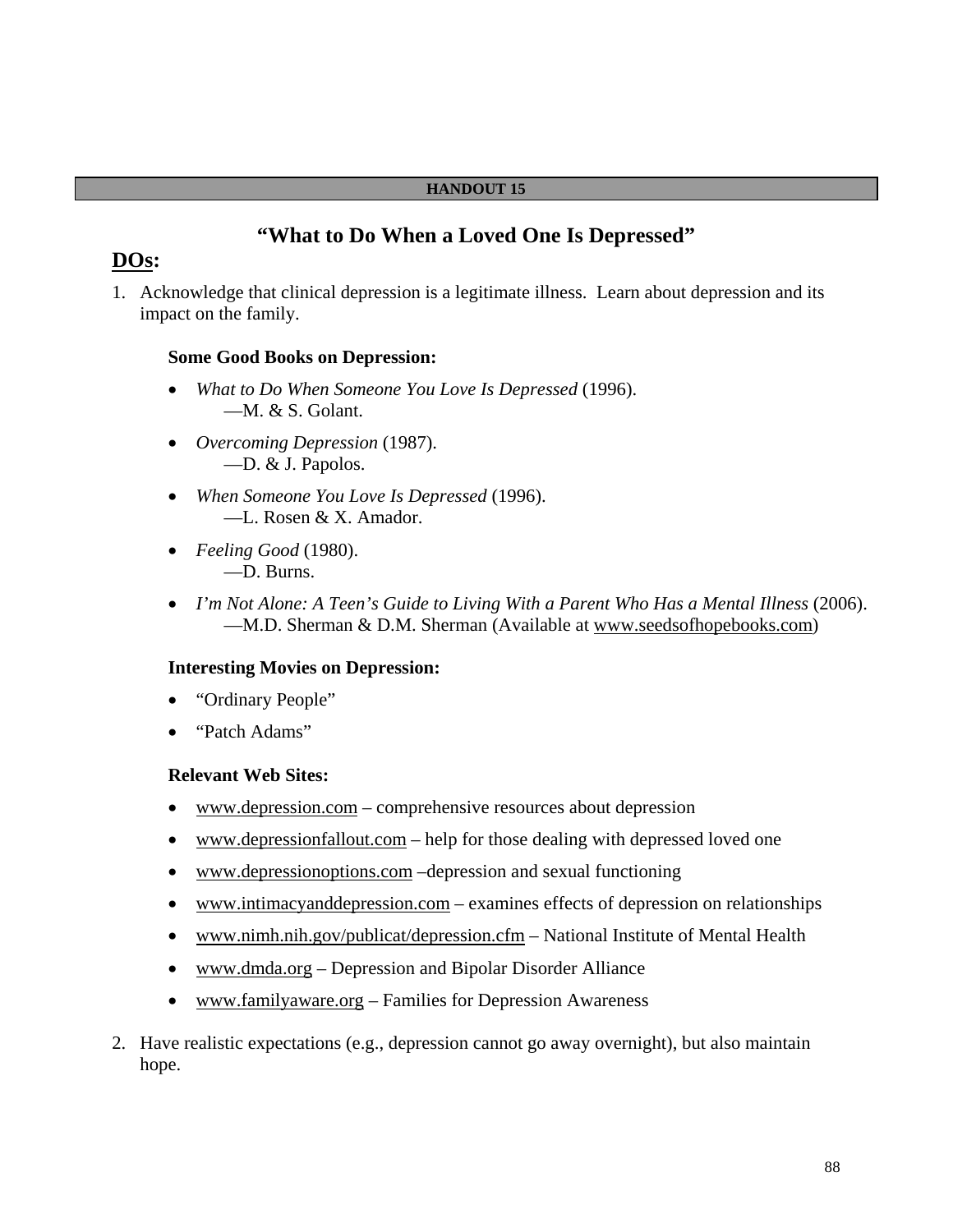**HANDOUT 15**

# "What to Do When a Loved One Is Depressed"

## DOs:

1. Acknowledge that clinical depression is a legitimate illness. Learn about depression and its impact on the family.

   **Some Good Books on Depression:**

   - *What to Do When Someone You Love Is Depressed* (1996).
     —M. & S. Golant.
   - *Overcoming Depression* (1987).
     —D. & J. Papolos.
   - *When Someone You Love Is Depressed* (1996).
     —L. Rosen & X. Amador.
   - *Feeling Good* (1980).
     —D. Burns.
   - *I'm Not Alone: A Teen's Guide to Living With a Parent Who Has a Mental Illness* (2006).
     —M.D. Sherman & D.M. Sherman (Available at www.seedsofhopebooks.com)

   **Interesting Movies on Depression:**

   - "Ordinary People"
   - "Patch Adams"

   **Relevant Web Sites:**

   - www.depression.com – comprehensive resources about depression
   - www.depressionfallout.com – help for those dealing with depressed loved one
   - www.depressionoptions.com –depression and sexual functioning
   - www.intimacyanddepression.com – examines effects of depression on relationships
   - www.nimh.nih.gov/publicat/depression.cfm – National Institute of Mental Health
   - www.dmda.org – Depression and Bipolar Disorder Alliance
   - www.familyaware.org – Families for Depression Awareness

2. Have realistic expectations (e.g., depression cannot go away overnight), but also maintain hope.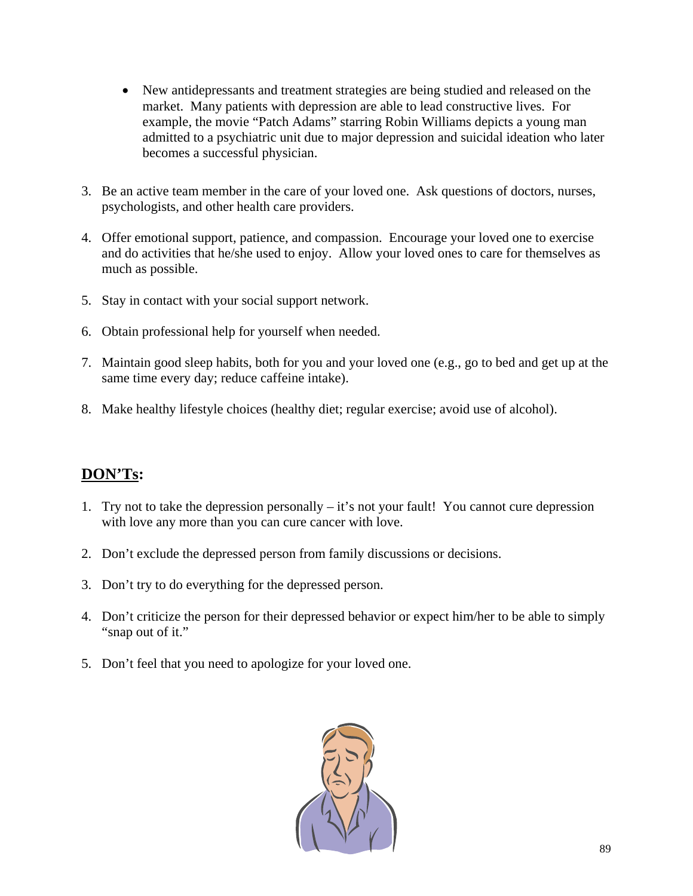- New antidepressants and treatment strategies are being studied and released on the market. Many patients with depression are able to lead constructive lives. For example, the movie "Patch Adams" starring Robin Williams depicts a young man admitted to a psychiatric unit due to major depression and suicidal ideation who later becomes a successful physician.

3. Be an active team member in the care of your loved one. Ask questions of doctors, nurses, psychologists, and other health care providers.

4. Offer emotional support, patience, and compassion. Encourage your loved one to exercise and do activities that he/she used to enjoy. Allow your loved ones to care for themselves as much as possible.

5. Stay in contact with your social support network.

6. Obtain professional help for yourself when needed.

7. Maintain good sleep habits, both for you and your loved one (e.g., go to bed and get up at the same time every day; reduce caffeine intake).

8. Make healthy lifestyle choices (healthy diet; regular exercise; avoid use of alcohol).

## <u>**DON'Ts**</u>:

1. Try not to take the depression personally – it's not your fault! You cannot cure depression with love any more than you can cure cancer with love.

2. Don't exclude the depressed person from family discussions or decisions.

3. Don't try to do everything for the depressed person.

4. Don't criticize the person for their depressed behavior or expect him/her to be able to simply "snap out of it."

5. Don't feel that you need to apologize for your loved one.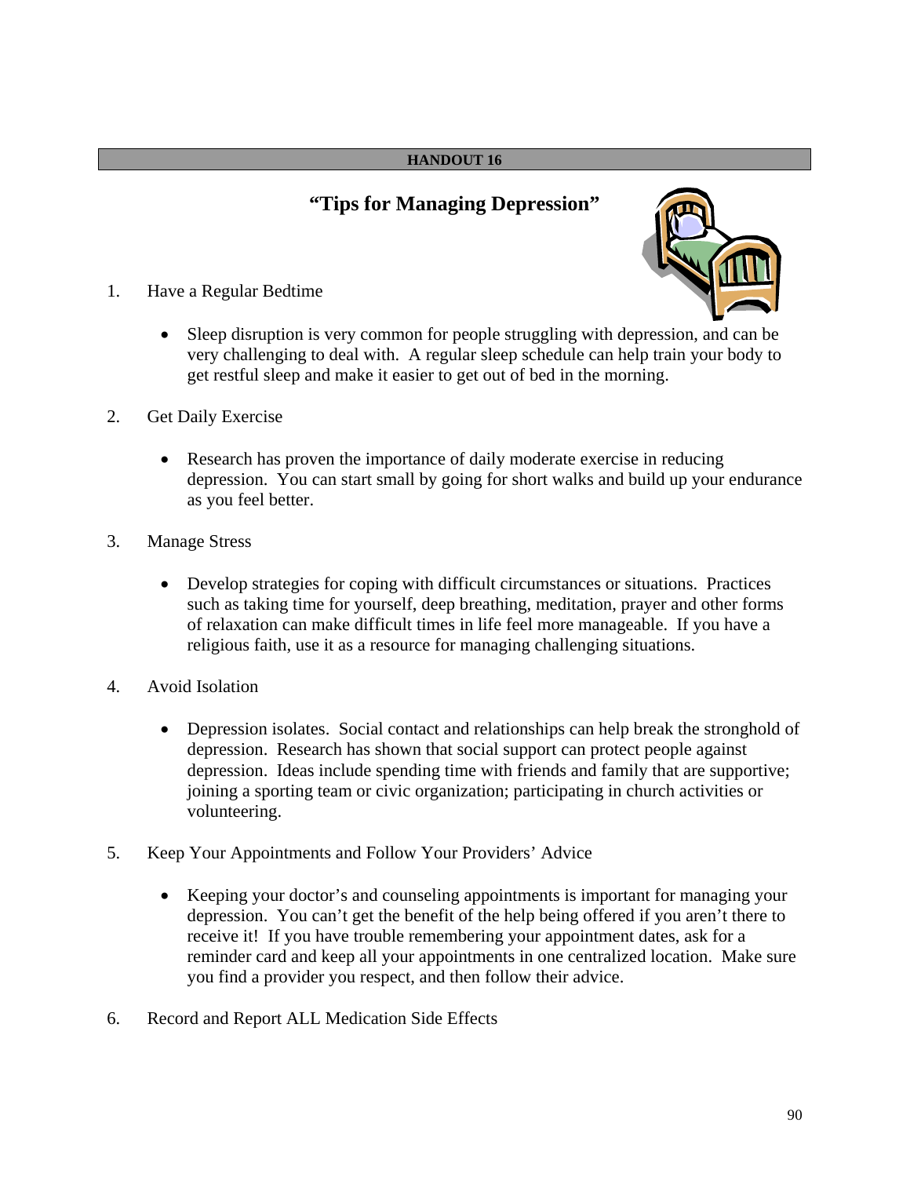**HANDOUT 16**

## "Tips for Managing Depression"

1. Have a Regular Bedtime

   - Sleep disruption is very common for people struggling with depression, and can be very challenging to deal with. A regular sleep schedule can help train your body to get restful sleep and make it easier to get out of bed in the morning.

2. Get Daily Exercise

   - Research has proven the importance of daily moderate exercise in reducing depression. You can start small by going for short walks and build up your endurance as you feel better.

3. Manage Stress

   - Develop strategies for coping with difficult circumstances or situations. Practices such as taking time for yourself, deep breathing, meditation, prayer and other forms of relaxation can make difficult times in life feel more manageable. If you have a religious faith, use it as a resource for managing challenging situations.

4. Avoid Isolation

   - Depression isolates. Social contact and relationships can help break the stronghold of depression. Research has shown that social support can protect people against depression. Ideas include spending time with friends and family that are supportive; joining a sporting team or civic organization; participating in church activities or volunteering.

5. Keep Your Appointments and Follow Your Providers' Advice

   - Keeping your doctor's and counseling appointments is important for managing your depression. You can't get the benefit of the help being offered if you aren't there to receive it! If you have trouble remembering your appointment dates, ask for a reminder card and keep all your appointments in one centralized location. Make sure you find a provider you respect, and then follow their advice.

6. Record and Report ALL Medication Side Effects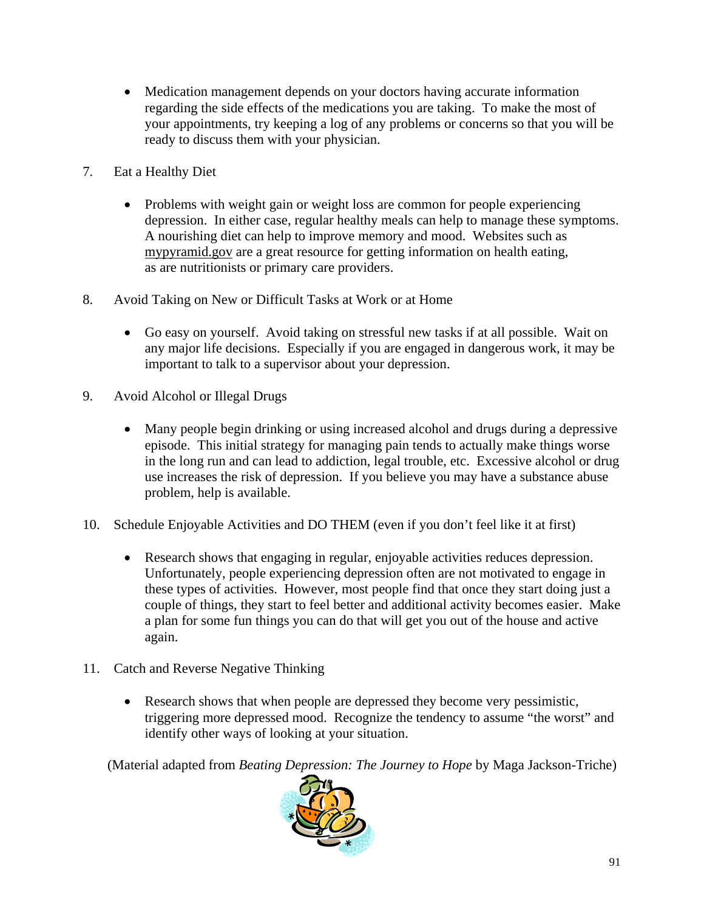- Medication management depends on your doctors having accurate information regarding the side effects of the medications you are taking. To make the most of your appointments, try keeping a log of any problems or concerns so that you will be ready to discuss them with your physician.

7. Eat a Healthy Diet

   - Problems with weight gain or weight loss are common for people experiencing depression. In either case, regular healthy meals can help to manage these symptoms. A nourishing diet can help to improve memory and mood. Websites such as mypyramid.gov are a great resource for getting information on health eating, as are nutritionists or primary care providers.

8. Avoid Taking on New or Difficult Tasks at Work or at Home

   - Go easy on yourself. Avoid taking on stressful new tasks if at all possible. Wait on any major life decisions. Especially if you are engaged in dangerous work, it may be important to talk to a supervisor about your depression.

9. Avoid Alcohol or Illegal Drugs

   - Many people begin drinking or using increased alcohol and drugs during a depressive episode. This initial strategy for managing pain tends to actually make things worse in the long run and can lead to addiction, legal trouble, etc. Excessive alcohol or drug use increases the risk of depression. If you believe you may have a substance abuse problem, help is available.

10. Schedule Enjoyable Activities and DO THEM (even if you don't feel like it at first)

    - Research shows that engaging in regular, enjoyable activities reduces depression. Unfortunately, people experiencing depression often are not motivated to engage in these types of activities. However, most people find that once they start doing just a couple of things, they start to feel better and additional activity becomes easier. Make a plan for some fun things you can do that will get you out of the house and active again.

11. Catch and Reverse Negative Thinking

    - Research shows that when people are depressed they become very pessimistic, triggering more depressed mood. Recognize the tendency to assume "the worst" and identify other ways of looking at your situation.

(Material adapted from *Beating Depression: The Journey to Hope* by Maga Jackson-Triche)